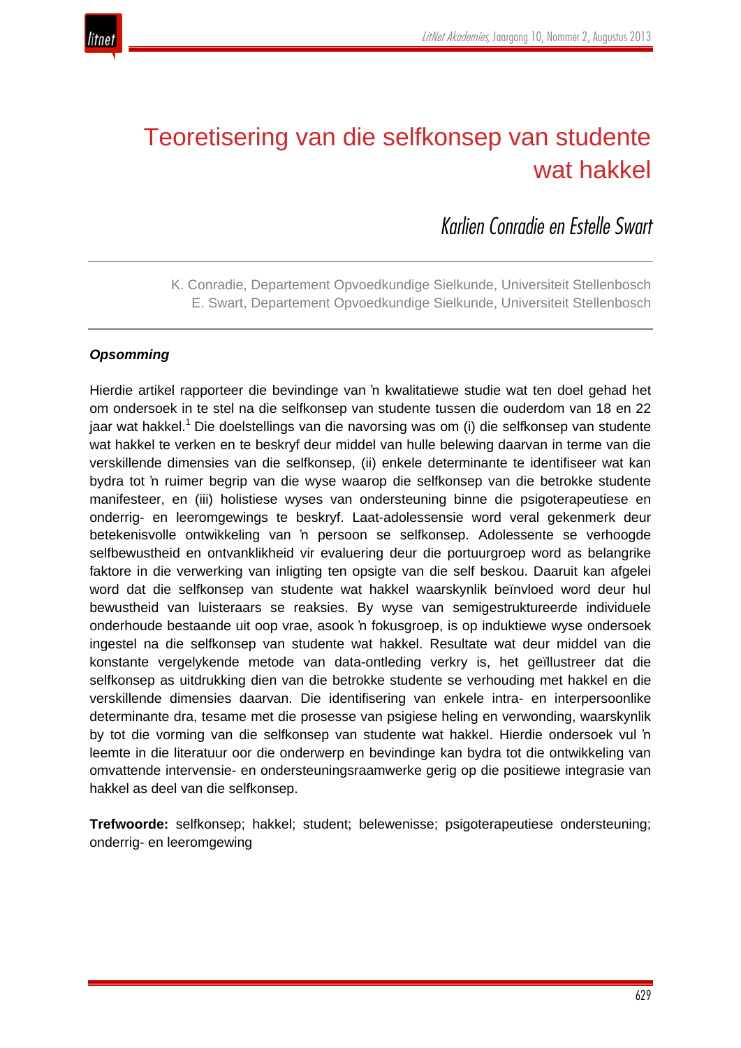# Teoretisering van die selfkonsep van studente wat hakkel

*Karlien Conradie en Estelle Swart*

K. Conradie, Departement Opvoedkundige Sielkunde, Universiteit Stellenbosch
E. Swart, Departement Opvoedkundige Sielkunde, Universiteit Stellenbosch

***Opsomming***

Hierdie artikel rapporteer die bevindinge van 'n kwalitatiewe studie wat ten doel gehad het om ondersoek in te stel na die selfkonsep van studente tussen die ouderdom van 18 en 22 jaar wat hakkel.[1] Die doelstellings van die navorsing was om (i) die selfkonsep van studente wat hakkel te verken en te beskryf deur middel van hulle belewing daarvan in terme van die verskillende dimensies van die selfkonsep, (ii) enkele determinante te identifiseer wat kan bydra tot 'n ruimer begrip van die wyse waarop die selfkonsep van die betrokke studente manifesteer, en (iii) holistiese wyses van ondersteuning binne die psigoterapeutiese en onderrig- en leeromgewings te beskryf. Laat-adolessensie word veral gekenmerk deur betekenisvolle ontwikkeling van 'n persoon se selfkonsep. Adolessente se verhoogde selfbewustheid en ontvanklikheid vir evaluering deur die portuurgroep word as belangrike faktore in die verwerking van inligting ten opsigte van die self beskou. Daaruit kan afgelei word dat die selfkonsep van studente wat hakkel waarskynlik beïnvloed word deur hul bewustheid van luisteraars se reaksies. By wyse van semigestruktureerde individuele onderhoude bestaande uit oop vrae, asook 'n fokusgroep, is op induktiewe wyse ondersoek ingestel na die selfkonsep van studente wat hakkel. Resultate wat deur middel van die konstante vergelykende metode van data-ontleding verkry is, het geïllustreer dat die selfkonsep as uitdrukking dien van die betrokke studente se verhouding met hakkel en die verskillende dimensies daarvan. Die identifisering van enkele intra- en interpersoonlike determinante dra, tesame met die prosesse van psigiese heling en verwonding, waarskynlik by tot die vorming van die selfkonsep van studente wat hakkel. Hierdie ondersoek vul 'n leemte in die literatuur oor die onderwerp en bevindinge kan bydra tot die ontwikkeling van omvattende intervensie- en ondersteuningsraamwerke gerig op die positiewe integrasie van hakkel as deel van die selfkonsep.

**Trefwoorde:** selfkonsep; hakkel; student; belewenisse; psigoterapeutiese ondersteuning; onderrig- en leeromgewing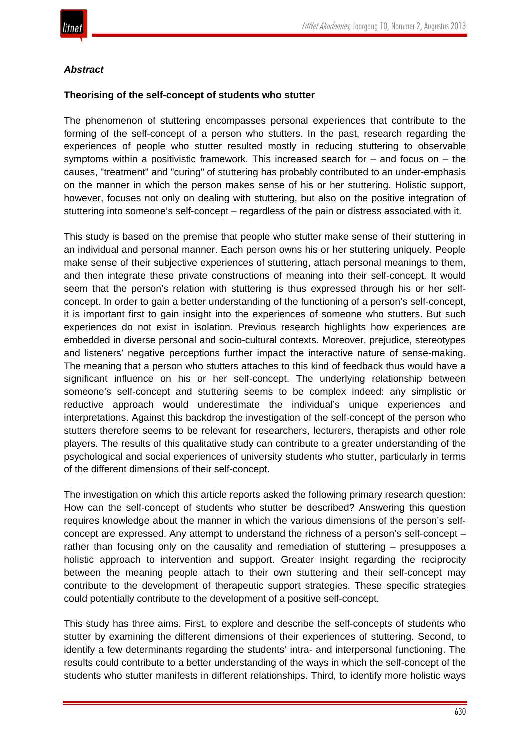***Abstract***

**Theorising of the self-concept of students who stutter**

The phenomenon of stuttering encompasses personal experiences that contribute to the forming of the self-concept of a person who stutters. In the past, research regarding the experiences of people who stutter resulted mostly in reducing stuttering to observable symptoms within a positivistic framework. This increased search for – and focus on – the causes, "treatment" and "curing" of stuttering has probably contributed to an under-emphasis on the manner in which the person makes sense of his or her stuttering. Holistic support, however, focuses not only on dealing with stuttering, but also on the positive integration of stuttering into someone's self-concept – regardless of the pain or distress associated with it.

This study is based on the premise that people who stutter make sense of their stuttering in an individual and personal manner. Each person owns his or her stuttering uniquely. People make sense of their subjective experiences of stuttering, attach personal meanings to them, and then integrate these private constructions of meaning into their self-concept. It would seem that the person's relation with stuttering is thus expressed through his or her self-concept. In order to gain a better understanding of the functioning of a person's self-concept, it is important first to gain insight into the experiences of someone who stutters. But such experiences do not exist in isolation. Previous research highlights how experiences are embedded in diverse personal and socio-cultural contexts. Moreover, prejudice, stereotypes and listeners' negative perceptions further impact the interactive nature of sense-making. The meaning that a person who stutters attaches to this kind of feedback thus would have a significant influence on his or her self-concept. The underlying relationship between someone's self-concept and stuttering seems to be complex indeed: any simplistic or reductive approach would underestimate the individual's unique experiences and interpretations. Against this backdrop the investigation of the self-concept of the person who stutters therefore seems to be relevant for researchers, lecturers, therapists and other role players. The results of this qualitative study can contribute to a greater understanding of the psychological and social experiences of university students who stutter, particularly in terms of the different dimensions of their self-concept.

The investigation on which this article reports asked the following primary research question: How can the self-concept of students who stutter be described? Answering this question requires knowledge about the manner in which the various dimensions of the person's self-concept are expressed. Any attempt to understand the richness of a person's self-concept – rather than focusing only on the causality and remediation of stuttering – presupposes a holistic approach to intervention and support. Greater insight regarding the reciprocity between the meaning people attach to their own stuttering and their self-concept may contribute to the development of therapeutic support strategies. These specific strategies could potentially contribute to the development of a positive self-concept.

This study has three aims. First, to explore and describe the self-concepts of students who stutter by examining the different dimensions of their experiences of stuttering. Second, to identify a few determinants regarding the students' intra- and interpersonal functioning. The results could contribute to a better understanding of the ways in which the self-concept of the students who stutter manifests in different relationships. Third, to identify more holistic ways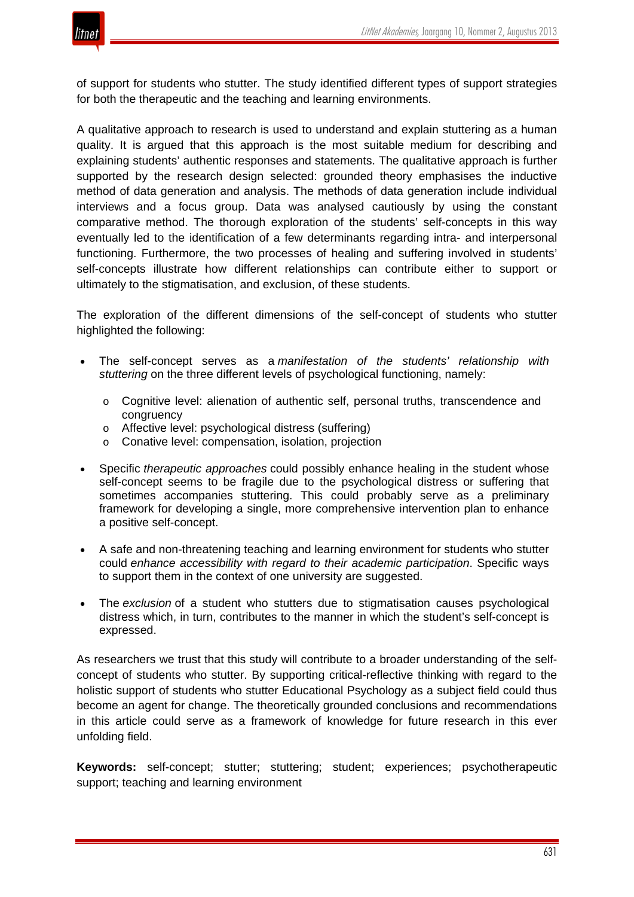of support for students who stutter. The study identified different types of support strategies for both the therapeutic and the teaching and learning environments.

A qualitative approach to research is used to understand and explain stuttering as a human quality. It is argued that this approach is the most suitable medium for describing and explaining students' authentic responses and statements. The qualitative approach is further supported by the research design selected: grounded theory emphasises the inductive method of data generation and analysis. The methods of data generation include individual interviews and a focus group. Data was analysed cautiously by using the constant comparative method. The thorough exploration of the students' self-concepts in this way eventually led to the identification of a few determinants regarding intra- and interpersonal functioning. Furthermore, the two processes of healing and suffering involved in students' self-concepts illustrate how different relationships can contribute either to support or ultimately to the stigmatisation, and exclusion, of these students.

The exploration of the different dimensions of the self-concept of students who stutter highlighted the following:

- The self-concept serves as a *manifestation of the students' relationship with stuttering* on the three different levels of psychological functioning, namely:
  - Cognitive level: alienation of authentic self, personal truths, transcendence and congruency
  - Affective level: psychological distress (suffering)
  - Conative level: compensation, isolation, projection
- Specific *therapeutic approaches* could possibly enhance healing in the student whose self-concept seems to be fragile due to the psychological distress or suffering that sometimes accompanies stuttering. This could probably serve as a preliminary framework for developing a single, more comprehensive intervention plan to enhance a positive self-concept.
- A safe and non-threatening teaching and learning environment for students who stutter could *enhance accessibility with regard to their academic participation*. Specific ways to support them in the context of one university are suggested.
- The *exclusion* of a student who stutters due to stigmatisation causes psychological distress which, in turn, contributes to the manner in which the student's self-concept is expressed.

As researchers we trust that this study will contribute to a broader understanding of the self-concept of students who stutter. By supporting critical-reflective thinking with regard to the holistic support of students who stutter Educational Psychology as a subject field could thus become an agent for change. The theoretically grounded conclusions and recommendations in this article could serve as a framework of knowledge for future research in this ever unfolding field.

**Keywords:** self-concept; stutter; stuttering; student; experiences; psychotherapeutic support; teaching and learning environment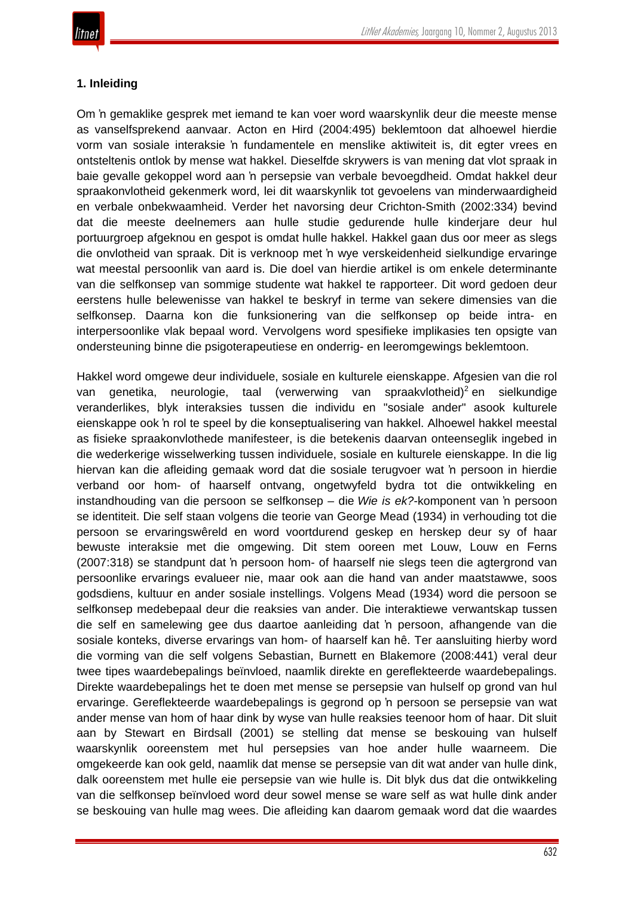**1. Inleiding**

Om 'n gemaklike gesprek met iemand te kan voer word waarskynlik deur die meeste mense as vanselfsprekend aanvaar. Acton en Hird (2004:495) beklemtoon dat alhoewel hierdie vorm van sosiale interaksie 'n fundamentele en menslike aktiwiteit is, dit egter vrees en ontsteltenis ontlok by mense wat hakkel. Dieselfde skrywers is van mening dat vlot spraak in baie gevalle gekoppel word aan 'n persepsie van verbale bevoegdheid. Omdat hakkel deur spraakonvlotheid gekenmerk word, lei dit waarskynlik tot gevoelens van minderwaardigheid en verbale onbekwaamheid. Verder het navorsing deur Crichton-Smith (2002:334) bevind dat die meeste deelnemers aan hulle studie gedurende hulle kinderjare deur hul portuurgroep afgeknou en gespot is omdat hulle hakkel. Hakkel gaan dus oor meer as slegs die onvlotheid van spraak. Dit is verknoop met 'n wye verskeidenheid sielkundige ervaringe wat meestal persoonlik van aard is. Die doel van hierdie artikel is om enkele determinante van die selfkonsep van sommige studente wat hakkel te rapporteer. Dit word gedoen deur eerstens hulle belewenisse van hakkel te beskryf in terme van sekere dimensies van die selfkonsep. Daarna kon die funksionering van die selfkonsep op beide intra- en interpersoonlike vlak bepaal word. Vervolgens word spesifieke implikasies ten opsigte van ondersteuning binne die psigoterapeutiese en onderrig- en leeromgewings beklemtoon.

Hakkel word omgewe deur individuele, sosiale en kulturele eienskappe. Afgesien van die rol van genetika, neurologie, taal (verwerwing van spraakvlotheid)[2] en sielkundige veranderlikes, blyk interaksies tussen die individu en "sosiale ander" asook kulturele eienskappe ook 'n rol te speel by die konseptualisering van hakkel. Alhoewel hakkel meestal as fisieke spraakonvlothede manifesteer, is die betekenis daarvan onteenseglik ingebed in die wederkerige wisselwerking tussen individuele, sosiale en kulturele eienskappe. In die lig hiervan kan die afleiding gemaak word dat die sosiale terugvoer wat 'n persoon in hierdie verband oor hom- of haarself ontvang, ongetwyfeld bydra tot die ontwikkeling en instandhouding van die persoon se selfkonsep – die *Wie is ek?*-komponent van 'n persoon se identiteit. Die self staan volgens die teorie van George Mead (1934) in verhouding tot die persoon se ervaringswêreld en word voortdurend geskep en herskep deur sy of haar bewuste interaksie met die omgewing. Dit stem ooreen met Louw, Louw en Ferns (2007:318) se standpunt dat 'n persoon hom- of haarself nie slegs teen die agtergrond van persoonlike ervarings evalueer nie, maar ook aan die hand van ander maatstawwe, soos godsdiens, kultuur en ander sosiale instellings. Volgens Mead (1934) word die persoon se selfkonsep medebepaal deur die reaksies van ander. Die interaktiewe verwantskap tussen die self en samelewing gee dus daartoe aanleiding dat 'n persoon, afhangende van die sosiale konteks, diverse ervarings van hom- of haarself kan hê. Ter aansluiting hierby word die vorming van die self volgens Sebastian, Burnett en Blakemore (2008:441) veral deur twee tipes waardebepalings beïnvloed, naamlik direkte en gereflekteerde waardebepalings. Direkte waardebepalings het te doen met mense se persepsie van hulself op grond van hul ervaringe. Gereflekteerde waardebepalings is gegrond op 'n persoon se persepsie van wat ander mense van hom of haar dink by wyse van hulle reaksies teenoor hom of haar. Dit sluit aan by Stewart en Birdsall (2001) se stelling dat mense se beskouing van hulself waarskynlik ooreenstem met hul persepsies van hoe ander hulle waarneem. Die omgekeerde kan ook geld, naamlik dat mense se persepsie van dit wat ander van hulle dink, dalk ooreenstem met hulle eie persepsie van wie hulle is. Dit blyk dus dat die ontwikkeling van die selfkonsep beïnvloed word deur sowel mense se ware self as wat hulle dink ander se beskouing van hulle mag wees. Die afleiding kan daarom gemaak word dat die waardes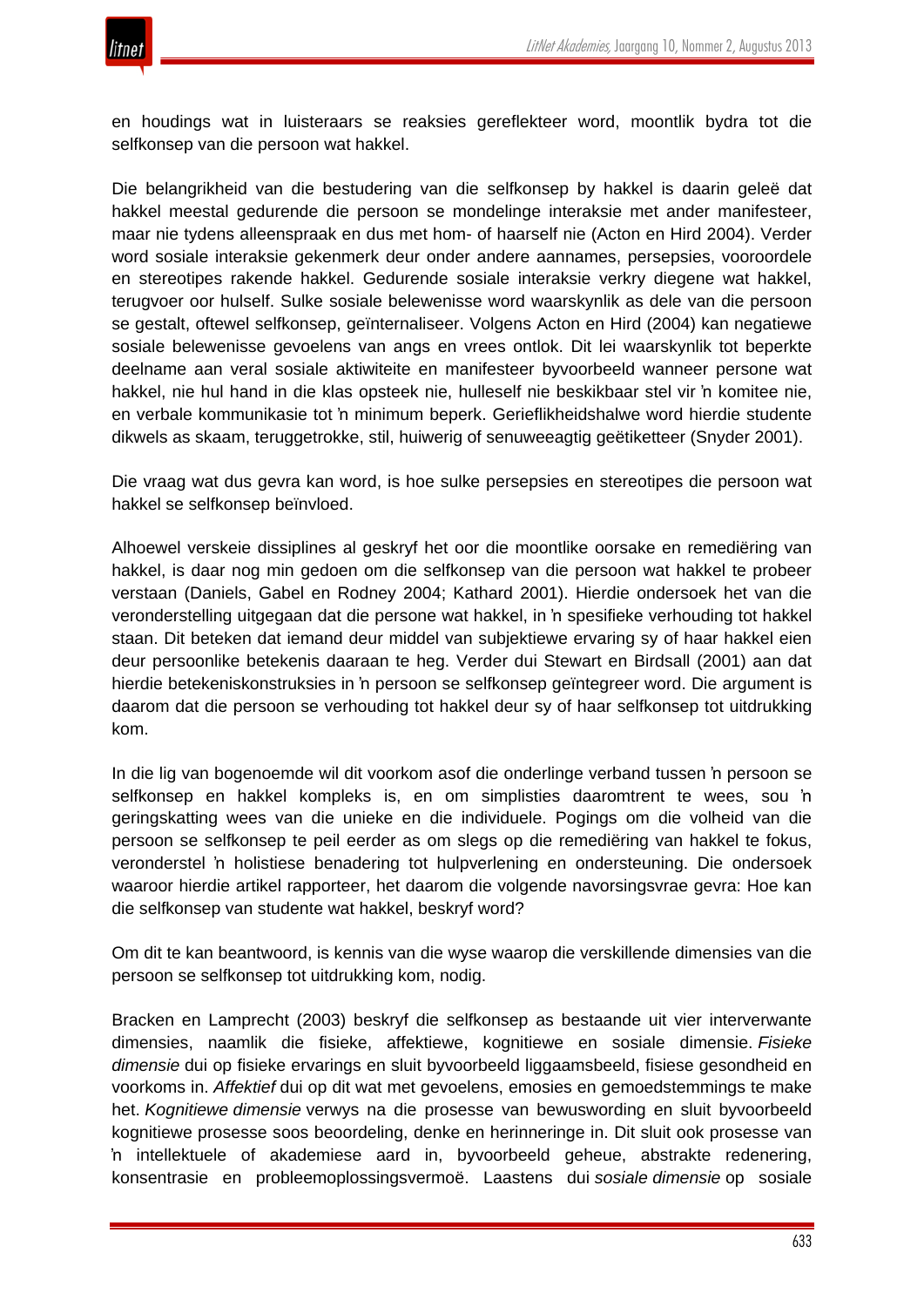en houdings wat in luisteraars se reaksies gereflekteer word, moontlik bydra tot die selfkonsep van die persoon wat hakkel.

Die belangrikheid van die bestudering van die selfkonsep by hakkel is daarin geleë dat hakkel meestal gedurende die persoon se mondelinge interaksie met ander manifesteer, maar nie tydens alleenspraak en dus met hom- of haarself nie (Acton en Hird 2004). Verder word sosiale interaksie gekenmerk deur onder andere aannames, persepsies, vooroordele en stereotipes rakende hakkel. Gedurende sosiale interaksie verkry diegene wat hakkel, terugvoer oor hulself. Sulke sosiale belewenisse word waarskynlik as dele van die persoon se gestalt, oftewel selfkonsep, geïnternaliseer. Volgens Acton en Hird (2004) kan negatiewe sosiale belewenisse gevoelens van angs en vrees ontlok. Dit lei waarskynlik tot beperkte deelname aan veral sosiale aktiwiteite en manifesteer byvoorbeeld wanneer persone wat hakkel, nie hul hand in die klas opsteek nie, hulleself nie beskikbaar stel vir ŉ komitee nie, en verbale kommunikasie tot ŉ minimum beperk. Gerieflikheidshalwe word hierdie studente dikwels as skaam, teruggetrokke, stil, huiwerig of senuweeagtig geëtiketteer (Snyder 2001).

Die vraag wat dus gevra kan word, is hoe sulke persepsies en stereotipes die persoon wat hakkel se selfkonsep beïnvloed.

Alhoewel verskeie dissiplines al geskryf het oor die moontlike oorsake en remediëring van hakkel, is daar nog min gedoen om die selfkonsep van die persoon wat hakkel te probeer verstaan (Daniels, Gabel en Rodney 2004; Kathard 2001). Hierdie ondersoek het van die veronderstelling uitgegaan dat die persone wat hakkel, in ŉ spesifieke verhouding tot hakkel staan. Dit beteken dat iemand deur middel van subjektiewe ervaring sy of haar hakkel eien deur persoonlike betekenis daaraan te heg. Verder dui Stewart en Birdsall (2001) aan dat hierdie betekeniskonstruksies in ŉ persoon se selfkonsep geïntegreer word. Die argument is daarom dat die persoon se verhouding tot hakkel deur sy of haar selfkonsep tot uitdrukking kom.

In die lig van bogenoemde wil dit voorkom asof die onderlinge verband tussen ŉ persoon se selfkonsep en hakkel kompleks is, en om simplisties daaromtrent te wees, sou ŉ geringskatting wees van die unieke en die individuele. Pogings om die volheid van die persoon se selfkonsep te peil eerder as om slegs op die remediëring van hakkel te fokus, veronderstel ŉ holistiese benadering tot hulpverlening en ondersteuning. Die ondersoek waaroor hierdie artikel rapporteer, het daarom die volgende navorsingsvrae gevra: Hoe kan die selfkonsep van studente wat hakkel, beskryf word?

Om dit te kan beantwoord, is kennis van die wyse waarop die verskillende dimensies van die persoon se selfkonsep tot uitdrukking kom, nodig.

Bracken en Lamprecht (2003) beskryf die selfkonsep as bestaande uit vier interverwante dimensies, naamlik die fisieke, affektiewe, kognitiewe en sosiale dimensie. *Fisieke dimensie* dui op fisieke ervarings en sluit byvoorbeeld liggaamsbeeld, fisiese gesondheid en voorkoms in. *Affektief* dui op dit wat met gevoelens, emosies en gemoedstemmings te make het. *Kognitiewe dimensie* verwys na die prosesse van bewuswording en sluit byvoorbeeld kognitiewe prosesse soos beoordeling, denke en herinneringe in. Dit sluit ook prosesse van ŉ intellektuele of akademiese aard in, byvoorbeeld geheue, abstrakte redenering, konsentrasie en probleemoplossingsvermoë. Laastens dui *sosiale dimensie* op sosiale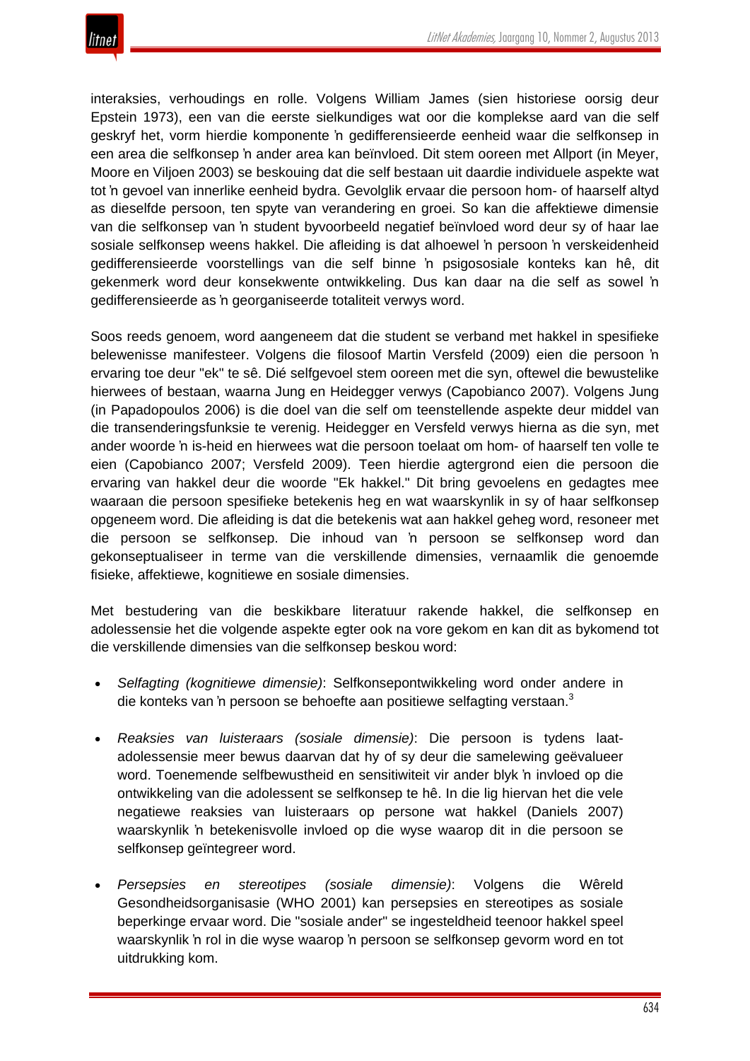interaksies, verhoudings en rolle. Volgens William James (sien historiese oorsig deur Epstein 1973), een van die eerste sielkundiges wat oor die komplekse aard van die self geskryf het, vorm hierdie komponente ŉ gedifferensieerde eenheid waar die selfkonsep in een area die selfkonsep ŉ ander area kan beïnvloed. Dit stem ooreen met Allport (in Meyer, Moore en Viljoen 2003) se beskouing dat die self bestaan uit daardie individuele aspekte wat tot ŉ gevoel van innerlike eenheid bydra. Gevolglik ervaar die persoon hom- of haarself altyd as dieselfde persoon, ten spyte van verandering en groei. So kan die affektiewe dimensie van die selfkonsep van ŉ student byvoorbeeld negatief beïnvloed word deur sy of haar lae sosiale selfkonsep weens hakkel. Die afleiding is dat alhoewel ŉ persoon ŉ verskeidenheid gedifferensieerde voorstellings van die self binne ŉ psigososiale konteks kan hê, dit gekenmerk word deur konsekwente ontwikkeling. Dus kan daar na die self as sowel ŉ gedifferensieerde as ŉ georganiseerde totaliteit verwys word.

Soos reeds genoem, word aangeneem dat die student se verband met hakkel in spesifieke belewenisse manifesteer. Volgens die filosoof Martin Versfeld (2009) eien die persoon ŉ ervaring toe deur "ek" te sê. Dié selfgevoel stem ooreen met die syn, oftewel die bewustelike hierwees of bestaan, waarna Jung en Heidegger verwys (Capobianco 2007). Volgens Jung (in Papadopoulos 2006) is die doel van die self om teenstellende aspekte deur middel van die transenderingsfunksie te verenig. Heidegger en Versfeld verwys hierna as die syn, met ander woorde ŉ is-heid en hierwees wat die persoon toelaat om hom- of haarself ten volle te eien (Capobianco 2007; Versfeld 2009). Teen hierdie agtergrond eien die persoon die ervaring van hakkel deur die woorde "Ek hakkel." Dit bring gevoelens en gedagtes mee waaraan die persoon spesifieke betekenis heg en wat waarskynlik in sy of haar selfkonsep opgeneem word. Die afleiding is dat die betekenis wat aan hakkel geheg word, resoneer met die persoon se selfkonsep. Die inhoud van ŉ persoon se selfkonsep word dan gekonseptualiseer in terme van die verskillende dimensies, vernaamlik die genoemde fisieke, affektiewe, kognitiewe en sosiale dimensies.

Met bestudering van die beskikbare literatuur rakende hakkel, die selfkonsep en adolessensie het die volgende aspekte egter ook na vore gekom en kan dit as bykomend tot die verskillende dimensies van die selfkonsep beskou word:

- *Selfagting (kognitiewe dimensie)*: Selfkonsepontwikkeling word onder andere in die konteks van ŉ persoon se behoefte aan positiewe selfagting verstaan.[3]

- *Reaksies van luisteraars (sosiale dimensie)*: Die persoon is tydens laat-adolessensie meer bewus daarvan dat hy of sy deur die samelewing geëvalueer word. Toenemende selfbewustheid en sensitiwiteit vir ander blyk ŉ invloed op die ontwikkeling van die adolessent se selfkonsep te hê. In die lig hiervan het die vele negatiewe reaksies van luisteraars op persone wat hakkel (Daniels 2007) waarskynlik ŉ betekenisvolle invloed op die wyse waarop dit in die persoon se selfkonsep geïntegreer word.

- *Persepsies en stereotipes (sosiale dimensie)*: Volgens die Wêreld Gesondheidsorganisasie (WHO 2001) kan persepsies en stereotipes as sosiale beperkinge ervaar word. Die "sosiale ander" se ingesteldheid teenoor hakkel speel waarskynlik ŉ rol in die wyse waarop ŉ persoon se selfkonsep gevorm word en tot uitdrukking kom.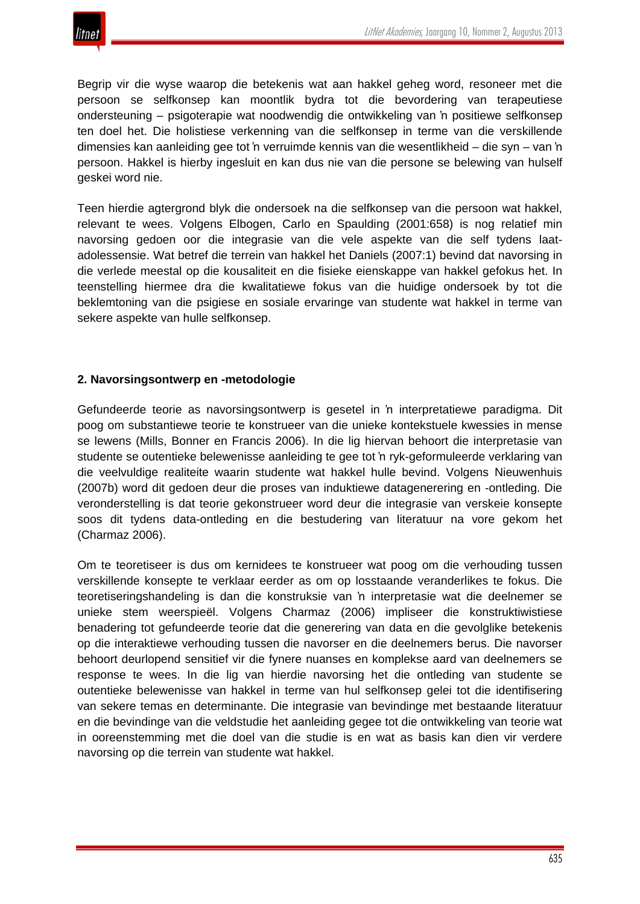Begrip vir die wyse waarop die betekenis wat aan hakkel geheg word, resoneer met die persoon se selfkonsep kan moontlik bydra tot die bevordering van terapeutiese ondersteuning – psigoterapie wat noodwendig die ontwikkeling van 'n positiewe selfkonsep ten doel het. Die holistiese verkenning van die selfkonsep in terme van die verskillende dimensies kan aanleiding gee tot 'n verruimde kennis van die wesentlikheid – die syn – van 'n persoon. Hakkel is hierby ingesluit en kan dus nie van die persone se belewing van hulself geskei word nie.

Teen hierdie agtergrond blyk die ondersoek na die selfkonsep van die persoon wat hakkel, relevant te wees. Volgens Elbogen, Carlo en Spaulding (2001:658) is nog relatief min navorsing gedoen oor die integrasie van die vele aspekte van die self tydens laat-adolessensie. Wat betref die terrein van hakkel het Daniels (2007:1) bevind dat navorsing in die verlede meestal op die kousaliteit en die fisieke eienskappe van hakkel gefokus het. In teenstelling hiermee dra die kwalitatiewe fokus van die huidige ondersoek by tot die beklemtoning van die psigiese en sosiale ervaringe van studente wat hakkel in terme van sekere aspekte van hulle selfkonsep.

## 2. Navorsingsontwerp en -metodologie

Gefundeerde teorie as navorsingsontwerp is gesetel in 'n interpretatiewe paradigma. Dit poog om substantiewe teorie te konstrueer van die unieke kontekstuele kwessies in mense se lewens (Mills, Bonner en Francis 2006). In die lig hiervan behoort die interpretasie van studente se outentieke belewenisse aanleiding te gee tot 'n ryk-geformuleerde verklaring van die veelvuldige realiteite waarin studente wat hakkel hulle bevind. Volgens Nieuwenhuis (2007b) word dit gedoen deur die proses van induktiewe datagenerering en -ontleding. Die veronderstelling is dat teorie gekonstrueer word deur die integrasie van verskeie konsepte soos dit tydens data-ontleding en die bestudering van literatuur na vore gekom het (Charmaz 2006).

Om te teoretiseer is dus om kernidees te konstrueer wat poog om die verhouding tussen verskillende konsepte te verklaar eerder as om op losstaande veranderlikes te fokus. Die teoretiseringshandeling is dan die konstruksie van 'n interpretasie wat die deelnemer se unieke stem weerspieël. Volgens Charmaz (2006) impliseer die konstruktiwistiese benadering tot gefundeerde teorie dat die generering van data en die gevolglike betekenis op die interaktiewe verhouding tussen die navorser en die deelnemers berus. Die navorser behoort deurlopend sensitief vir die fynere nuanses en komplekse aard van deelnemers se response te wees. In die lig van hierdie navorsing het die ontleding van studente se outentieke belewenisse van hakkel in terme van hul selfkonsep gelei tot die identifisering van sekere temas en determinante. Die integrasie van bevindinge met bestaande literatuur en die bevindinge van die veldstudie het aanleiding gegee tot die ontwikkeling van teorie wat in ooreenstemming met die doel van die studie is en wat as basis kan dien vir verdere navorsing op die terrein van studente wat hakkel.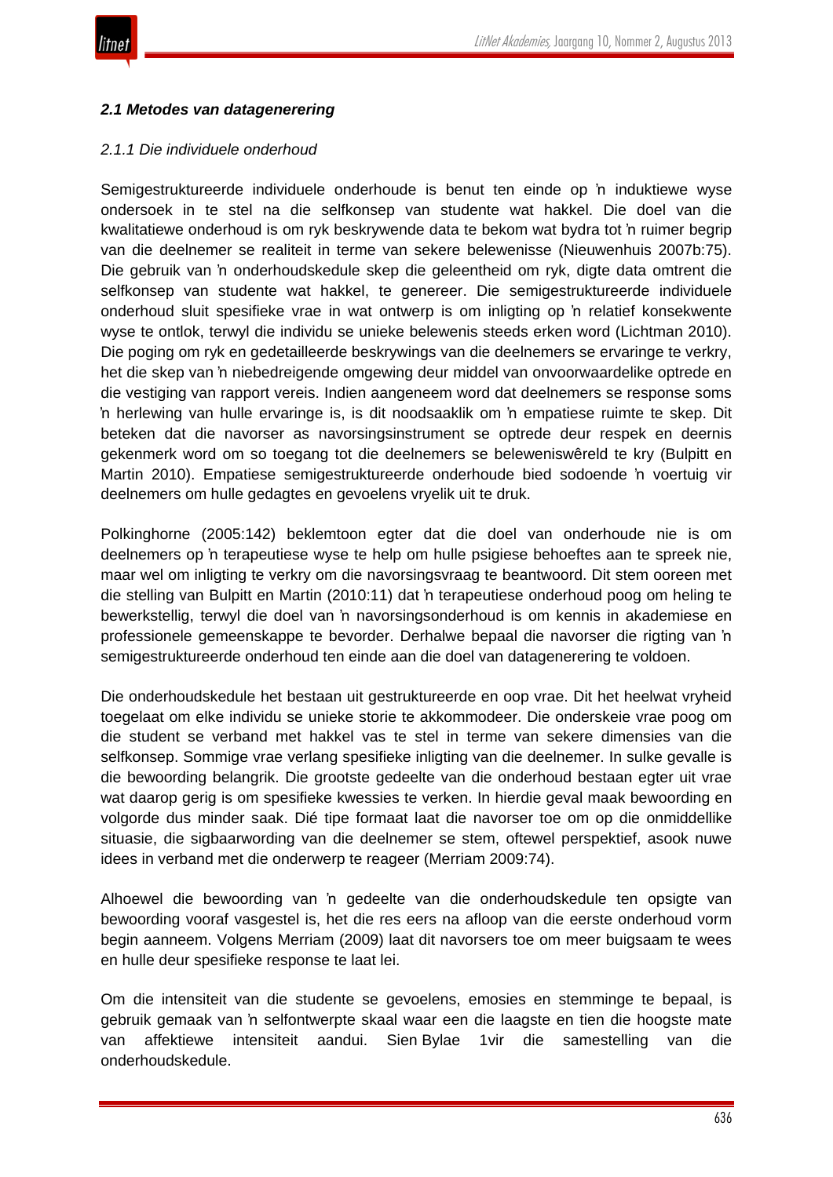### *2.1 Metodes van datagenerering*

*2.1.1 Die individuele onderhoud*

Semigestruktureerde individuele onderhoude is benut ten einde op ŉ induktiewe wyse ondersoek in te stel na die selfkonsep van studente wat hakkel. Die doel van die kwalitatiewe onderhoud is om ryk beskrywende data te bekom wat bydra tot ŉ ruimer begrip van die deelnemer se realiteit in terme van sekere belewenisse (Nieuwenhuis 2007b:75). Die gebruik van ŉ onderhoudskedule skep die geleentheid om ryk, digte data omtrent die selfkonsep van studente wat hakkel, te genereer. Die semigestruktureerde individuele onderhoud sluit spesifieke vrae in wat ontwerp is om inligting op ŉ relatief konsekwente wyse te ontlok, terwyl die individu se unieke belewenis steeds erken word (Lichtman 2010). Die poging om ryk en gedetailleerde beskrywings van die deelnemers se ervaringe te verkry, het die skep van ŉ niebedreigende omgewing deur middel van onvoorwaardelike optrede en die vestiging van rapport vereis. Indien aangeneem word dat deelnemers se response soms ŉ herlewing van hulle ervaringe is, is dit noodsaaklik om ŉ empatiese ruimte te skep. Dit beteken dat die navorser as navorsingsinstrument se optrede deur respek en deernis gekenmerk word om so toegang tot die deelnemers se belewenis­wêreld te kry (Bulpitt en Martin 2010). Empatiese semigestruktureerde onderhoude bied sodoende ŉ voertuig vir deelnemers om hulle gedagtes en gevoelens vryelik uit te druk.

Polkinghorne (2005:142) beklemtoon egter dat die doel van onderhoude nie is om deelnemers op ŉ terapeutiese wyse te help om hulle psigiese behoeftes aan te spreek nie, maar wel om inligting te verkry om die navorsingsvraag te beantwoord. Dit stem ooreen met die stelling van Bulpitt en Martin (2010:11) dat ŉ terapeutiese onderhoud poog om heling te bewerkstellig, terwyl die doel van ŉ navorsingsonderhoud is om kennis in akademiese en professionele gemeenskappe te bevorder. Derhalwe bepaal die navorser die rigting van ŉ semigestruktureerde onderhoud ten einde aan die doel van datagenerering te voldoen.

Die onderhoudskedule het bestaan uit gestruktureerde en oop vrae. Dit het heelwat vryheid toegelaat om elke individu se unieke storie te akkommodeer. Die onderskeie vrae poog om die student se verband met hakkel vas te stel in terme van sekere dimensies van die selfkonsep. Sommige vrae verlang spesifieke inligting van die deelnemer. In sulke gevalle is die bewoording belangrik. Die grootste gedeelte van die onderhoud bestaan egter uit vrae wat daarop gerig is om spesifieke kwessies te verken. In hierdie geval maak bewoording en volgorde dus minder saak. Dié tipe formaat laat die navorser toe om op die onmiddellike situasie, die sigbaarwording van die deelnemer se stem, oftewel perspektief, asook nuwe idees in verband met die onderwerp te reageer (Merriam 2009:74).

Alhoewel die bewoording van ŉ gedeelte van die onderhoudskedule ten opsigte van bewoording vooraf vasgestel is, het die res eers na afloop van die eerste onderhoud vorm begin aanneem. Volgens Merriam (2009) laat dit navorsers toe om meer buigsaam te wees en hulle deur spesifieke response te laat lei.

Om die intensiteit van die studente se gevoelens, emosies en stemminge te bepaal, is gebruik gemaak van ŉ selfontwerpte skaal waar een die laagste en tien die hoogste mate van affektiewe intensiteit aandui. Sien Bylae 1vir die samestelling van die onderhoudskedule.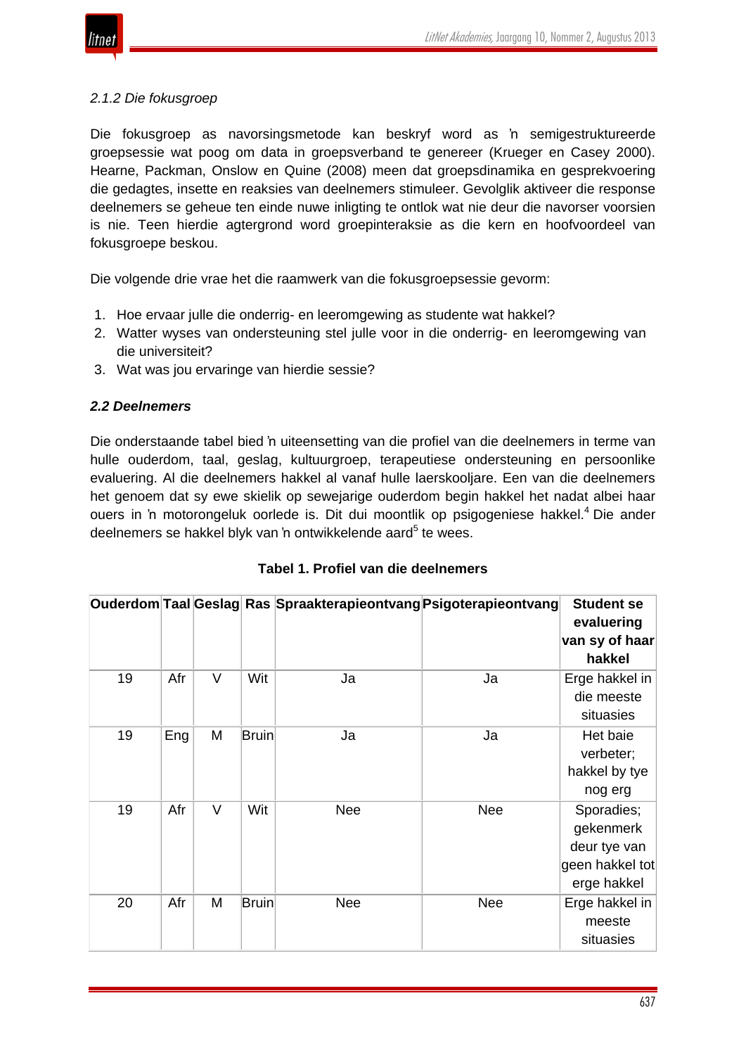#### *2.1.2 Die fokusgroep*

Die fokusgroep as navorsingsmetode kan beskryf word as ŉ semigestruktureerde groepsessie wat poog om data in groepsverband te genereer (Krueger en Casey 2000). Hearne, Packman, Onslow en Quine (2008) meen dat groepsdinamika en gesprekvoering die gedagtes, insette en reaksies van deelnemers stimuleer. Gevolglik aktiveer die response deelnemers se geheue ten einde nuwe inligting te ontlok wat nie deur die navorser voorsien is nie. Teen hierdie agtergrond word groepinteraksie as die kern en hoofvoordeel van fokusgroepe beskou.

Die volgende drie vrae het die raamwerk van die fokusgroepsessie gevorm:

1. Hoe ervaar julle die onderrig- en leeromgewing as studente wat hakkel?
2. Watter wyses van ondersteuning stel julle voor in die onderrig- en leeromgewing van die universiteit?
3. Wat was jou ervaringe van hierdie sessie?

### ***2.2 Deelnemers***

Die onderstaande tabel bied ŉ uiteensetting van die profiel van die deelnemers in terme van hulle ouderdom, taal, geslag, kultuurgroep, terapeutiese ondersteuning en persoonlike evaluering. Al die deelnemers hakkel al vanaf hulle laerskooljare. Een van die deelnemers het genoem dat sy ewe skielik op sewejarige ouderdom begin hakkel het nadat albei haar ouers in ŉ motorongeluk oorlede is. Dit dui moontlik op psigogeniese hakkel.[4] Die ander deelnemers se hakkel blyk van ŉ ontwikkelende aard[5] te wees.

**Tabel 1. Profiel van die deelnemers**

| Ouderdom | Taal | Geslag | Ras | Spraakterapieontvang | Psigoterapieontvang | Student se evaluering van sy of haar hakkel |
|---|---|---|---|---|---|---|
| 19 | Afr | V | Wit | Ja | Ja | Erge hakkel in die meeste situasies |
| 19 | Eng | M | Bruin | Ja | Ja | Het baie verbeter; hakkel by tye nog erg |
| 19 | Afr | V | Wit | Nee | Nee | Sporadies; gekenmerk deur tye van geen hakkel tot erge hakkel |
| 20 | Afr | M | Bruin | Nee | Nee | Erge hakkel in meeste situasies |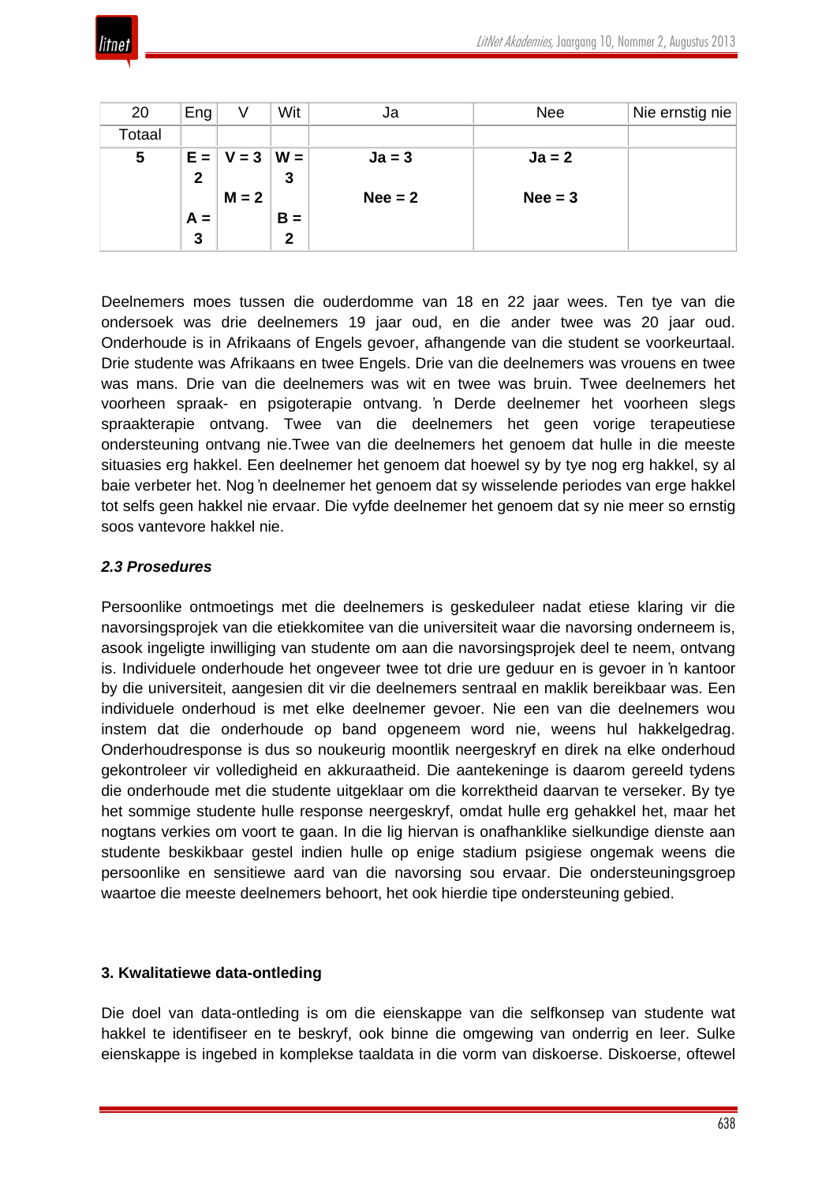| 20 | Eng | V | Wit | Ja | Nee | Nie ernstig nie |
|---|---|---|---|---|---|---|
| Totaal | | | | | | |
| **5** | **E = 2**<br><br>**A = 3** | **V = 3**<br><br>**M = 2** | **W = 3**<br><br>**B = 2** | **Ja = 3**<br><br>**Nee = 2** | **Ja = 2**<br><br>**Nee = 3** | |

Deelnemers moes tussen die ouderdomme van 18 en 22 jaar wees. Ten tye van die ondersoek was drie deelnemers 19 jaar oud, en die ander twee was 20 jaar oud. Onderhoude is in Afrikaans of Engels gevoer, afhangende van die student se voorkeurtaal. Drie studente was Afrikaans en twee Engels. Drie van die deelnemers was vrouens en twee was mans. Drie van die deelnemers was wit en twee was bruin. Twee deelnemers het voorheen spraak- en psigoterapie ontvang. 'n Derde deelnemer het voorheen slegs spraakterapie ontvang. Twee van die deelnemers het geen vorige terapeutiese ondersteuning ontvang nie.Twee van die deelnemers het genoem dat hulle in die meeste situasies erg hakkel. Een deelnemer het genoem dat hoewel sy by tye nog erg hakkel, sy al baie verbeter het. Nog 'n deelnemer het genoem dat sy wisselende periodes van erge hakkel tot selfs geen hakkel nie ervaar. Die vyfde deelnemer het genoem dat sy nie meer so ernstig soos vantevore hakkel nie.

### *2.3 Prosedures*

Persoonlike ontmoetings met die deelnemers is geskeduleer nadat etiese klaring vir die navorsingsprojek van die etiekkomitee van die universiteit waar die navorsing onderneem is, asook ingeligte inwilliging van studente om aan die navorsingsprojek deel te neem, ontvang is. Individuele onderhoude het ongeveer twee tot drie ure geduur en is gevoer in 'n kantoor by die universiteit, aangesien dit vir die deelnemers sentraal en maklik bereikbaar was. Een individuele onderhoud is met elke deelnemer gevoer. Nie een van die deelnemers wou instem dat die onderhoude op band opgeneem word nie, weens hul hakkelgedrag. Onderhoudresponse is dus so noukeurig moontlik neergeskryf en direk na elke onderhoud gekontroleer vir volledigheid en akkuraatheid. Die aantekeninge is daarom gereeld tydens die onderhoude met die studente uitgeklaar om die korrektheid daarvan te verseker. By tye het sommige studente hulle response neergeskryf, omdat hulle erg gehakkel het, maar het nogtans verkies om voort te gaan. In die lig hiervan is onafhanklike sielkundige dienste aan studente beskikbaar gestel indien hulle op enige stadium psigiese ongemak weens die persoonlike en sensitiewe aard van die navorsing sou ervaar. Die ondersteuningsgroep waartoe die meeste deelnemers behoort, het ook hierdie tipe ondersteuning gebied.

## **3. Kwalitatiewe data-ontleding**

Die doel van data-ontleding is om die eienskappe van die selfkonsep van studente wat hakkel te identifiseer en te beskryf, ook binne die omgewing van onderrig en leer. Sulke eienskappe is ingebed in komplekse taaldata in die vorm van diskoerse. Diskoerse, oftewel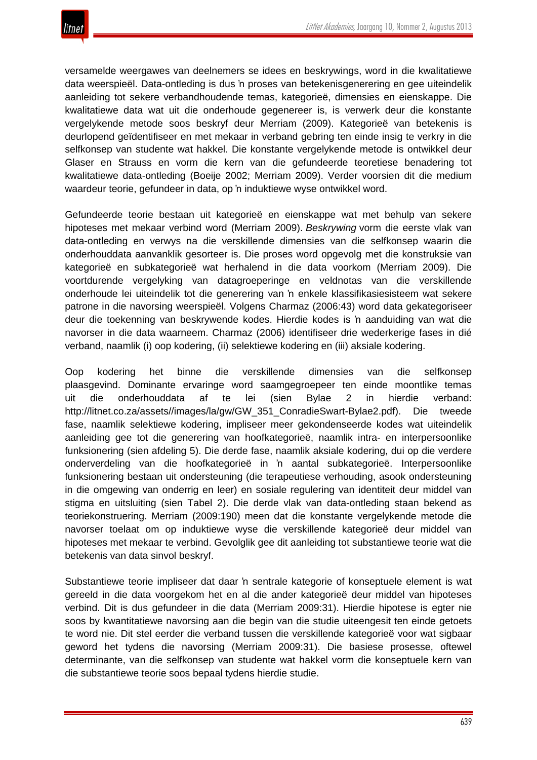versamelde weergawes van deelnemers se idees en beskrywings, word in die kwalitatiewe data weerspieël. Data-ontleding is dus 'n proses van betekenisgenerering en gee uiteindelik aanleiding tot sekere verbandhoudende temas, kategorieë, dimensies en eienskappe. Die kwalitatiewe data wat uit die onderhoude gegenereer is, is verwerk deur die konstante vergelykende metode soos beskryf deur Merriam (2009). Kategorieë van betekenis is deurlopend geïdentifiseer en met mekaar in verband gebring ten einde insig te verkry in die selfkonsep van studente wat hakkel. Die konstante vergelykende metode is ontwikkel deur Glaser en Strauss en vorm die kern van die gefundeerde teoretiese benadering tot kwalitatiewe data-ontleding (Boeije 2002; Merriam 2009). Verder voorsien dit die medium waardeur teorie, gefundeer in data, op 'n induktiewe wyse ontwikkel word.

Gefundeerde teorie bestaan uit kategorieë en eienskappe wat met behulp van sekere hipoteses met mekaar verbind word (Merriam 2009). *Beskrywing* vorm die eerste vlak van data-ontleding en verwys na die verskillende dimensies van die selfkonsep waarin die onderhouddata aanvanklik gesorteer is. Die proses word opgevolg met die konstruksie van kategorieë en subkategorieë wat herhalend in die data voorkom (Merriam 2009). Die voortdurende vergelyking van datagroeperinge en veldnotas van die verskillende onderhoude lei uiteindelik tot die generering van 'n enkele klassifikasiesisteem wat sekere patrone in die navorsing weerspieël. Volgens Charmaz (2006:43) word data gekategoriseer deur die toekenning van beskrywende kodes. Hierdie kodes is 'n aanduiding van wat die navorser in die data waarneem. Charmaz (2006) identifiseer drie wederkerige fases in dié verband, naamlik (i) oop kodering, (ii) selektiewe kodering en (iii) aksiale kodering.

Oop kodering het binne die verskillende dimensies van die selfkonsep plaasgevind. Dominante ervaringe word saamgegroepeer ten einde moontlike temas uit die onderhouddata af te lei (sien Bylae 2 in hierdie verband: http://litnet.co.za/assets//images/la/gw/GW_351_ConradieSwart-Bylae2.pdf). Die tweede fase, naamlik selektiewe kodering, impliseer meer gekondenseerde kodes wat uiteindelik aanleiding gee tot die generering van hoofkategorieë, naamlik intra- en interpersoonlike funksionering (sien afdeling 5). Die derde fase, naamlik aksiale kodering, dui op die verdere onderverdeling van die hoofkategorieë in 'n aantal subkategorieë. Interpersoonlike funksionering bestaan uit ondersteuning (die terapeutiese verhouding, asook ondersteuning in die omgewing van onderrig en leer) en sosiale regulering van identiteit deur middel van stigma en uitsluiting (sien Tabel 2). Die derde vlak van data-ontleding staan bekend as teoriekonstruering. Merriam (2009:190) meen dat die konstante vergelykende metode die navorser toelaat om op induktiewe wyse die verskillende kategorieë deur middel van hipoteses met mekaar te verbind. Gevolglik gee dit aanleiding tot substantiewe teorie wat die betekenis van data sinvol beskryf.

Substantiewe teorie impliseer dat daar 'n sentrale kategorie of konseptuele element is wat gereeld in die data voorgekom het en al die ander kategorieë deur middel van hipoteses verbind. Dit is dus gefundeer in die data (Merriam 2009:31). Hierdie hipotese is egter nie soos by kwantitatiewe navorsing aan die begin van die studie uiteengesit ten einde getoets te word nie. Dit stel eerder die verband tussen die verskillende kategorieë voor wat sigbaar geword het tydens die navorsing (Merriam 2009:31). Die basiese prosesse, oftewel determinante, van die selfkonsep van studente wat hakkel vorm die konseptuele kern van die substantiewe teorie soos bepaal tydens hierdie studie.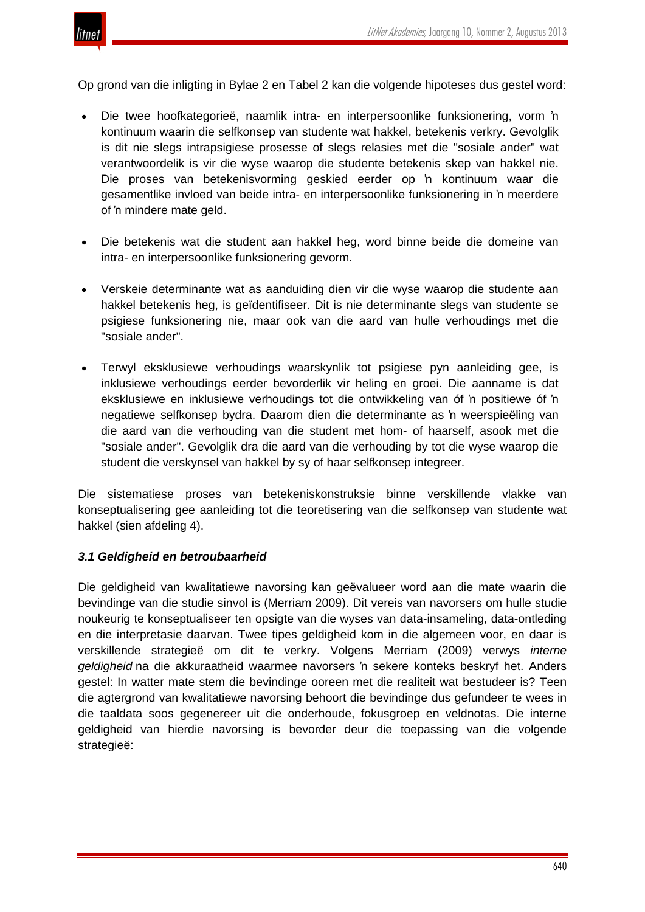Op grond van die inligting in Bylae 2 en Tabel 2 kan die volgende hipoteses dus gestel word:

- Die twee hoofkategorieë, naamlik intra- en interpersoonlike funksionering, vorm ŉ kontinuum waarin die selfkonsep van studente wat hakkel, betekenis verkry. Gevolglik is dit nie slegs intrapsigiese prosesse of slegs relasies met die "sosiale ander" wat verantwoordelik is vir die wyse waarop die studente betekenis skep van hakkel nie. Die proses van betekenisvorming geskied eerder op ŉ kontinuum waar die gesamentlike invloed van beide intra- en interpersoonlike funksionering in ŉ meerdere of ŉ mindere mate geld.

- Die betekenis wat die student aan hakkel heg, word binne beide die domeine van intra- en interpersoonlike funksionering gevorm.

- Verskeie determinante wat as aanduiding dien vir die wyse waarop die studente aan hakkel betekenis heg, is geïdentifiseer. Dit is nie determinante slegs van studente se psigiese funksionering nie, maar ook van die aard van hulle verhoudings met die "sosiale ander".

- Terwyl eksklusiewe verhoudings waarskynlik tot psigiese pyn aanleiding gee, is inklusiewe verhoudings eerder bevorderlik vir heling en groei. Die aanname is dat eksklusiewe en inklusiewe verhoudings tot die ontwikkeling van óf ŉ positiewe óf ŉ negatiewe selfkonsep bydra. Daarom dien die determinante as ŉ weerspieëling van die aard van die verhouding van die student met hom- of haarself, asook met die "sosiale ander". Gevolglik dra die aard van die verhouding by tot die wyse waarop die student die verskynsel van hakkel by sy of haar selfkonsep integreer.

Die sistematiese proses van betekeniskonstruksie binne verskillende vlakke van konseptualisering gee aanleiding tot die teoretisering van die selfkonsep van studente wat hakkel (sien afdeling 4).

### *3.1 Geldigheid en betroubaarheid*

Die geldigheid van kwalitatiewe navorsing kan geëvalueer word aan die mate waarin die bevindinge van die studie sinvol is (Merriam 2009). Dit vereis van navorsers om hulle studie noukeurig te konseptualiseer ten opsigte van die wyses van data-insameling, data-ontleding en die interpretasie daarvan. Twee tipes geldigheid kom in die algemeen voor, en daar is verskillende strategieë om dit te verkry. Volgens Merriam (2009) verwys *interne geldigheid* na die akkuraatheid waarmee navorsers ŉ sekere konteks beskryf het. Anders gestel: In watter mate stem die bevindinge ooreen met die realiteit wat bestudeer is? Teen die agtergrond van kwalitatiewe navorsing behoort die bevindinge dus gefundeer te wees in die taaldata soos gegenereer uit die onderhoude, fokusgroep en veldnotas. Die interne geldigheid van hierdie navorsing is bevorder deur die toepassing van die volgende strategieë: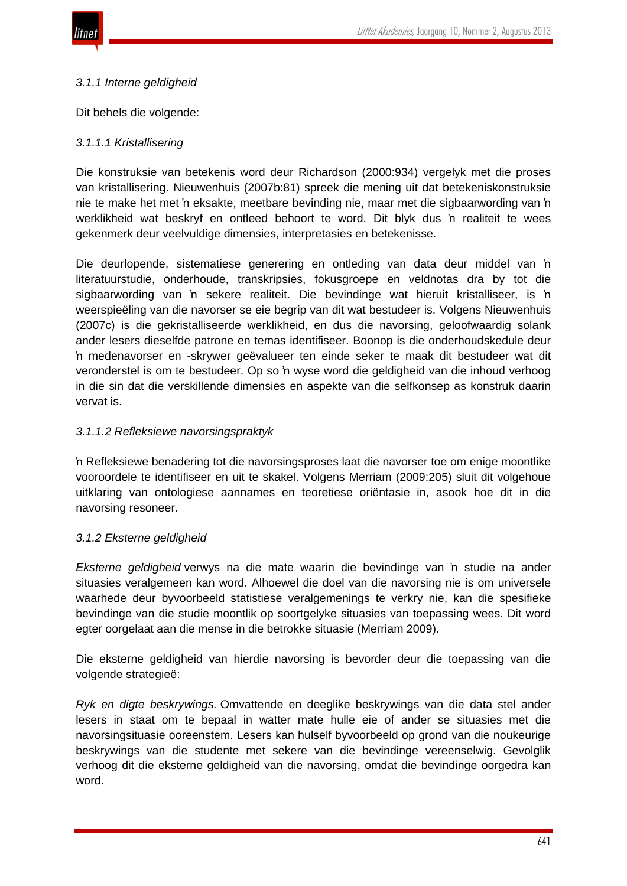*3.1.1 Interne geldigheid*

Dit behels die volgende:

*3.1.1.1 Kristallisering*

Die konstruksie van betekenis word deur Richardson (2000:934) vergelyk met die proses van kristallisering. Nieuwenhuis (2007b:81) spreek die mening uit dat betekeniskonstruksie nie te make het met 'n eksakte, meetbare bevinding nie, maar met die sigbaarwording van 'n werklikheid wat beskryf en ontleed behoort te word. Dit blyk dus 'n realiteit te wees gekenmerk deur veelvuldige dimensies, interpretasies en betekenisse.

Die deurlopende, sistematiese generering en ontleding van data deur middel van 'n literatuurstudie, onderhoude, transkripsies, fokusgroepe en veldnotas dra by tot die sigbaarwording van 'n sekere realiteit. Die bevindinge wat hieruit kristalliseer, is 'n weerspieëling van die navorser se eie begrip van dit wat bestudeer is. Volgens Nieuwenhuis (2007c) is die gekristalliseerde werklikheid, en dus die navorsing, geloofwaardig solank ander lesers dieselfde patrone en temas identifiseer. Boonop is die onderhoudskedule deur 'n medenavorser en -skrywer geëvalueer ten einde seker te maak dit bestudeer wat dit veronderstel is om te bestudeer. Op so 'n wyse word die geldigheid van die inhoud verhoog in die sin dat die verskillende dimensies en aspekte van die selfkonsep as konstruk daarin vervat is.

*3.1.1.2 Refleksiewe navorsingspraktyk*

'n Refleksiewe benadering tot die navorsingsproses laat die navorser toe om enige moontlike vooroordele te identifiseer en uit te skakel. Volgens Merriam (2009:205) sluit dit volgehoue uitklaring van ontologiese aannames en teoretiese oriëntasie in, asook hoe dit in die navorsing resoneer.

*3.1.2 Eksterne geldigheid*

*Eksterne geldigheid* verwys na die mate waarin die bevindinge van 'n studie na ander situasies veralgemeen kan word. Alhoewel die doel van die navorsing nie is om universele waarhede deur byvoorbeeld statistiese veralgemenings te verkry nie, kan die spesifieke bevindinge van die studie moontlik op soortgelyke situasies van toepassing wees. Dit word egter oorgelaat aan die mense in die betrokke situasie (Merriam 2009).

Die eksterne geldigheid van hierdie navorsing is bevorder deur die toepassing van die volgende strategieë:

*Ryk en digte beskrywings.* Omvattende en deeglike beskrywings van die data stel ander lesers in staat om te bepaal in watter mate hulle eie of ander se situasies met die navorsingsituasie ooreenstem. Lesers kan hulself byvoorbeeld op grond van die noukeurige beskrywings van die studente met sekere van die bevindinge vereenselwig. Gevolglik verhoog dit die eksterne geldigheid van die navorsing, omdat die bevindinge oorgedra kan word.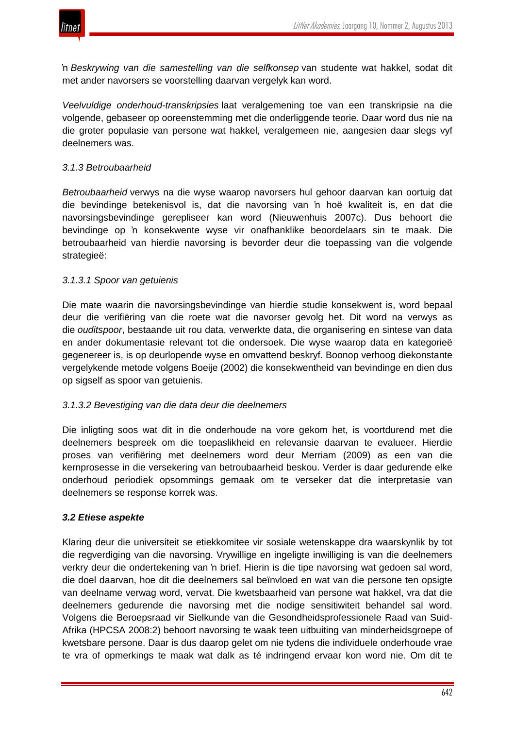ŉ *Beskrywing van die samestelling van die selfkonsep* van studente wat hakkel, sodat dit met ander navorsers se voorstelling daarvan vergelyk kan word.

*Veelvuldige onderhoud-transkripsies* laat veralgemening toe van een transkripsie na die volgende, gebaseer op ooreenstemming met die onderliggende teorie. Daar word dus nie na die groter populasie van persone wat hakkel, veralgemeen nie, aangesien daar slegs vyf deelnemers was.

*3.1.3 Betroubaarheid*

*Betroubaarheid* verwys na die wyse waarop navorsers hul gehoor daarvan kan oortuig dat die bevindinge betekenisvol is, dat die navorsing van ŉ hoë kwaliteit is, en dat die navorsingsbevindinge gerepliseer kan word (Nieuwenhuis 2007c). Dus behoort die bevindinge op ŉ konsekwente wyse vir onafhanklike beoordelaars sin te maak. Die betroubaarheid van hierdie navorsing is bevorder deur die toepassing van die volgende strategieë:

*3.1.3.1 Spoor van getuienis*

Die mate waarin die navorsingsbevindinge van hierdie studie konsekwent is, word bepaal deur die verifiëring van die roete wat die navorser gevolg het. Dit word na verwys as die *ouditspoor*, bestaande uit rou data, verwerkte data, die organisering en sintese van data en ander dokumentasie relevant tot die ondersoek. Die wyse waarop data en kategorieë gegenereer is, is op deurlopende wyse en omvattend beskryf. Boonop verhoog diekonstante vergelykende metode volgens Boeije (2002) die konsekwentheid van bevindinge en dien dus op sigself as spoor van getuienis.

*3.1.3.2 Bevestiging van die data deur die deelnemers*

Die inligting soos wat dit in die onderhoude na vore gekom het, is voortdurend met die deelnemers bespreek om die toepaslikheid en relevansie daarvan te evalueer. Hierdie proses van verifiëring met deelnemers word deur Merriam (2009) as een van die kernprosesse in die versekering van betroubaarheid beskou. Verder is daar gedurende elke onderhoud periodiek opsommings gemaak om te verseker dat die interpretasie van deelnemers se response korrek was.

### *3.2 Etiese aspekte*

Klaring deur die universiteit se etiekkomitee vir sosiale wetenskappe dra waarskynlik by tot die regverdiging van die navorsing. Vrywillige en ingeligte inwilliging is van die deelnemers verkry deur die ondertekening van ŉ brief. Hierin is die tipe navorsing wat gedoen sal word, die doel daarvan, hoe dit die deelnemers sal beïnvloed en wat van die persone ten opsigte van deelname verwag word, vervat. Die kwetsbaarheid van persone wat hakkel, vra dat die deelnemers gedurende die navorsing met die nodige sensitiwiteit behandel sal word. Volgens die Beroepsraad vir Sielkunde van die Gesondheidsprofessionele Raad van Suid-Afrika (HPCSA 2008:2) behoort navorsing te waak teen uitbuiting van minderheidsgroepe of kwetsbare persone. Daar is dus daarop gelet om nie tydens die individuele onderhoude vrae te vra of opmerkings te maak wat dalk as té indringend ervaar kon word nie. Om dit te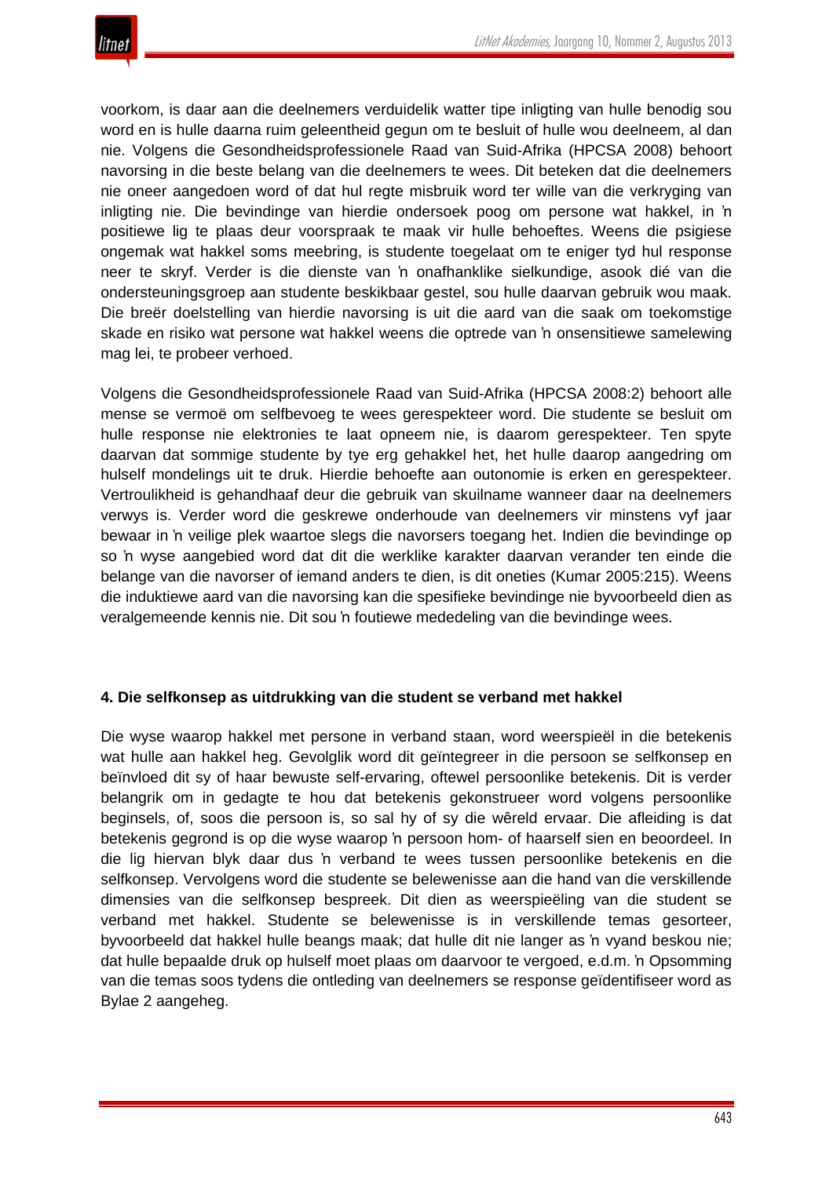voorkom, is daar aan die deelnemers verduidelik watter tipe inligting van hulle benodig sou word en is hulle daarna ruim geleentheid gegun om te besluit of hulle wou deelneem, al dan nie. Volgens die Gesondheidsprofessionele Raad van Suid-Afrika (HPCSA 2008) behoort navorsing in die beste belang van die deelnemers te wees. Dit beteken dat die deelnemers nie oneer aangedoen word of dat hul regte misbruik word ter wille van die verkryging van inligting nie. Die bevindinge van hierdie ondersoek poog om persone wat hakkel, in ŉ positiewe lig te plaas deur voorspraak te maak vir hulle behoeftes. Weens die psigiese ongemak wat hakkel soms meebring, is studente toegelaat om te eniger tyd hul response neer te skryf. Verder is die dienste van ŉ onafhanklike sielkundige, asook dié van die ondersteuningsgroep aan studente beskikbaar gestel, sou hulle daarvan gebruik wou maak. Die breër doelstelling van hierdie navorsing is uit die aard van die saak om toekomstige skade en risiko wat persone wat hakkel weens die optrede van ŉ onsensitiewe samelewing mag lei, te probeer verhoed.

Volgens die Gesondheidsprofessionele Raad van Suid-Afrika (HPCSA 2008:2) behoort alle mense se vermoë om selfbevoeg te wees gerespekteer word. Die studente se besluit om hulle response nie elektronies te laat opneem nie, is daarom gerespekteer. Ten spyte daarvan dat sommige studente by tye erg gehakkel het, het hulle daarop aangedring om hulself mondelings uit te druk. Hierdie behoefte aan outonomie is erken en gerespekteer. Vertroulikheid is gehandhaaf deur die gebruik van skuilname wanneer daar na deelnemers verwys is. Verder word die geskrewe onderhoude van deelnemers vir minstens vyf jaar bewaar in ŉ veilige plek waartoe slegs die navorsers toegang het. Indien die bevindinge op so ŉ wyse aangebied word dat dit die werklike karakter daarvan verander ten einde die belange van die navorser of iemand anders te dien, is dit oneties (Kumar 2005:215). Weens die induktiewe aard van die navorsing kan die spesifieke bevindinge nie byvoorbeeld dien as veralgemeende kennis nie. Dit sou ŉ foutiewe mededeling van die bevindinge wees.

### 4. Die selfkonsep as uitdrukking van die student se verband met hakkel

Die wyse waarop hakkel met persone in verband staan, word weerspieël in die betekenis wat hulle aan hakkel heg. Gevolglik word dit geïntegreer in die persoon se selfkonsep en beïnvloed dit sy of haar bewuste self-ervaring, oftewel persoonlike betekenis. Dit is verder belangrik om in gedagte te hou dat betekenis gekonstrueer word volgens persoonlike beginsels, of, soos die persoon is, so sal hy of sy die wêreld ervaar. Die afleiding is dat betekenis gegrond is op die wyse waarop ŉ persoon hom- of haarself sien en beoordeel. In die lig hiervan blyk daar dus ŉ verband te wees tussen persoonlike betekenis en die selfkonsep. Vervolgens word die studente se belewenisse aan die hand van die verskillende dimensies van die selfkonsep bespreek. Dit dien as weerspieëling van die student se verband met hakkel. Studente se belewenisse is in verskillende temas gesorteer, byvoorbeeld dat hakkel hulle beangs maak; dat hulle dit nie langer as ŉ vyand beskou nie; dat hulle bepaalde druk op hulself moet plaas om daarvoor te vergoed, e.d.m. ŉ Opsomming van die temas soos tydens die ontleding van deelnemers se response geïdentifiseer word as Bylae 2 aangeheg.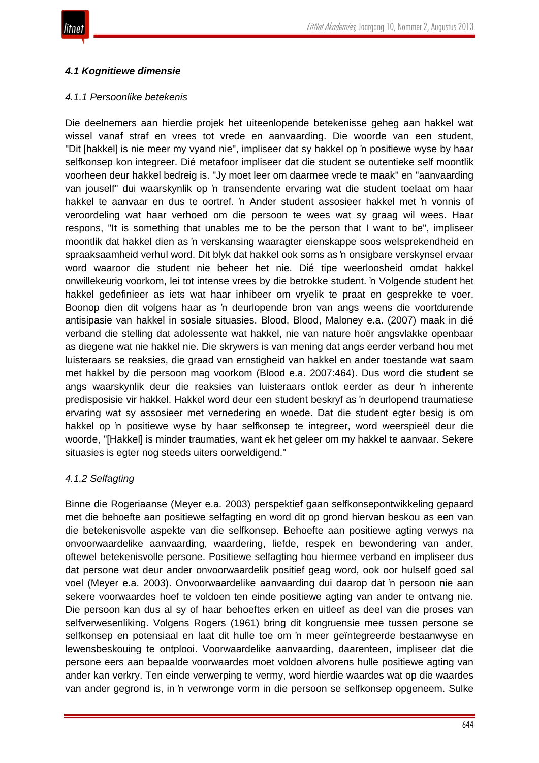### *4.1 Kognitiewe dimensie*

#### *4.1.1 Persoonlike betekenis*

Die deelnemers aan hierdie projek het uiteenlopende betekenisse geheg aan hakkel wat wissel vanaf straf en vrees tot vrede en aanvaarding. Die woorde van een student, "Dit [hakkel] is nie meer my vyand nie", impliseer dat sy hakkel op ŉ positiewe wyse by haar selfkonsep kon integreer. Dié metafoor impliseer dat die student se outentieke self moontlik voorheen deur hakkel bedreig is. "Jy moet leer om daarmee vrede te maak" en "aanvaarding van jouself" dui waarskynlik op ŉ transendente ervaring wat die student toelaat om haar hakkel te aanvaar en dus te oortref. ŉ Ander student assosieer hakkel met ŉ vonnis of veroordeling wat haar verhoed om die persoon te wees wat sy graag wil wees. Haar respons, "It is something that unables me to be the person that I want to be", impliseer moontlik dat hakkel dien as ŉ verskansing waaragter eienskappe soos welsprekendheid en spraaksaamheid verhul word. Dit blyk dat hakkel ook soms as ŉ onsigbare verskynsel ervaar word waaroor die student nie beheer het nie. Dié tipe weerloosheid omdat hakkel onwillekeurig voorkom, lei tot intense vrees by die betrokke student. ŉ Volgende student het hakkel gedefinieer as iets wat haar inhibeer om vryelik te praat en gesprekke te voer. Boonop dien dit volgens haar as ŉ deurlopende bron van angs weens die voortdurende antisipasie van hakkel in sosiale situasies. Blood, Blood, Maloney e.a. (2007) maak in dié verband die stelling dat adolessente wat hakkel, nie van nature hoër angsvlakke openbaar as diegene wat nie hakkel nie. Die skrywers is van mening dat angs eerder verband hou met luisteraars se reaksies, die graad van ernstigheid van hakkel en ander toestande wat saam met hakkel by die persoon mag voorkom (Blood e.a. 2007:464). Dus word die student se angs waarskynlik deur die reaksies van luisteraars ontlok eerder as deur ŉ inherente predisposisie vir hakkel. Hakkel word deur een student beskryf as ŉ deurlopend traumatiese ervaring wat sy assosieer met vernedering en woede. Dat die student egter besig is om hakkel op ŉ positiewe wyse by haar selfkonsep te integreer, word weerspieël deur die woorde, "[Hakkel] is minder traumaties, want ek het geleer om my hakkel te aanvaar. Sekere situasies is egter nog steeds uiters oorweldigend."

#### *4.1.2 Selfagting*

Binne die Rogeriaanse (Meyer e.a. 2003) perspektief gaan selfkonsepontwikkeling gepaard met die behoefte aan positiewe selfagting en word dit op grond hiervan beskou as een van die betekenisvolle aspekte van die selfkonsep. Behoefte aan positiewe agting verwys na onvoorwaardelike aanvaarding, waardering, liefde, respek en bewondering van ander, oftewel betekenisvolle persone. Positiewe selfagting hou hiermee verband en impliseer dus dat persone wat deur ander onvoorwaardelik positief geag word, ook oor hulself goed sal voel (Meyer e.a. 2003). Onvoorwaardelike aanvaarding dui daarop dat ŉ persoon nie aan sekere voorwaardes hoef te voldoen ten einde positiewe agting van ander te ontvang nie. Die persoon kan dus al sy of haar behoeftes erken en uitleef as deel van die proses van selfverwesenliking. Volgens Rogers (1961) bring dit kongruensie mee tussen persone se selfkonsep en potensiaal en laat dit hulle toe om ŉ meer geïntegreerde bestaanwyse en lewensbeskouing te ontplooi. Voorwaardelike aanvaarding, daarenteen, impliseer dat die persone eers aan bepaalde voorwaardes moet voldoen alvorens hulle positiewe agting van ander kan verkry. Ten einde verwerping te vermy, word hierdie waardes wat op die waardes van ander gegrond is, in ŉ verwronge vorm in die persoon se selfkonsep opgeneem. Sulke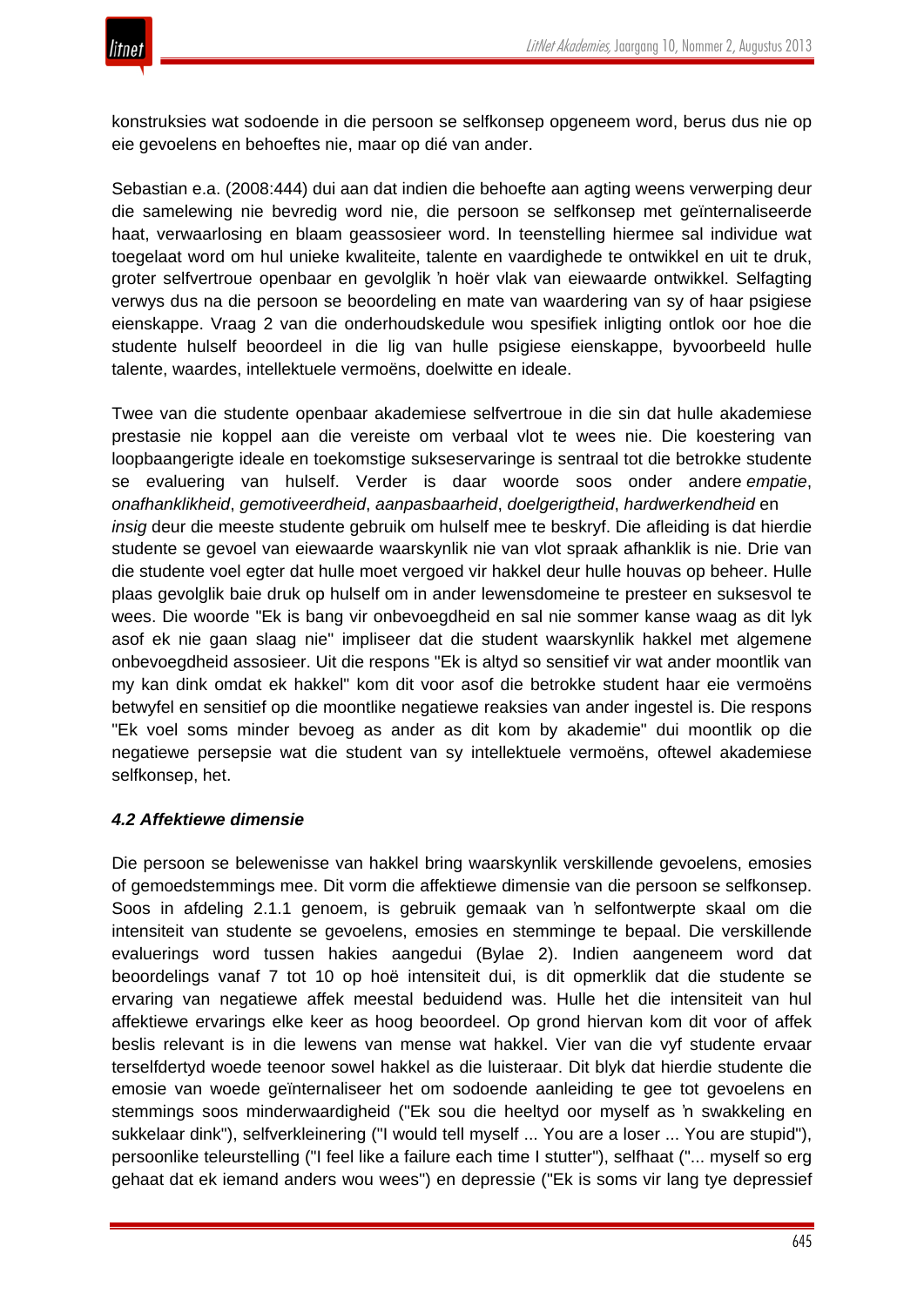konstruksies wat sodoende in die persoon se selfkonsep opgeneem word, berus dus nie op eie gevoelens en behoeftes nie, maar op dié van ander.

Sebastian e.a. (2008:444) dui aan dat indien die behoefte aan agting weens verwerping deur die samelewing nie bevredig word nie, die persoon se selfkonsep met geïnternaliseerde haat, verwaarlosing en blaam geassosieer word. In teenstelling hiermee sal individue wat toegelaat word om hul unieke kwaliteite, talente en vaardighede te ontwikkel en uit te druk, groter selfvertroue openbaar en gevolglik ŉ hoër vlak van eiewaarde ontwikkel. Selfagting verwys dus na die persoon se beoordeling en mate van waardering van sy of haar psigiese eienskappe. Vraag 2 van die onderhoudskedule wou spesifiek inligting ontlok oor hoe die studente hulself beoordeel in die lig van hulle psigiese eienskappe, byvoorbeeld hulle talente, waardes, intellektuele vermoëns, doelwitte en ideale.

Twee van die studente openbaar akademiese selfvertroue in die sin dat hulle akademiese prestasie nie koppel aan die vereiste om verbaal vlot te wees nie. Die koestering van loopbaangerigte ideale en toekomstige sukseservaringe is sentraal tot die betrokke studente se evaluering van hulself. Verder is daar woorde soos onder andere *empatie*, *onafhanklikheid*, *gemotiveerdheid*, *aanpasbaarheid*, *doelgerigtheid*, *hardwerkendheid* en *insig* deur die meeste studente gebruik om hulself mee te beskryf. Die afleiding is dat hierdie studente se gevoel van eiewaarde waarskynlik nie van vlot spraak afhanklik is nie. Drie van die studente voel egter dat hulle moet vergoed vir hakkel deur hulle houvas op beheer. Hulle plaas gevolglik baie druk op hulself om in ander lewensdomeine te presteer en suksesvol te wees. Die woorde "Ek is bang vir onbevoegdheid en sal nie sommer kanse waag as dit lyk asof ek nie gaan slaag nie" impliseer dat die student waarskynlik hakkel met algemene onbevoegdheid assosieer. Uit die respons "Ek is altyd so sensitief vir wat ander moontlik van my kan dink omdat ek hakkel" kom dit voor asof die betrokke student haar eie vermoëns betwyfel en sensitief op die moontlike negatiewe reaksies van ander ingestel is. Die respons "Ek voel soms minder bevoeg as ander as dit kom by akademie" dui moontlik op die negatiewe persepsie wat die student van sy intellektuele vermoëns, oftewel akademiese selfkonsep, het.

#### *4.2 Affektiewe dimensie*

Die persoon se belewenisse van hakkel bring waarskynlik verskillende gevoelens, emosies of gemoedstemmings mee. Dit vorm die affektiewe dimensie van die persoon se selfkonsep. Soos in afdeling 2.1.1 genoem, is gebruik gemaak van ŉ selfontwerpte skaal om die intensiteit van studente se gevoelens, emosies en stemminge te bepaal. Die verskillende evaluerings word tussen hakies aangedui (Bylae 2). Indien aangeneem word dat beoordelings vanaf 7 tot 10 op hoë intensiteit dui, is dit opmerklik dat die studente se ervaring van negatiewe affek meestal beduidend was. Hulle het die intensiteit van hul affektiewe ervarings elke keer as hoog beoordeel. Op grond hiervan kom dit voor of affek beslis relevant is in die lewens van mense wat hakkel. Vier van die vyf studente ervaar terselfdertyd woede teenoor sowel hakkel as die luisteraar. Dit blyk dat hierdie studente die emosie van woede geïnternaliseer het om sodoende aanleiding te gee tot gevoelens en stemmings soos minderwaardigheid ("Ek sou die heeltyd oor myself as ŉ swakkeling en sukkelaar dink"), selfverkleinering ("I would tell myself ... You are a loser ... You are stupid"), persoonlike teleurstelling ("I feel like a failure each time I stutter"), selfhaat ("... myself so erg gehaat dat ek iemand anders wou wees") en depressie ("Ek is soms vir lang tye depressief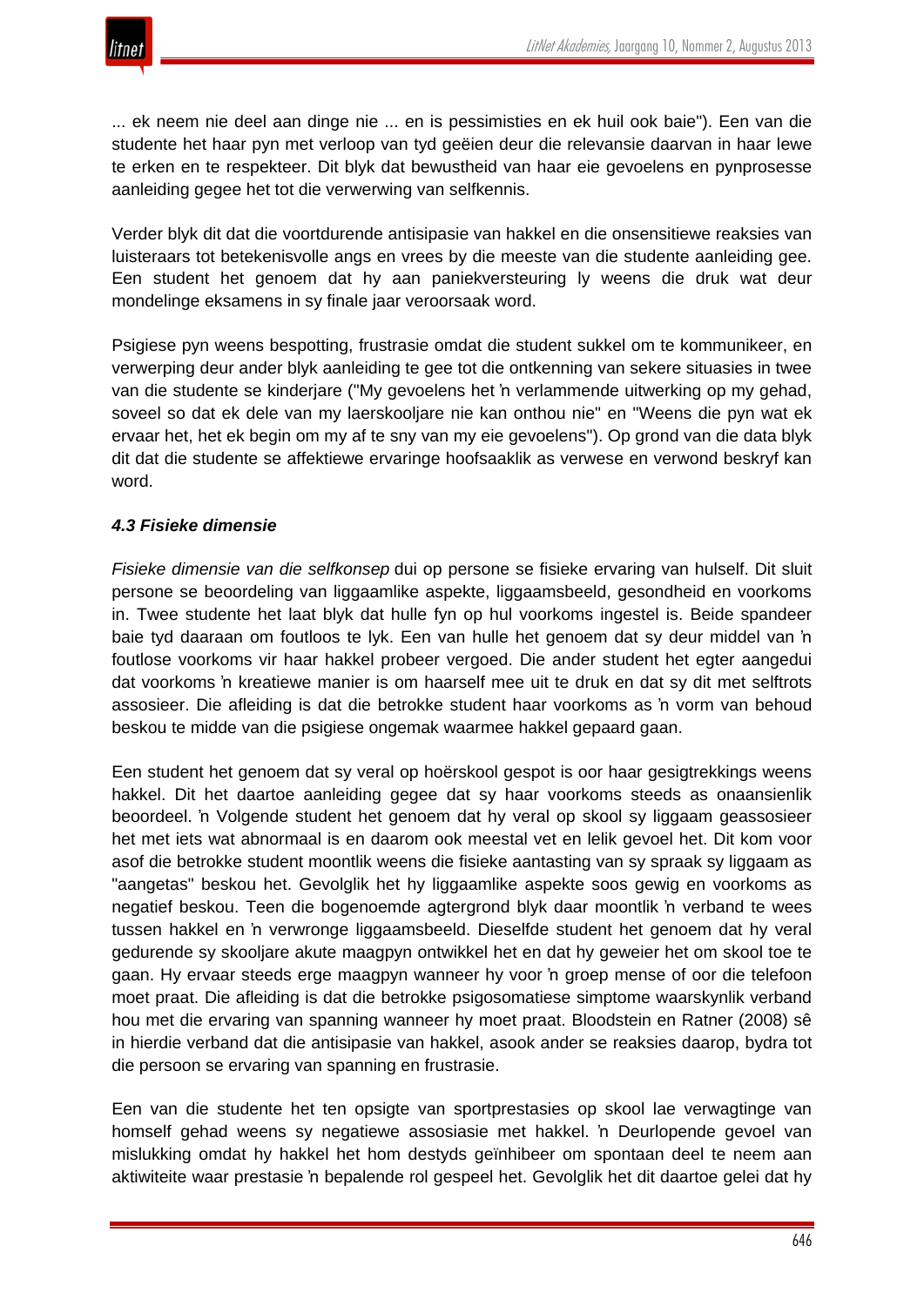... ek neem nie deel aan dinge nie ... en is pessimisties en ek huil ook baie"). Een van die studente het haar pyn met verloop van tyd geëien deur die relevansie daarvan in haar lewe te erken en te respekteer. Dit blyk dat bewustheid van haar eie gevoelens en pynprosesse aanleiding gegee het tot die verwerwing van selfkennis.

Verder blyk dit dat die voortdurende antisipasie van hakkel en die onsensitiewe reaksies van luisteraars tot betekenisvolle angs en vrees by die meeste van die studente aanleiding gee. Een student het genoem dat hy aan paniekversteuring ly weens die druk wat deur mondelinge eksamens in sy finale jaar veroorsaak word.

Psigiese pyn weens bespotting, frustrasie omdat die student sukkel om te kommunikeer, en verwerping deur ander blyk aanleiding te gee tot die ontkenning van sekere situasies in twee van die studente se kinderjare ("My gevoelens het ŉ verlammende uitwerking op my gehad, soveel so dat ek dele van my laerskooljare nie kan onthou nie" en "Weens die pyn wat ek ervaar het, het ek begin om my af te sny van my eie gevoelens"). Op grond van die data blyk dit dat die studente se affektiewe ervaringe hoofsaaklik as verwese en verwond beskryf kan word.

### *4.3 Fisieke dimensie*

*Fisieke dimensie van die selfkonsep* dui op persone se fisieke ervaring van hulself. Dit sluit persone se beoordeling van liggaamlike aspekte, liggaamsbeeld, gesondheid en voorkoms in. Twee studente het laat blyk dat hulle fyn op hul voorkoms ingestel is. Beide spandeer baie tyd daaraan om foutloos te lyk. Een van hulle het genoem dat sy deur middel van ŉ foutlose voorkoms vir haar hakkel probeer vergoed. Die ander student het egter aangedui dat voorkoms ŉ kreatiewe manier is om haarself mee uit te druk en dat sy dit met selftrots assosieer. Die afleiding is dat die betrokke student haar voorkoms as ŉ vorm van behoud beskou te midde van die psigiese ongemak waarmee hakkel gepaard gaan.

Een student het genoem dat sy veral op hoërskool gespot is oor haar gesigtrekkings weens hakkel. Dit het daartoe aanleiding gegee dat sy haar voorkoms steeds as onaansienlik beoordeel. ŉ Volgende student het genoem dat hy veral op skool sy liggaam geassosieer het met iets wat abnormaal is en daarom ook meestal vet en lelik gevoel het. Dit kom voor asof die betrokke student moontlik weens die fisieke aantasting van sy spraak sy liggaam as "aangetas" beskou het. Gevolglik het hy liggaamlike aspekte soos gewig en voorkoms as negatief beskou. Teen die bogenoemde agtergrond blyk daar moontlik ŉ verband te wees tussen hakkel en ŉ verwronge liggaamsbeeld. Dieselfde student het genoem dat hy veral gedurende sy skooljare akute maagpyn ontwikkel het en dat hy geweier het om skool toe te gaan. Hy ervaar steeds erge maagpyn wanneer hy voor ŉ groep mense of oor die telefoon moet praat. Die afleiding is dat die betrokke psigosomatiese simptome waarskynlik verband hou met die ervaring van spanning wanneer hy moet praat. Bloodstein en Ratner (2008) sê in hierdie verband dat die antisipasie van hakkel, asook ander se reaksies daarop, bydra tot die persoon se ervaring van spanning en frustrasie.

Een van die studente het ten opsigte van sportprestasies op skool lae verwagtinge van homself gehad weens sy negatiewe assosiasie met hakkel. ŉ Deurlopende gevoel van mislukking omdat hy hakkel het hom destyds geïnhibeer om spontaan deel te neem aan aktiwiteite waar prestasie ŉ bepalende rol gespeel het. Gevolglik het dit daartoe gelei dat hy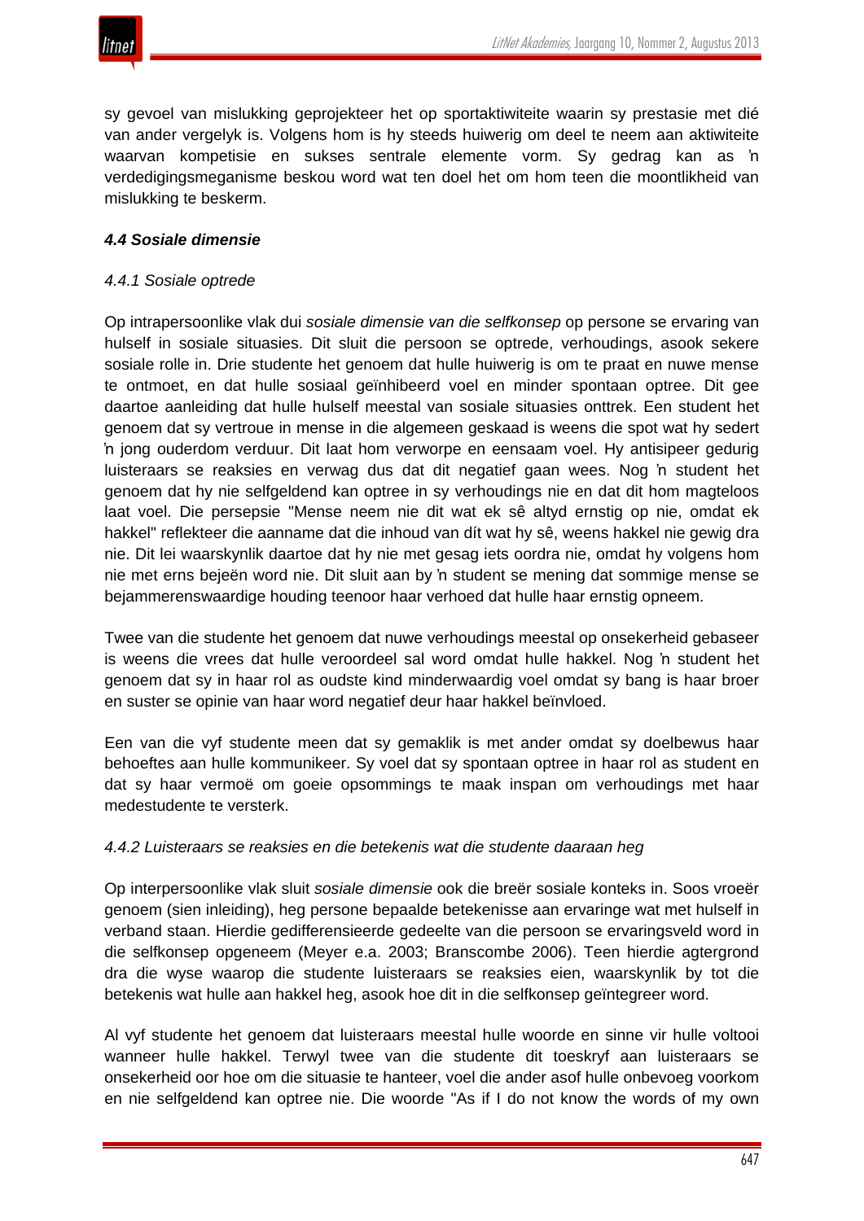sy gevoel van mislukking geprojekteer het op sportaktiwiteite waarin sy prestasie met dié van ander vergelyk is. Volgens hom is hy steeds huiwerig om deel te neem aan aktiwiteite waarvan kompetisie en sukses sentrale elemente vorm. Sy gedrag kan as ŉ verdedigingsmeganisme beskou word wat ten doel het om hom teen die moontlikheid van mislukking te beskerm.

### *4.4 Sosiale dimensie*

#### *4.4.1 Sosiale optrede*

Op intrapersoonlike vlak dui *sosiale dimensie van die selfkonsep* op persone se ervaring van hulself in sosiale situasies. Dit sluit die persoon se optrede, verhoudings, asook sekere sosiale rolle in. Drie studente het genoem dat hulle huiwerig is om te praat en nuwe mense te ontmoet, en dat hulle sosiaal geïnhibeerd voel en minder spontaan optree. Dit gee daartoe aanleiding dat hulle hulself meestal van sosiale situasies onttrek. Een student het genoem dat sy vertroue in mense in die algemeen geskaad is weens die spot wat hy sedert ŉ jong ouderdom verduur. Dit laat hom verworpe en eensaam voel. Hy antisipeer gedurig luisteraars se reaksies en verwag dus dat dit negatief gaan wees. Nog ŉ student het genoem dat hy nie selfgeldend kan optree in sy verhoudings nie en dat dit hom magteloos laat voel. Die persepsie "Mense neem nie dit wat ek sê altyd ernstig op nie, omdat ek hakkel" reflekteer die aanname dat die inhoud van dít wat hy sê, weens hakkel nie gewig dra nie. Dit lei waarskynlik daartoe dat hy nie met gesag iets oordra nie, omdat hy volgens hom nie met erns bejeën word nie. Dit sluit aan by ŉ student se mening dat sommige mense se bejammerenswaardige houding teenoor haar verhoed dat hulle haar ernstig opneem.

Twee van die studente het genoem dat nuwe verhoudings meestal op onsekerheid gebaseer is weens die vrees dat hulle veroordeel sal word omdat hulle hakkel. Nog ŉ student het genoem dat sy in haar rol as oudste kind minderwaardig voel omdat sy bang is haar broer en suster se opinie van haar word negatief deur haar hakkel beïnvloed.

Een van die vyf studente meen dat sy gemaklik is met ander omdat sy doelbewus haar behoeftes aan hulle kommunikeer. Sy voel dat sy spontaan optree in haar rol as student en dat sy haar vermoë om goeie opsommings te maak inspan om verhoudings met haar medestudente te versterk.

#### *4.4.2 Luisteraars se reaksies en die betekenis wat die studente daaraan heg*

Op interpersoonlike vlak sluit *sosiale dimensie* ook die breër sosiale konteks in. Soos vroeër genoem (sien inleiding), heg persone bepaalde betekenisse aan ervaringe wat met hulself in verband staan. Hierdie gedifferensieerde gedeelte van die persoon se ervaringsveld word in die selfkonsep opgeneem (Meyer e.a. 2003; Branscombe 2006). Teen hierdie agtergrond dra die wyse waarop die studente luisteraars se reaksies eien, waarskynlik by tot die betekenis wat hulle aan hakkel heg, asook hoe dit in die selfkonsep geïntegreer word.

Al vyf studente het genoem dat luisteraars meestal hulle woorde en sinne vir hulle voltooi wanneer hulle hakkel. Terwyl twee van die studente dit toeskryf aan luisteraars se onsekerheid oor hoe om die situasie te hanteer, voel die ander asof hulle onbevoeg voorkom en nie selfgeldend kan optree nie. Die woorde "As if I do not know the words of my own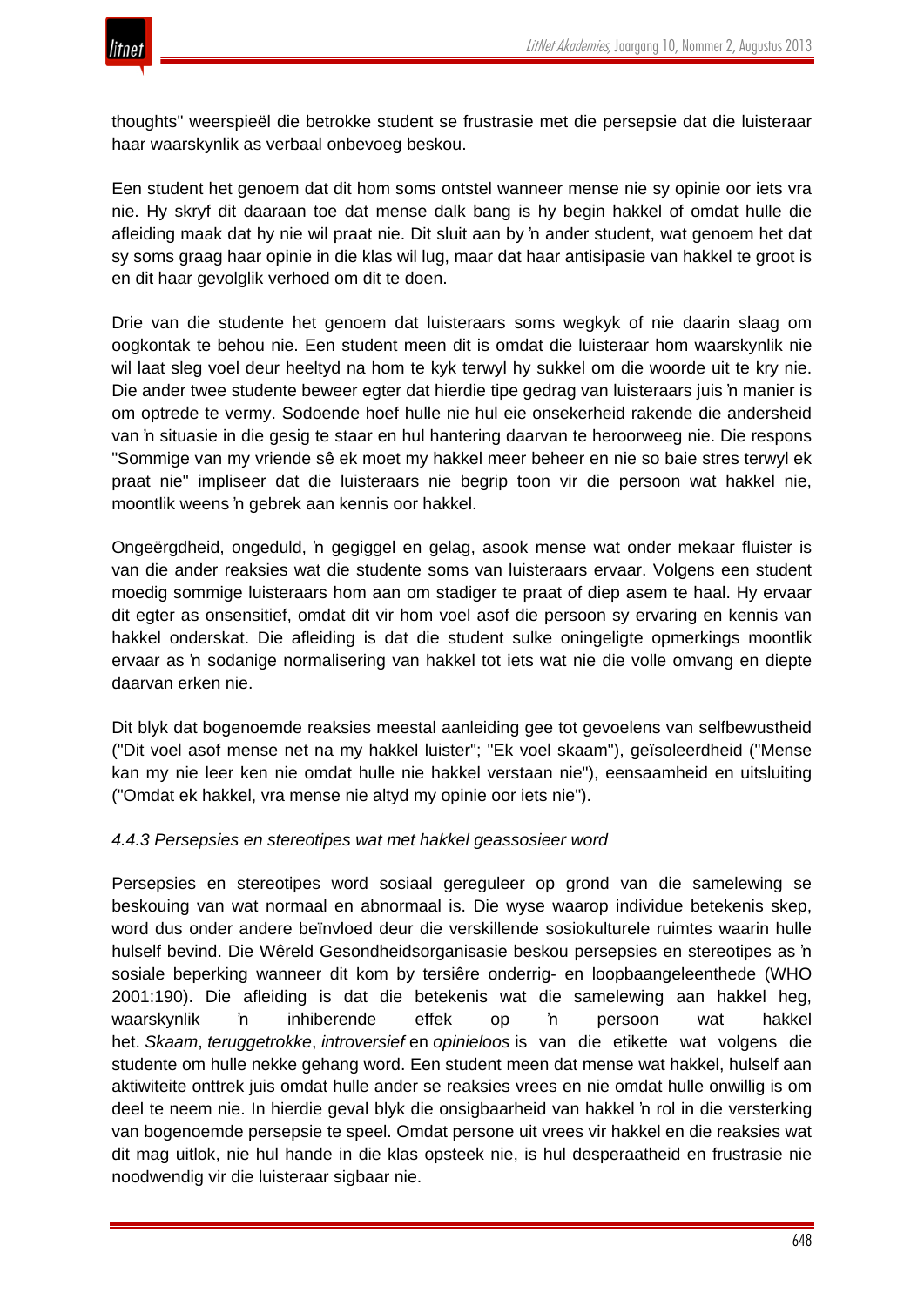thoughts" weerspieël die betrokke student se frustrasie met die persepsie dat die luisteraar haar waarskynlik as verbaal onbevoeg beskou.

Een student het genoem dat dit hom soms ontstel wanneer mense nie sy opinie oor iets vra nie. Hy skryf dit daaraan toe dat mense dalk bang is hy begin hakkel of omdat hulle die afleiding maak dat hy nie wil praat nie. Dit sluit aan by ŉ ander student, wat genoem het dat sy soms graag haar opinie in die klas wil lug, maar dat haar antisipasie van hakkel te groot is en dit haar gevolglik verhoed om dit te doen.

Drie van die studente het genoem dat luisteraars soms wegkyk of nie daarin slaag om oogkontak te behou nie. Een student meen dit is omdat die luisteraar hom waarskynlik nie wil laat sleg voel deur heeltyd na hom te kyk terwyl hy sukkel om die woorde uit te kry nie. Die ander twee studente beweer egter dat hierdie tipe gedrag van luisteraars juis ŉ manier is om optrede te vermy. Sodoende hoef hulle nie hul eie onsekerheid rakende die andersheid van ŉ situasie in die gesig te staar en hul hantering daarvan te heroorweeg nie. Die respons "Sommige van my vriende sê ek moet my hakkel meer beheer en nie so baie stres terwyl ek praat nie" impliseer dat die luisteraars nie begrip toon vir die persoon wat hakkel nie, moontlik weens ŉ gebrek aan kennis oor hakkel.

Ongeërgdheid, ongeduld, ŉ gegiggel en gelag, asook mense wat onder mekaar fluister is van die ander reaksies wat die studente soms van luisteraars ervaar. Volgens een student moedig sommige luisteraars hom aan om stadiger te praat of diep asem te haal. Hy ervaar dit egter as onsensitief, omdat dit vir hom voel asof die persoon sy ervaring en kennis van hakkel onderskat. Die afleiding is dat die student sulke oningeligte opmerkings moontlik ervaar as ŉ sodanige normalisering van hakkel tot iets wat nie die volle omvang en diepte daarvan erken nie.

Dit blyk dat bogenoemde reaksies meestal aanleiding gee tot gevoelens van selfbewustheid ("Dit voel asof mense net na my hakkel luister"; "Ek voel skaam"), geïsoleerdheid ("Mense kan my nie leer ken nie omdat hulle nie hakkel verstaan nie"), eensaamheid en uitsluiting ("Omdat ek hakkel, vra mense nie altyd my opinie oor iets nie").

*4.4.3 Persepsies en stereotipes wat met hakkel geassosieer word*

Persepsies en stereotipes word sosiaal gereguleer op grond van die samelewing se beskouing van wat normaal en abnormaal is. Die wyse waarop individue betekenis skep, word dus onder andere beïnvloed deur die verskillende sosiokulturele ruimtes waarin hulle hulself bevind. Die Wêreld Gesondheidsorganisasie beskou persepsies en stereotipes as ŉ sosiale beperking wanneer dit kom by tersiêre onderrig- en loopbaangeleenthede (WHO 2001:190). Die afleiding is dat die betekenis wat die samelewing aan hakkel heg, waarskynlik ŉ inhiberende effek op ŉ persoon wat hakkel het. *Skaam*, *teruggetrokke*, *introversief* en *opinieloos* is van die etikette wat volgens die studente om hulle nekke gehang word. Een student meen dat mense wat hakkel, hulself aan aktiwiteite onttrek juis omdat hulle ander se reaksies vrees en nie omdat hulle onwillig is om deel te neem nie. In hierdie geval blyk die onsigbaarheid van hakkel ŉ rol in die versterking van bogenoemde persepsie te speel. Omdat persone uit vrees vir hakkel en die reaksies wat dit mag uitlok, nie hul hande in die klas opsteek nie, is hul desperaatheid en frustrasie nie noodwendig vir die luisteraar sigbaar nie.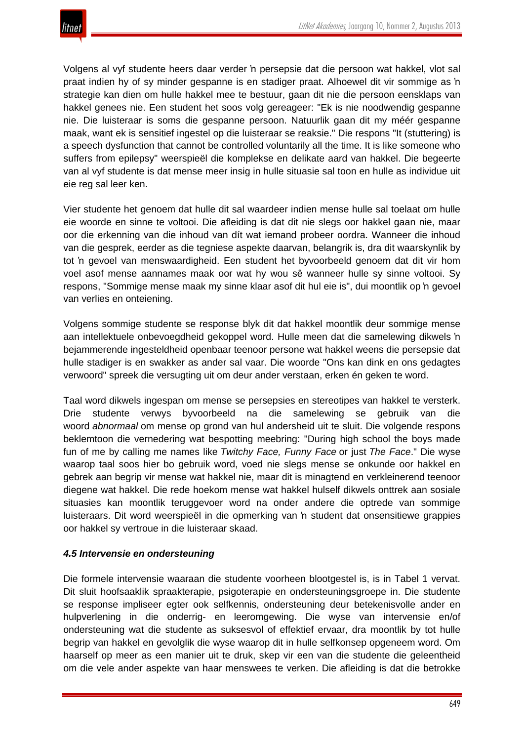Volgens al vyf studente heers daar verder ŉ persepsie dat die persoon wat hakkel, vlot sal praat indien hy of sy minder gespanne is en stadiger praat. Alhoewel dit vir sommige as ŉ strategie kan dien om hulle hakkel mee te bestuur, gaan dit nie die persoon eensklaps van hakkel genees nie. Een student het soos volg gereageer: "Ek is nie noodwendig gespanne nie. Die luisteraar is soms die gespanne persoon. Natuurlik gaan dit my méér gespanne maak, want ek is sensitief ingestel op die luisteraar se reaksie." Die respons "It (stuttering) is a speech dysfunction that cannot be controlled voluntarily all the time. It is like someone who suffers from epilepsy" weerspieël die komplekse en delikate aard van hakkel. Die begeerte van al vyf studente is dat mense meer insig in hulle situasie sal toon en hulle as individue uit eie reg sal leer ken.

Vier studente het genoem dat hulle dit sal waardeer indien mense hulle sal toelaat om hulle eie woorde en sinne te voltooi. Die afleiding is dat dit nie slegs oor hakkel gaan nie, maar oor die erkenning van die inhoud van dít wat iemand probeer oordra. Wanneer die inhoud van die gesprek, eerder as die tegniese aspekte daarvan, belangrik is, dra dit waarskynlik by tot ŉ gevoel van menswaardigheid. Een student het byvoorbeeld genoem dat dit vir hom voel asof mense aannames maak oor wat hy wou sê wanneer hulle sy sinne voltooi. Sy respons, "Sommige mense maak my sinne klaar asof dit hul eie is", dui moontlik op ŉ gevoel van verlies en onteiening.

Volgens sommige studente se response blyk dit dat hakkel moontlik deur sommige mense aan intellektuele onbevoegdheid gekoppel word. Hulle meen dat die samelewing dikwels ŉ bejammerende ingesteldheid openbaar teenoor persone wat hakkel weens die persepsie dat hulle stadiger is en swakker as ander sal vaar. Die woorde "Ons kan dink en ons gedagtes verwoord" spreek die versugting uit om deur ander verstaan, erken én geken te word.

Taal word dikwels ingespan om mense se persepsies en stereotipes van hakkel te versterk. Drie studente verwys byvoorbeeld na die samelewing se gebruik van die woord *abnormaal* om mense op grond van hul andersheid uit te sluit. Die volgende respons beklemtoon die vernedering wat bespotting meebring: "During high school the boys made fun of me by calling me names like *Twitchy Face, Funny Face* or just *The Face*." Die wyse waarop taal soos hier bo gebruik word, voed nie slegs mense se onkunde oor hakkel en gebrek aan begrip vir mense wat hakkel nie, maar dit is minagtend en verkleinerend teenoor diegene wat hakkel. Die rede hoekom mense wat hakkel hulself dikwels onttrek aan sosiale situasies kan moontlik teruggevoer word na onder andere die optrede van sommige luisteraars. Dit word weerspieël in die opmerking van ŉ student dat onsensitiewe grappies oor hakkel sy vertroue in die luisteraar skaad.

#### *4.5 Intervensie en ondersteuning*

Die formele intervensie waaraan die studente voorheen blootgestel is, is in Tabel 1 vervat. Dit sluit hoofsaaklik spraakterapie, psigoterapie en ondersteuningsgroepe in. Die studente se response impliseer egter ook selfkennis, ondersteuning deur betekenisvolle ander en hulpverlening in die onderrig- en leeromgewing. Die wyse van intervensie en/of ondersteuning wat die studente as suksesvol of effektief ervaar, dra moontlik by tot hulle begrip van hakkel en gevolglik die wyse waarop dit in hulle selfkonsep opgeneem word. Om haarself op meer as een manier uit te druk, skep vir een van die studente die geleentheid om die vele ander aspekte van haar menswees te verken. Die afleiding is dat die betrokke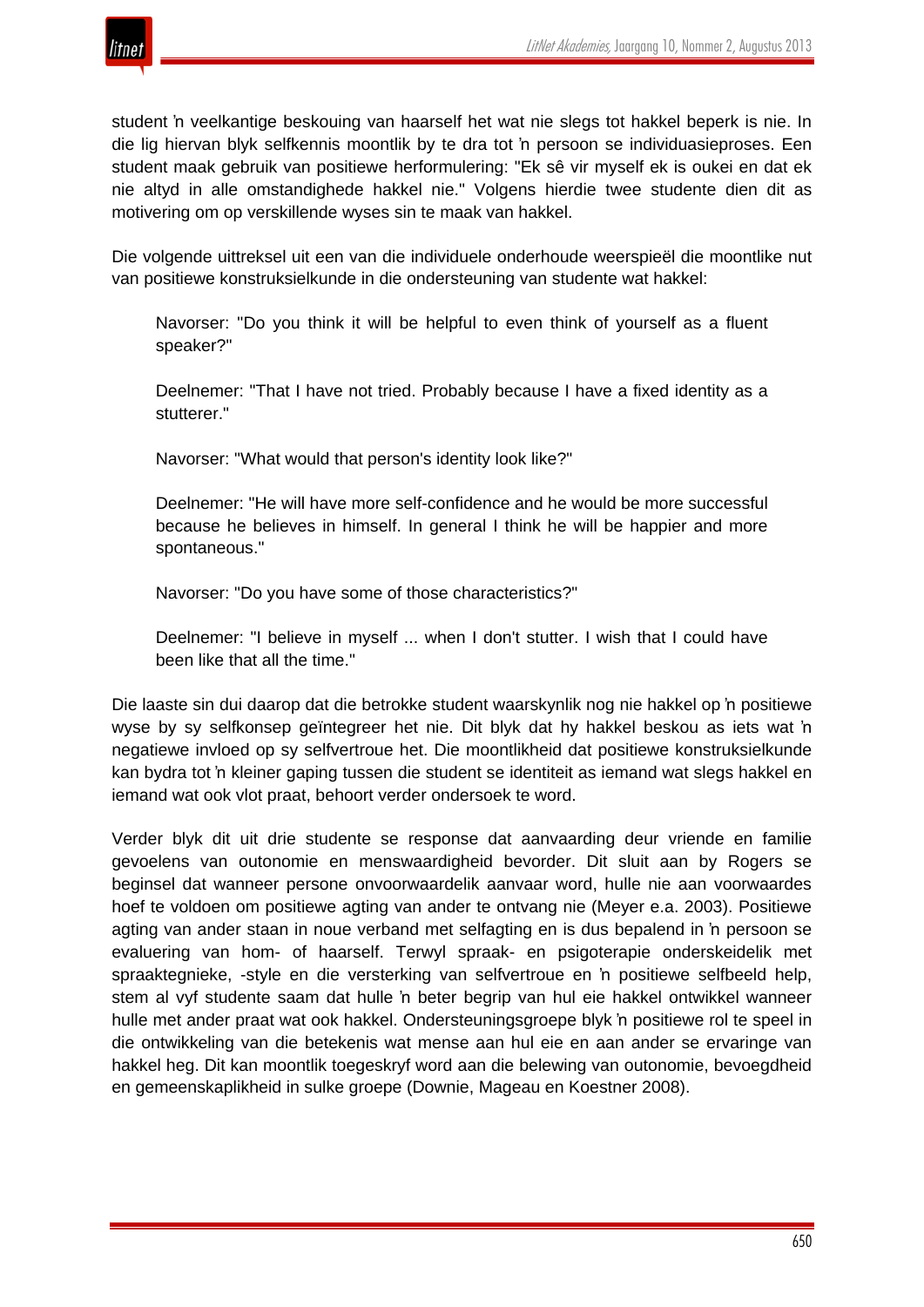student ŉ veelkantige beskouing van haarself het wat nie slegs tot hakkel beperk is nie. In die lig hiervan blyk selfkennis moontlik by te dra tot ŉ persoon se individuasieproses. Een student maak gebruik van positiewe herformulering: "Ek sê vir myself ek is oukei en dat ek nie altyd in alle omstandighede hakkel nie." Volgens hierdie twee studente dien dit as motivering om op verskillende wyses sin te maak van hakkel.

Die volgende uittreksel uit een van die individuele onderhoude weerspieël die moontlike nut van positiewe konstruksielkunde in die ondersteuning van studente wat hakkel:

> Navorser: "Do you think it will be helpful to even think of yourself as a fluent speaker?"
>
> Deelnemer: "That I have not tried. Probably because I have a fixed identity as a stutterer."
>
> Navorser: "What would that person's identity look like?"
>
> Deelnemer: "He will have more self-confidence and he would be more successful because he believes in himself. In general I think he will be happier and more spontaneous."
>
> Navorser: "Do you have some of those characteristics?"
>
> Deelnemer: "I believe in myself ... when I don't stutter. I wish that I could have been like that all the time."

Die laaste sin dui daarop dat die betrokke student waarskynlik nog nie hakkel op ŉ positiewe wyse by sy selfkonsep geïntegreer het nie. Dit blyk dat hy hakkel beskou as iets wat ŉ negatiewe invloed op sy selfvertroue het. Die moontlikheid dat positiewe konstruksielkunde kan bydra tot ŉ kleiner gaping tussen die student se identiteit as iemand wat slegs hakkel en iemand wat ook vlot praat, behoort verder ondersoek te word.

Verder blyk dit uit drie studente se response dat aanvaarding deur vriende en familie gevoelens van outonomie en menswaardigheid bevorder. Dit sluit aan by Rogers se beginsel dat wanneer persone onvoorwaardelik aanvaar word, hulle nie aan voorwaardes hoef te voldoen om positiewe agting van ander te ontvang nie (Meyer e.a. 2003). Positiewe agting van ander staan in noue verband met selfagting en is dus bepalend in ŉ persoon se evaluering van hom- of haarself. Terwyl spraak- en psigoterapie onderskeidelik met spraaktegnieke, -style en die versterking van selfvertroue en ŉ positiewe selfbeeld help, stem al vyf studente saam dat hulle ŉ beter begrip van hul eie hakkel ontwikkel wanneer hulle met ander praat wat ook hakkel. Ondersteuningsgroepe blyk ŉ positiewe rol te speel in die ontwikkeling van die betekenis wat mense aan hul eie en aan ander se ervaringe van hakkel heg. Dit kan moontlik toegeskryf word aan die belewing van outonomie, bevoegdheid en gemeenskaplikheid in sulke groepe (Downie, Mageau en Koestner 2008).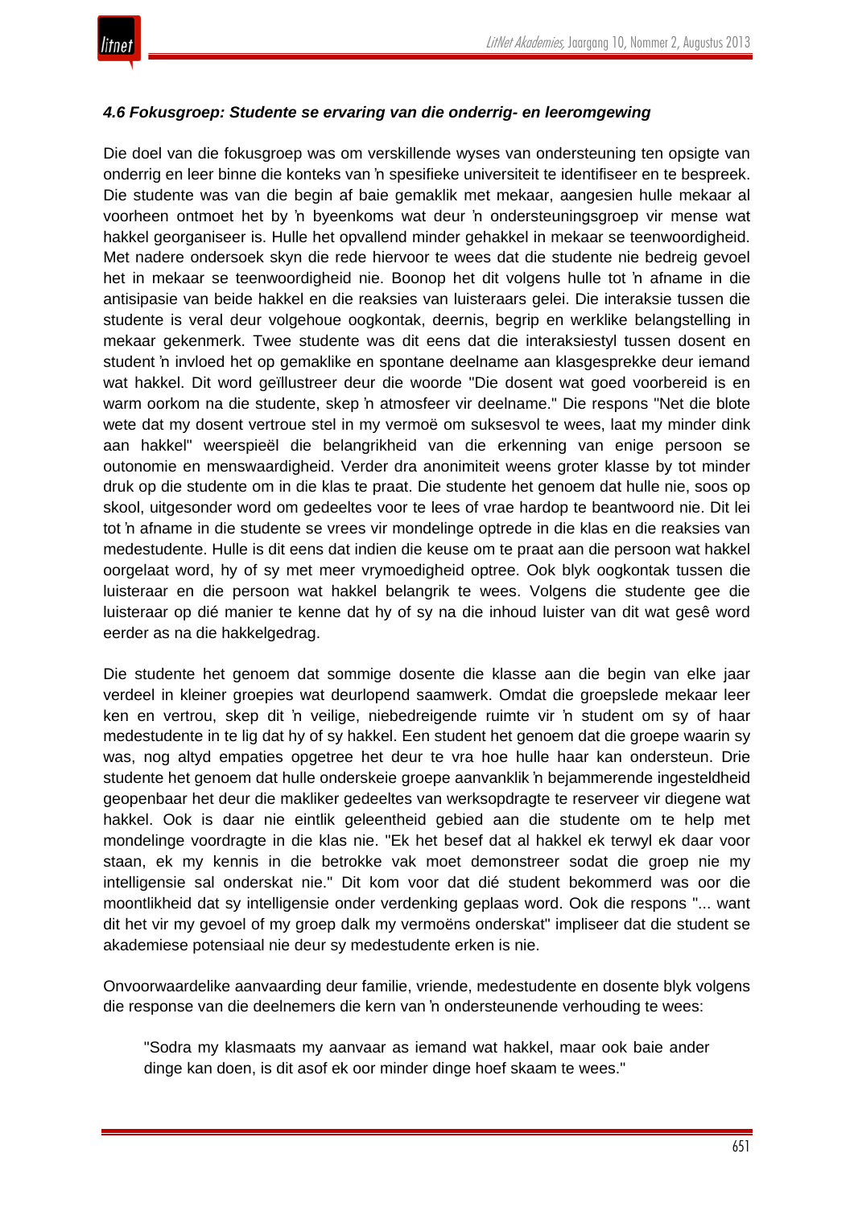### *4.6 Fokusgroep: Studente se ervaring van die onderrig- en leeromgewing*

Die doel van die fokusgroep was om verskillende wyses van ondersteuning ten opsigte van onderrig en leer binne die konteks van ŉ spesifieke universiteit te identifiseer en te bespreek. Die studente was van die begin af baie gemaklik met mekaar, aangesien hulle mekaar al voorheen ontmoet het by ŉ byeenkoms wat deur ŉ ondersteuningsgroep vir mense wat hakkel georganiseer is. Hulle het opvallend minder gehakkel in mekaar se teenwoordigheid. Met nadere ondersoek skyn die rede hiervoor te wees dat die studente nie bedreig gevoel het in mekaar se teenwoordigheid nie. Boonop het dit volgens hulle tot ŉ afname in die antisipasie van beide hakkel en die reaksies van luisteraars gelei. Die interaksie tussen die studente is veral deur volgehoue oogkontak, deernis, begrip en werklike belangstelling in mekaar gekenmerk. Twee studente was dit eens dat die interaksiestyl tussen dosent en student ŉ invloed het op gemaklike en spontane deelname aan klasgesprekke deur iemand wat hakkel. Dit word geïllustreer deur die woorde "Die dosent wat goed voorbereid is en warm oorkom na die studente, skep ŉ atmosfeer vir deelname." Die respons "Net die blote wete dat my dosent vertroue stel in my vermoë om suksesvol te wees, laat my minder dink aan hakkel" weerspieël die belangrikheid van die erkenning van enige persoon se outonomie en menswaardigheid. Verder dra anonimiteit weens groter klasse by tot minder druk op die studente om in die klas te praat. Die studente het genoem dat hulle nie, soos op skool, uitgesonder word om gedeeltes voor te lees of vrae hardop te beantwoord nie. Dit lei tot ŉ afname in die studente se vrees vir mondelinge optrede in die klas en die reaksies van medestudente. Hulle is dit eens dat indien die keuse om te praat aan die persoon wat hakkel oorgelaat word, hy of sy met meer vrymoedigheid optree. Ook blyk oogkontak tussen die luisteraar en die persoon wat hakkel belangrik te wees. Volgens die studente gee die luisteraar op dié manier te kenne dat hy of sy na die inhoud luister van dit wat gesê word eerder as na die hakkelgedrag.

Die studente het genoem dat sommige dosente die klasse aan die begin van elke jaar verdeel in kleiner groepies wat deurlopend saamwerk. Omdat die groepslede mekaar leer ken en vertrou, skep dit ŉ veilige, niebedreigende ruimte vir ŉ student om sy of haar medestudente in te lig dat hy of sy hakkel. Een student het genoem dat die groepe waarin sy was, nog altyd empaties opgetree het deur te vra hoe hulle haar kan ondersteun. Drie studente het genoem dat hulle onderskeie groepe aanvanklik ŉ bejammerende ingesteldheid geopenbaar het deur die makliker gedeeltes van werksopdragte te reserveer vir diegene wat hakkel. Ook is daar nie eintlik geleentheid gebied aan die studente om te help met mondelinge voordragte in die klas nie. "Ek het besef dat al hakkel ek terwyl ek daar voor staan, ek my kennis in die betrokke vak moet demonstreer sodat die groep nie my intelligensie sal onderskat nie." Dit kom voor dat dié student bekommerd was oor die moontlikheid dat sy intelligensie onder verdenking geplaas word. Ook die respons "... want dit het vir my gevoel of my groep dalk my vermoëns onderskat" impliseer dat die student se akademiese potensiaal nie deur sy medestudente erken is nie.

Onvoorwaardelike aanvaarding deur familie, vriende, medestudente en dosente blyk volgens die response van die deelnemers die kern van ŉ ondersteunende verhouding te wees:

> "Sodra my klasmaats my aanvaar as iemand wat hakkel, maar ook baie ander dinge kan doen, is dit asof ek oor minder dinge hoef skaam te wees."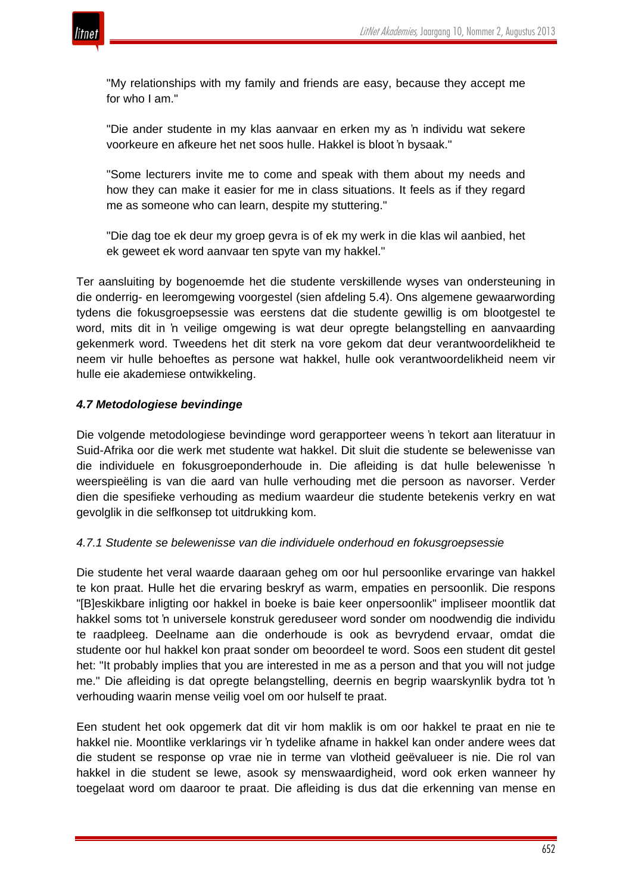> "My relationships with my family and friends are easy, because they accept me for who I am."
>
> "Die ander studente in my klas aanvaar en erken my as ŉ individu wat sekere voorkeure en afkeure het net soos hulle. Hakkel is bloot ŉ bysaak."
>
> "Some lecturers invite me to come and speak with them about my needs and how they can make it easier for me in class situations. It feels as if they regard me as someone who can learn, despite my stuttering."
>
> "Die dag toe ek deur my groep gevra is of ek my werk in die klas wil aanbied, het ek geweet ek word aanvaar ten spyte van my hakkel."

Ter aansluiting by bogenoemde het die studente verskillende wyses van ondersteuning in die onderrig- en leeromgewing voorgestel (sien afdeling 5.4). Ons algemene gewaarwording tydens die fokusgroepsessie was eerstens dat die studente gewillig is om blootgestel te word, mits dit in ŉ veilige omgewing is wat deur opregte belangstelling en aanvaarding gekenmerk word. Tweedens het dit sterk na vore gekom dat deur verantwoordelikheid te neem vir hulle behoeftes as persone wat hakkel, hulle ook verantwoordelikheid neem vir hulle eie akademiese ontwikkeling.

### *4.7 Metodologiese bevindinge*

Die volgende metodologiese bevindinge word gerapporteer weens ŉ tekort aan literatuur in Suid-Afrika oor die werk met studente wat hakkel. Dit sluit die studente se belewenisse van die individuele en fokusgroeponderhoude in. Die afleiding is dat hulle belewenisse ŉ weerspieëling is van die aard van hulle verhouding met die persoon as navorser. Verder dien die spesifieke verhouding as medium waardeur die studente betekenis verkry en wat gevolglik in die selfkonsep tot uitdrukking kom.

#### *4.7.1 Studente se belewenisse van die individuele onderhoud en fokusgroepsessie*

Die studente het veral waarde daaraan geheg om oor hul persoonlike ervaringe van hakkel te kon praat. Hulle het die ervaring beskryf as warm, empaties en persoonlik. Die respons "[B]eskikbare inligting oor hakkel in boeke is baie keer onpersoonlik" impliseer moontlik dat hakkel soms tot ŉ universele konstruk gereduseer word sonder om noodwendig die individu te raadpleeg. Deelname aan die onderhoude is ook as bevrydend ervaar, omdat die studente oor hul hakkel kon praat sonder om beoordeel te word. Soos een student dit gestel het: "It probably implies that you are interested in me as a person and that you will not judge me." Die afleiding is dat opregte belangstelling, deernis en begrip waarskynlik bydra tot ŉ verhouding waarin mense veilig voel om oor hulself te praat.

Een student het ook opgemerk dat dit vir hom maklik is om oor hakkel te praat en nie te hakkel nie. Moontlike verklarings vir ŉ tydelike afname in hakkel kan onder andere wees dat die student se response op vrae nie in terme van vlotheid geëvalueer is nie. Die rol van hakkel in die student se lewe, asook sy menswaardigheid, word ook erken wanneer hy toegelaat word om daaroor te praat. Die afleiding is dus dat die erkenning van mense en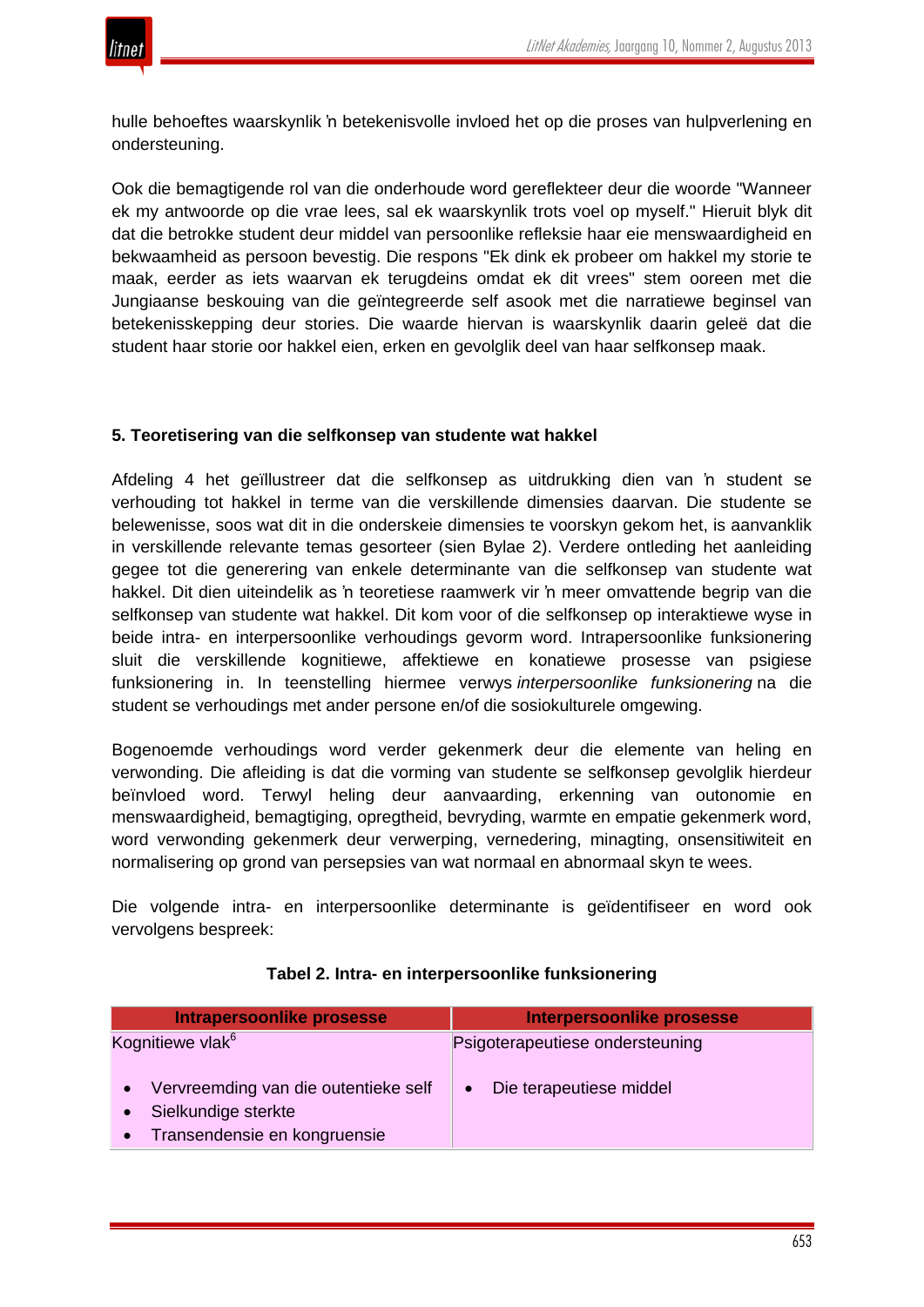hulle behoeftes waarskynlik ŉ betekenisvolle invloed het op die proses van hulpverlening en ondersteuning.

Ook die bemagtigende rol van die onderhoude word gereflekteer deur die woorde "Wanneer ek my antwoorde op die vrae lees, sal ek waarskynlik trots voel op myself." Hieruit blyk dit dat die betrokke student deur middel van persoonlike refleksie haar eie menswaardigheid en bekwaamheid as persoon bevestig. Die respons "Ek dink ek probeer om hakkel my storie te maak, eerder as iets waarvan ek terugdeins omdat ek dit vrees" stem ooreen met die Jungiaanse beskouing van die geïntegreerde self asook met die narratiewe beginsel van betekenisskepping deur stories. Die waarde hiervan is waarskynlik daarin geleë dat die student haar storie oor hakkel eien, erken en gevolglik deel van haar selfkonsep maak.

### 5. Teoretisering van die selfkonsep van studente wat hakkel

Afdeling 4 het geïllustreer dat die selfkonsep as uitdrukking dien van ŉ student se verhouding tot hakkel in terme van die verskillende dimensies daarvan. Die studente se belewenisse, soos wat dit in die onderskeie dimensies te voorskyn gekom het, is aanvanklik in verskillende relevante temas gesorteer (sien Bylae 2). Verdere ontleding het aanleiding gegee tot die generering van enkele determinante van die selfkonsep van studente wat hakkel. Dit dien uiteindelik as ŉ teoretiese raamwerk vir ŉ meer omvattende begrip van die selfkonsep van studente wat hakkel. Dit kom voor of die selfkonsep op interaktiewe wyse in beide intra- en interpersoonlike verhoudings gevorm word. Intrapersoonlike funksionering sluit die verskillende kognitiewe, affektiewe en konatiewe prosesse van psigiese funksionering in. In teenstelling hiermee verwys *interpersoonlike funksionering* na die student se verhoudings met ander persone en/of die sosiokulturele omgewing.

Bogenoemde verhoudings word verder gekenmerk deur die elemente van heling en verwonding. Die afleiding is dat die vorming van studente se selfkonsep gevolglik hierdeur beïnvloed word. Terwyl heling deur aanvaarding, erkenning van outonomie en menswaardigheid, bemagtiging, opregtheid, bevryding, warmte en empatie gekenmerk word, word verwonding gekenmerk deur verwerping, vernedering, minagting, onsensitiwiteit en normalisering op grond van persepsies van wat normaal en abnormaal skyn te wees.

Die volgende intra- en interpersoonlike determinante is geïdentifiseer en word ook vervolgens bespreek:

**Tabel 2. Intra- en interpersoonlike funksionering**

| Intrapersoonlike prosesse | Interpersoonlike prosesse |
| --- | --- |
| Kognitiewe vlak[6]<br><br>• Vervreemding van die outentieke self<br>• Sielkundige sterkte<br>• Transendensie en kongruensie | Psigoterapeutiese ondersteuning<br><br>• Die terapeutiese middel |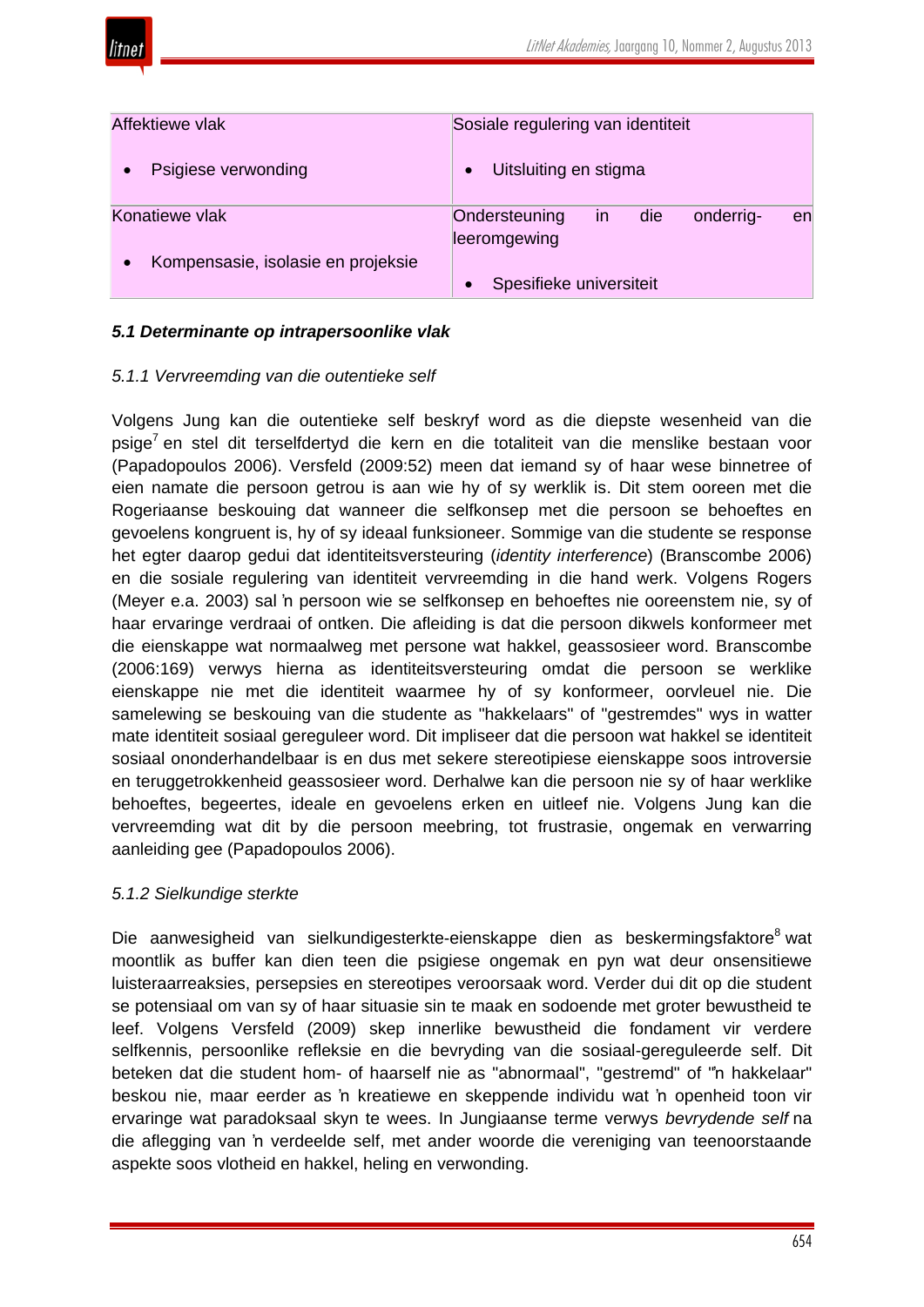| Affektiewe vlak<br><br>• Psigiese verwonding | Sosiale regulering van identiteit<br><br>• Uitsluiting en stigma |
|---|---|
| Konatiewe vlak<br><br>• Kompensasie, isolasie en projeksie | Ondersteuning in die onderrig- en leeromgewing<br><br>• Spesifieke universiteit |

***5.1 Determinante op intrapersoonlike vlak***

*5.1.1 Vervreemding van die outentieke self*

Volgens Jung kan die outentieke self beskryf word as die diepste wesenheid van die psige[7] en stel dit terselfdertyd die kern en die totaliteit van die menslike bestaan voor (Papadopoulos 2006). Versfeld (2009:52) meen dat iemand sy of haar wese binnetree of eien namate die persoon getrou is aan wie hy of sy werklik is. Dit stem ooreen met die Rogeriaanse beskouing dat wanneer die selfkonsep met die persoon se behoeftes en gevoelens kongruent is, hy of sy ideaal funksioneer. Sommige van die studente se response het egter daarop gedui dat identiteitsversteuring (*identity interference*) (Branscombe 2006) en die sosiale regulering van identiteit vervreemding in die hand werk. Volgens Rogers (Meyer e.a. 2003) sal ŉ persoon wie se selfkonsep en behoeftes nie ooreenstem nie, sy of haar ervaringe verdraai of ontken. Die afleiding is dat die persoon dikwels konformeer met die eienskappe wat normaalweg met persone wat hakkel, geassosieer word. Branscombe (2006:169) verwys hierna as identiteitsversteuring omdat die persoon se werklike eienskappe nie met die identiteit waarmee hy of sy konformeer, oorvleuel nie. Die samelewing se beskouing van die studente as "hakkelaars" of "gestremdes" wys in watter mate identiteit sosiaal gereguleer word. Dit impliseer dat die persoon wat hakkel se identiteit sosiaal ononderhandelbaar is en dus met sekere stereotipiese eienskappe soos introversie en teruggetrokkenheid geassosieer word. Derhalwe kan die persoon nie sy of haar werklike behoeftes, begeertes, ideale en gevoelens erken en uitleef nie. Volgens Jung kan die vervreemding wat dit by die persoon meebring, tot frustrasie, ongemak en verwarring aanleiding gee (Papadopoulos 2006).

*5.1.2 Sielkundige sterkte*

Die aanwesigheid van sielkundigesterkte-eienskappe dien as beskermingsfaktore[8] wat moontlik as buffer kan dien teen die psigiese ongemak en pyn wat deur onsensitiewe luisteraarreaksies, persepsies en stereotipes veroorsaak word. Verder dui dit op die student se potensiaal om van sy of haar situasie sin te maak en sodoende met groter bewustheid te leef. Volgens Versfeld (2009) skep innerlike bewustheid die fondament vir verdere selfkennis, persoonlike refleksie en die bevryding van die sosiaal-gereguleerde self. Dit beteken dat die student hom- of haarself nie as "abnormaal", "gestremd" of "ŉ hakkelaar" beskou nie, maar eerder as ŉ kreatiewe en skeppende individu wat ŉ openheid toon vir ervaringe wat paradoksaal skyn te wees. In Jungiaanse terme verwys *bevrydende self* na die aflegging van ŉ verdeelde self, met ander woorde die vereniging van teenoorstaande aspekte soos vlotheid en hakkel, heling en verwonding.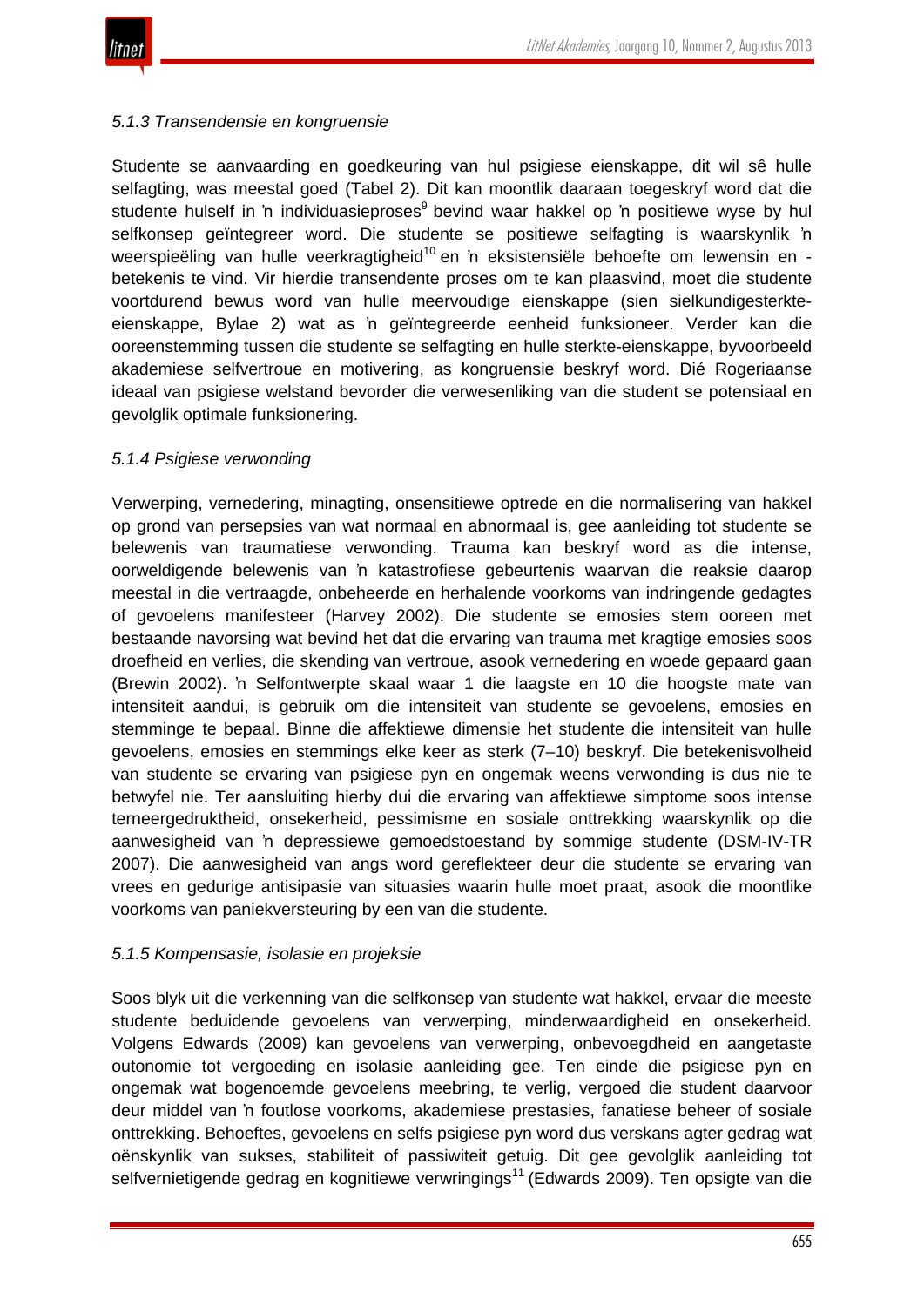*5.1.3 Transendensie en kongruensie*

Studente se aanvaarding en goedkeuring van hul psigiese eienskappe, dit wil sê hulle selfagting, was meestal goed (Tabel 2). Dit kan moontlik daaraan toegeskryf word dat die studente hulself in 'n individuasieproses[9] bevind waar hakkel op 'n positiewe wyse by hul selfkonsep geïntegreer word. Die studente se positiewe selfagting is waarskynlik 'n weerspieëling van hulle veerkragtigheid[10] en 'n eksistensiële behoefte om lewensin en -betekenis te vind. Vir hierdie transendente proses om te kan plaasvind, moet die studente voortdurend bewus word van hulle meervoudige eienskappe (sien sielkundigesterkte-eienskappe, Bylae 2) wat as 'n geïntegreerde eenheid funksioneer. Verder kan die ooreenstemming tussen die studente se selfagting en hulle sterkte-eienskappe, byvoorbeeld akademiese selfvertroue en motivering, as kongruensie beskryf word. Dié Rogeriaanse ideaal van psigiese welstand bevorder die verwesenliking van die student se potensiaal en gevolglik optimale funksionering.

*5.1.4 Psigiese verwonding*

Verwerping, vernedering, minagting, onsensitiewe optrede en die normalisering van hakkel op grond van persepsies van wat normaal en abnormaal is, gee aanleiding tot studente se belewenis van traumatiese verwonding. Trauma kan beskryf word as die intense, oorweldigende belewenis van 'n katastrofiese gebeurtenis waarvan die reaksie daarop meestal in die vertraagde, onbeheerde en herhalende voorkoms van indringende gedagtes of gevoelens manifesteer (Harvey 2002). Die studente se emosies stem ooreen met bestaande navorsing wat bevind het dat die ervaring van trauma met kragtige emosies soos droefheid en verlies, die skending van vertroue, asook vernedering en woede gepaard gaan (Brewin 2002). 'n Selfontwerpte skaal waar 1 die laagste en 10 die hoogste mate van intensiteit aandui, is gebruik om die intensiteit van studente se gevoelens, emosies en stemminge te bepaal. Binne die affektiewe dimensie het studente die intensiteit van hulle gevoelens, emosies en stemmings elke keer as sterk (7–10) beskryf. Die betekenisvolheid van studente se ervaring van psigiese pyn en ongemak weens verwonding is dus nie te betwyfel nie. Ter aansluiting hierby dui die ervaring van affektiewe simptome soos intense terneergedruktheid, onsekerheid, pessimisme en sosiale onttrekking waarskynlik op die aanwesigheid van 'n depressiewe gemoedstoestand by sommige studente (DSM-IV-TR 2007). Die aanwesigheid van angs word gereflekteer deur die studente se ervaring van vrees en gedurige antisipasie van situasies waarin hulle moet praat, asook die moontlike voorkoms van paniekversteuring by een van die studente.

*5.1.5 Kompensasie, isolasie en projeksie*

Soos blyk uit die verkenning van die selfkonsep van studente wat hakkel, ervaar die meeste studente beduidende gevoelens van verwerping, minderwaardigheid en onsekerheid. Volgens Edwards (2009) kan gevoelens van verwerping, onbevoegdheid en aangetaste outonomie tot vergoeding en isolasie aanleiding gee. Ten einde die psigiese pyn en ongemak wat bogenoemde gevoelens meebring, te verlig, vergoed die student daarvoor deur middel van 'n foutlose voorkoms, akademiese prestasies, fanatiese beheer of sosiale onttrekking. Behoeftes, gevoelens en selfs psigiese pyn word dus verskans agter gedrag wat oënskynlik van sukses, stabiliteit of passiwiteit getuig. Dit gee gevolglik aanleiding tot selfvernietigende gedrag en kognitiewe verwringings[11] (Edwards 2009). Ten opsigte van die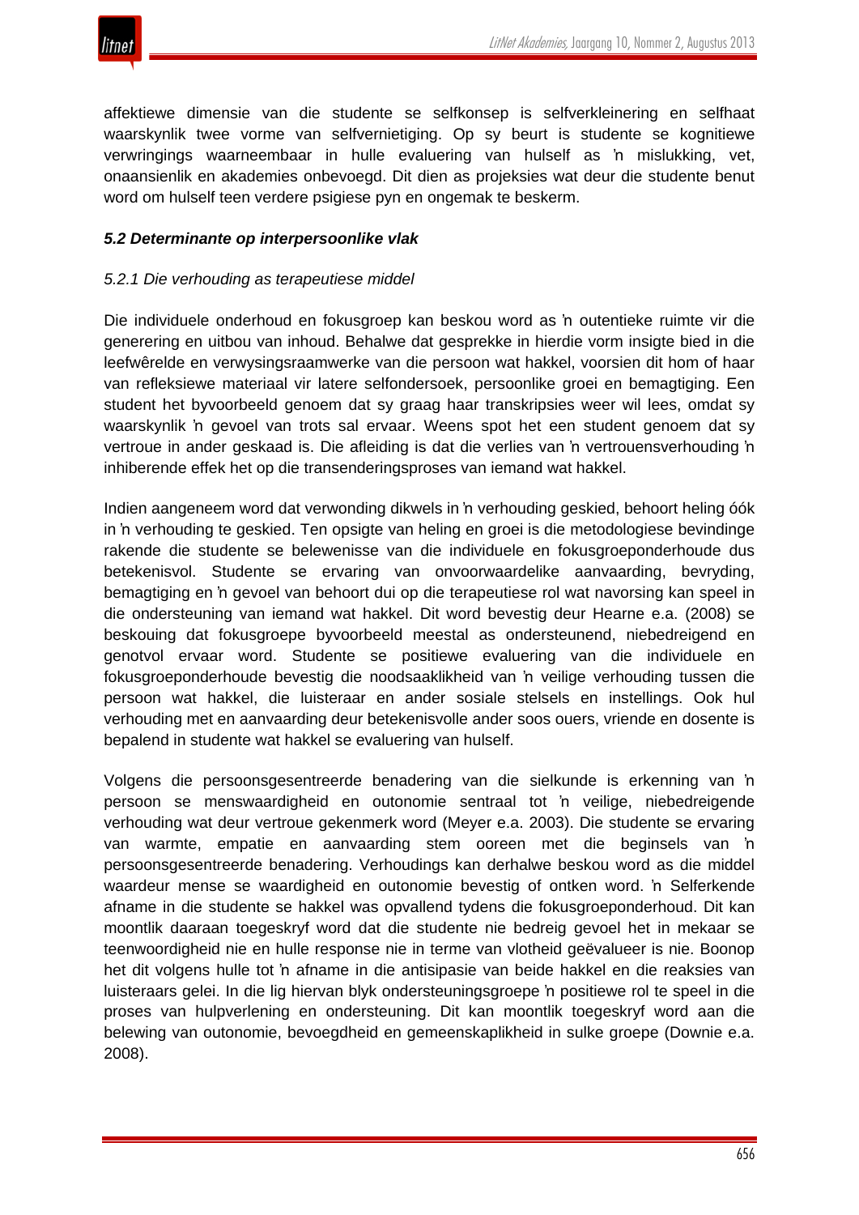affektiewe dimensie van die studente se selfkonsep is selfverkleinering en selfhaat waarskynlik twee vorme van selfvernietiging. Op sy beurt is studente se kognitiewe verwringings waarneembaar in hulle evaluering van hulself as ŉ mislukking, vet, onaansienlik en akademies onbevoegd. Dit dien as projeksies wat deur die studente benut word om hulself teen verdere psigiese pyn en ongemak te beskerm.

### *5.2 Determinante op interpersoonlike vlak*

#### *5.2.1 Die verhouding as terapeutiese middel*

Die individuele onderhoud en fokusgroep kan beskou word as ŉ outentieke ruimte vir die generering en uitbou van inhoud. Behalwe dat gesprekke in hierdie vorm insigte bied in die leefwêrelde en verwysingsraamwerke van die persoon wat hakkel, voorsien dit hom of haar van refleksiewe materiaal vir latere selfondersoek, persoonlike groei en bemagtiging. Een student het byvoorbeeld genoem dat sy graag haar transkripsies weer wil lees, omdat sy waarskynlik ŉ gevoel van trots sal ervaar. Weens spot het een student genoem dat sy vertroue in ander geskaad is. Die afleiding is dat die verlies van ŉ vertrouensverhouding ŉ inhiberende effek het op die transenderingsproses van iemand wat hakkel.

Indien aangeneem word dat verwonding dikwels in ŉ verhouding geskied, behoort heling óók in ŉ verhouding te geskied. Ten opsigte van heling en groei is die metodologiese bevindinge rakende die studente se belewenisse van die individuele en fokusgroeponderhoude dus betekenisvol. Studente se ervaring van onvoorwaardelike aanvaarding, bevryding, bemagtiging en ŉ gevoel van behoort dui op die terapeutiese rol wat navorsing kan speel in die ondersteuning van iemand wat hakkel. Dit word bevestig deur Hearne e.a. (2008) se beskouing dat fokusgroepe byvoorbeeld meestal as ondersteunend, niebedreigend en genotvol ervaar word. Studente se positiewe evaluering van die individuele en fokusgroeponderhoude bevestig die noodsaaklikheid van ŉ veilige verhouding tussen die persoon wat hakkel, die luisteraar en ander sosiale stelsels en instellings. Ook hul verhouding met en aanvaarding deur betekenisvolle ander soos ouers, vriende en dosente is bepalend in studente wat hakkel se evaluering van hulself.

Volgens die persoonsgesentreerde benadering van die sielkunde is erkenning van ŉ persoon se menswaardigheid en outonomie sentraal tot ŉ veilige, niebedreigende verhouding wat deur vertroue gekenmerk word (Meyer e.a. 2003). Die studente se ervaring van warmte, empatie en aanvaarding stem ooreen met die beginsels van ŉ persoonsgesentreerde benadering. Verhoudings kan derhalwe beskou word as die middel waardeur mense se waardigheid en outonomie bevestig of ontken word. ŉ Selferkende afname in die studente se hakkel was opvallend tydens die fokusgroeponderhoud. Dit kan moontlik daaraan toegeskryf word dat die studente nie bedreig gevoel het in mekaar se teenwoordigheid nie en hulle response nie in terme van vlotheid geëvalueer is nie. Boonop het dit volgens hulle tot ŉ afname in die antisipasie van beide hakkel en die reaksies van luisteraars gelei. In die lig hiervan blyk ondersteuningsgroepe ŉ positiewe rol te speel in die proses van hulpverlening en ondersteuning. Dit kan moontlik toegeskryf word aan die belewing van outonomie, bevoegdheid en gemeenskaplikheid in sulke groepe (Downie e.a. 2008).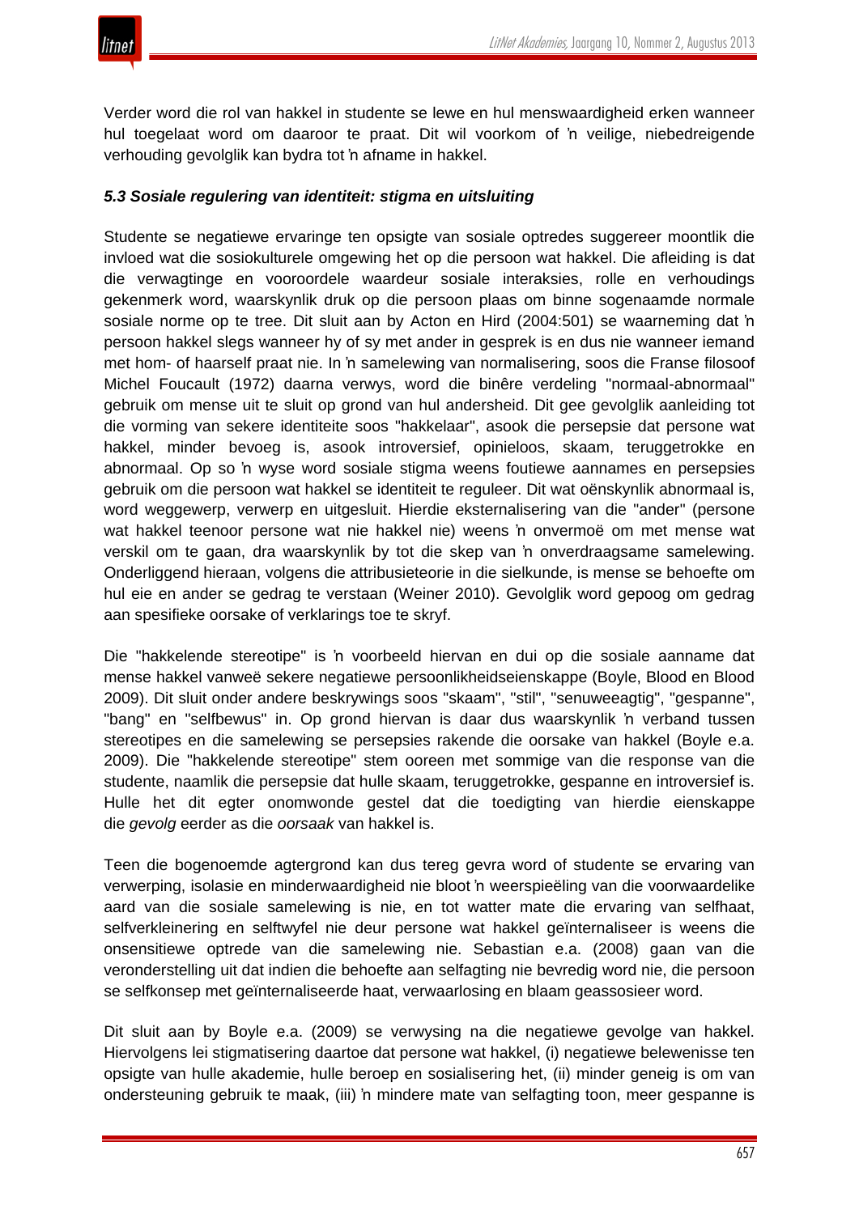Verder word die rol van hakkel in studente se lewe en hul menswaardigheid erken wanneer hul toegelaat word om daaroor te praat. Dit wil voorkom of ŉ veilige, niebedreigende verhouding gevolglik kan bydra tot ŉ afname in hakkel.

### *5.3 Sosiale regulering van identiteit: stigma en uitsluiting*

Studente se negatiewe ervaringe ten opsigte van sosiale optredes suggereer moontlik die invloed wat die sosiokulturele omgewing het op die persoon wat hakkel. Die afleiding is dat die verwagtinge en vooroordele waardeur sosiale interaksies, rolle en verhoudings gekenmerk word, waarskynlik druk op die persoon plaas om binne sogenaamde normale sosiale norme op te tree. Dit sluit aan by Acton en Hird (2004:501) se waarneming dat ŉ persoon hakkel slegs wanneer hy of sy met ander in gesprek is en dus nie wanneer iemand met hom- of haarself praat nie. In ŉ samelewing van normalisering, soos die Franse filosoof Michel Foucault (1972) daarna verwys, word die binêre verdeling "normaal-abnormaal" gebruik om mense uit te sluit op grond van hul andersheid. Dit gee gevolglik aanleiding tot die vorming van sekere identiteite soos "hakkelaar", asook die persepsie dat persone wat hakkel, minder bevoeg is, asook introversief, opinieloos, skaam, teruggetrokke en abnormaal. Op so ŉ wyse word sosiale stigma weens foutiewe aannames en persepsies gebruik om die persoon wat hakkel se identiteit te reguleer. Dit wat oënskynlik abnormaal is, word weggewerp, verwerp en uitgesluit. Hierdie eksternalisering van die "ander" (persone wat hakkel teenoor persone wat nie hakkel nie) weens ŉ onvermoë om met mense wat verskil om te gaan, dra waarskynlik by tot die skep van ŉ onverdraagsame samelewing. Onderliggend hieraan, volgens die attribusieteorie in die sielkunde, is mense se behoefte om hul eie en ander se gedrag te verstaan (Weiner 2010). Gevolglik word gepoog om gedrag aan spesifieke oorsake of verklarings toe te skryf.

Die "hakkelende stereotipe" is ŉ voorbeeld hiervan en dui op die sosiale aanname dat mense hakkel vanweë sekere negatiewe persoonlikheidseienskappe (Boyle, Blood en Blood 2009). Dit sluit onder andere beskrywings soos "skaam", "stil", "senuweeagtig", "gespanne", "bang" en "selfbewus" in. Op grond hiervan is daar dus waarskynlik ŉ verband tussen stereotipes en die samelewing se persepsies rakende die oorsake van hakkel (Boyle e.a. 2009). Die "hakkelende stereotipe" stem ooreen met sommige van die response van die studente, naamlik die persepsie dat hulle skaam, teruggetrokke, gespanne en introversief is. Hulle het dit egter onomwonde gestel dat die toedigting van hierdie eienskappe die *gevolg* eerder as die *oorsaak* van hakkel is.

Teen die bogenoemde agtergrond kan dus tereg gevra word of studente se ervaring van verwerping, isolasie en minderwaardigheid nie bloot ŉ weerspieëling van die voorwaardelike aard van die sosiale samelewing is nie, en tot watter mate die ervaring van selfhaat, selfverkleinering en selftwyfel nie deur persone wat hakkel geïnternaliseer is weens die onsensitiewe optrede van die samelewing nie. Sebastian e.a. (2008) gaan van die veronderstelling uit dat indien die behoefte aan selfagting nie bevredig word nie, die persoon se selfkonsep met geïnternaliseerde haat, verwaarlosing en blaam geassosieer word.

Dit sluit aan by Boyle e.a. (2009) se verwysing na die negatiewe gevolge van hakkel. Hiervolgens lei stigmatisering daartoe dat persone wat hakkel, (i) negatiewe belewenisse ten opsigte van hulle akademie, hulle beroep en sosialisering het, (ii) minder geneig is om van ondersteuning gebruik te maak, (iii) ŉ mindere mate van selfagting toon, meer gespanne is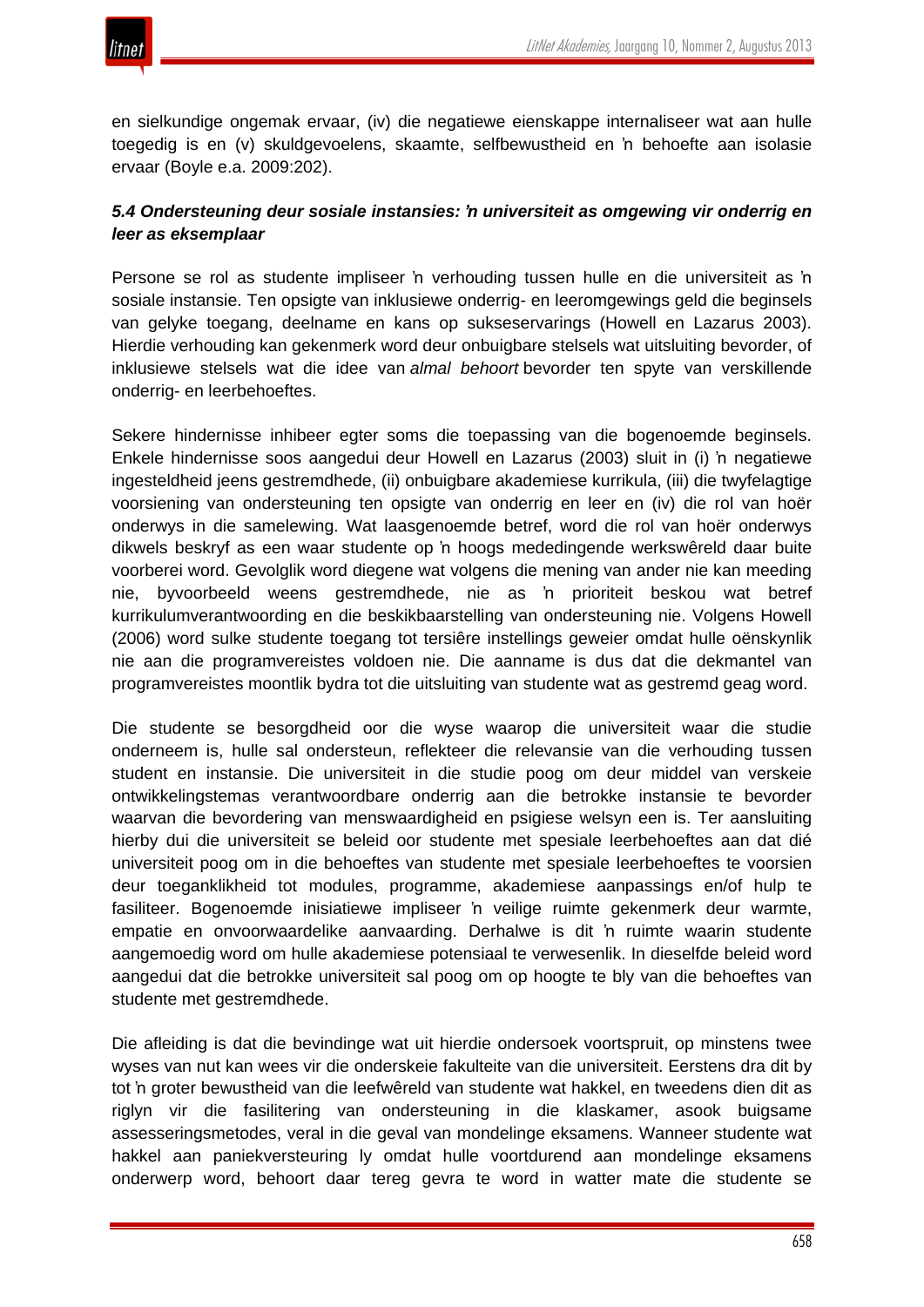en sielkundige ongemak ervaar, (iv) die negatiewe eienskappe internaliseer wat aan hulle toegedig is en (v) skuldgevoelens, skaamte, selfbewustheid en ŉ behoefte aan isolasie ervaar (Boyle e.a. 2009:202).

### *5.4 Ondersteuning deur sosiale instansies: ŉ universiteit as omgewing vir onderrig en leer as eksemplaar*

Persone se rol as studente impliseer ŉ verhouding tussen hulle en die universiteit as ŉ sosiale instansie. Ten opsigte van inklusiewe onderrig- en leeromgewings geld die beginsels van gelyke toegang, deelname en kans op sukseservarings (Howell en Lazarus 2003). Hierdie verhouding kan gekenmerk word deur onbuigbare stelsels wat uitsluiting bevorder, of inklusiewe stelsels wat die idee van *almal behoort* bevorder ten spyte van verskillende onderrig- en leerbehoeftes.

Sekere hindernisse inhibeer egter soms die toepassing van die bogenoemde beginsels. Enkele hindernisse soos aangedui deur Howell en Lazarus (2003) sluit in (i) ŉ negatiewe ingesteldheid jeens gestremdhede, (ii) onbuigbare akademiese kurrikula, (iii) die twyfelagtige voorsiening van ondersteuning ten opsigte van onderrig en leer en (iv) die rol van hoër onderwys in die samelewing. Wat laasgenoemde betref, word die rol van hoër onderwys dikwels beskryf as een waar studente op ŉ hoogs mededingende werkswêreld daar buite voorberei word. Gevolglik word diegene wat volgens die mening van ander nie kan meeding nie, byvoorbeeld weens gestremdhede, nie as ŉ prioriteit beskou wat betref kurrikulumverantwoording en die beskikbaarstelling van ondersteuning nie. Volgens Howell (2006) word sulke studente toegang tot tersiêre instellings geweier omdat hulle oënskynlik nie aan die programvereistes voldoen nie. Die aanname is dus dat die dekmantel van programvereistes moontlik bydra tot die uitsluiting van studente wat as gestremd geag word.

Die studente se besorgdheid oor die wyse waarop die universiteit waar die studie onderneem is, hulle sal ondersteun, reflekteer die relevansie van die verhouding tussen student en instansie. Die universiteit in die studie poog om deur middel van verskeie ontwikkelingstemas verantwoordbare onderrig aan die betrokke instansie te bevorder waarvan die bevordering van menswaardigheid en psigiese welsyn een is. Ter aansluiting hierby dui die universiteit se beleid oor studente met spesiale leerbehoeftes aan dat dié universiteit poog om in die behoeftes van studente met spesiale leerbehoeftes te voorsien deur toeganklikheid tot modules, programme, akademiese aanpassings en/of hulp te fasiliteer. Bogenoemde inisiatiewe impliseer ŉ veilige ruimte gekenmerk deur warmte, empatie en onvoorwaardelike aanvaarding. Derhalwe is dit ŉ ruimte waarin studente aangemoedig word om hulle akademiese potensiaal te verwesenlik. In dieselfde beleid word aangedui dat die betrokke universiteit sal poog om op hoogte te bly van die behoeftes van studente met gestremdhede.

Die afleiding is dat die bevindinge wat uit hierdie ondersoek voortspruit, op minstens twee wyses van nut kan wees vir die onderskeie fakulteite van die universiteit. Eerstens dra dit by tot ŉ groter bewustheid van die leefwêreld van studente wat hakkel, en tweedens dien dit as riglyn vir die fasilitering van ondersteuning in die klaskamer, asook buigsame assesseringsmetodes, veral in die geval van mondelinge eksamens. Wanneer studente wat hakkel aan paniekversteuring ly omdat hulle voortdurend aan mondelinge eksamens onderwerp word, behoort daar tereg gevra te word in watter mate die studente se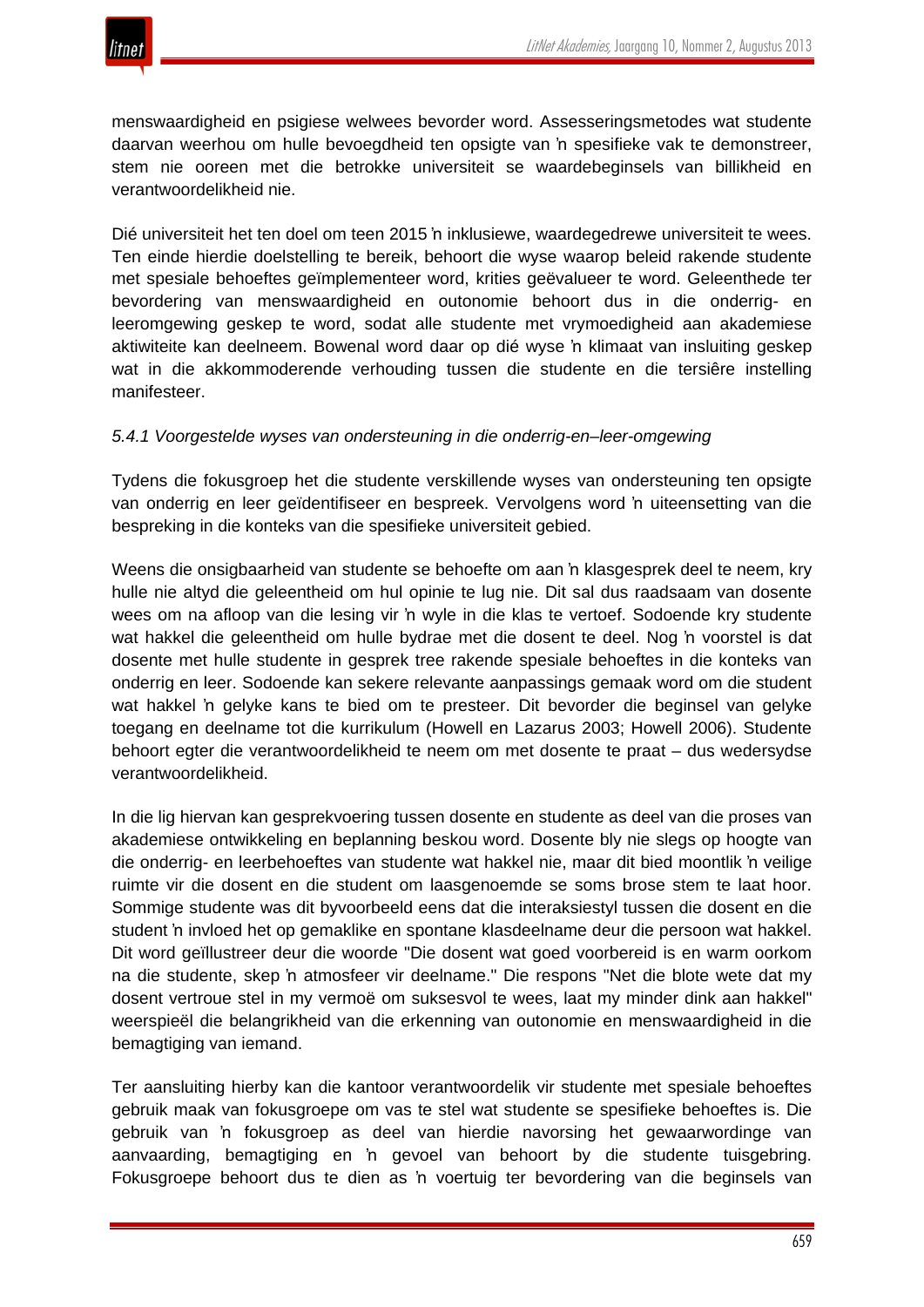menswaardigheid en psigiese welwees bevorder word. Assesseringsmetodes wat studente daarvan weerhou om hulle bevoegdheid ten opsigte van ŉ spesifieke vak te demonstreer, stem nie ooreen met die betrokke universiteit se waardebeginsels van billikheid en verantwoordelikheid nie.

Dié universiteit het ten doel om teen 2015 ŉ inklusiewe, waardegedrewe universiteit te wees. Ten einde hierdie doelstelling te bereik, behoort die wyse waarop beleid rakende studente met spesiale behoeftes geïmplementeer word, krities geëvalueer te word. Geleenthede ter bevordering van menswaardigheid en outonomie behoort dus in die onderrig- en leeromgewing geskep te word, sodat alle studente met vrymoedigheid aan akademiese aktiwiteite kan deelneem. Bowenal word daar op dié wyse ŉ klimaat van insluiting geskep wat in die akkommoderende verhouding tussen die studente en die tersiêre instelling manifesteer.

*5.4.1 Voorgestelde wyses van ondersteuning in die onderrig-en–leer-omgewing*

Tydens die fokusgroep het die studente verskillende wyses van ondersteuning ten opsigte van onderrig en leer geïdentifiseer en bespreek. Vervolgens word ŉ uiteensetting van die bespreking in die konteks van die spesifieke universiteit gebied.

Weens die onsigbaarheid van studente se behoefte om aan ŉ klasgesprek deel te neem, kry hulle nie altyd die geleentheid om hul opinie te lug nie. Dit sal dus raadsaam van dosente wees om na afloop van die lesing vir ŉ wyle in die klas te vertoef. Sodoende kry studente wat hakkel die geleentheid om hulle bydrae met die dosent te deel. Nog ŉ voorstel is dat dosente met hulle studente in gesprek tree rakende spesiale behoeftes in die konteks van onderrig en leer. Sodoende kan sekere relevante aanpassings gemaak word om die student wat hakkel ŉ gelyke kans te bied om te presteer. Dit bevorder die beginsel van gelyke toegang en deelname tot die kurrikulum (Howell en Lazarus 2003; Howell 2006). Studente behoort egter die verantwoordelikheid te neem om met dosente te praat – dus wedersydse verantwoordelikheid.

In die lig hiervan kan gesprekvoering tussen dosente en studente as deel van die proses van akademiese ontwikkeling en beplanning beskou word. Dosente bly nie slegs op hoogte van die onderrig- en leerbehoeftes van studente wat hakkel nie, maar dit bied moontlik ŉ veilige ruimte vir die dosent en die student om laasgenoemde se soms brose stem te laat hoor. Sommige studente was dit byvoorbeeld eens dat die interaksiestyl tussen die dosent en die student ŉ invloed het op gemaklike en spontane klasdeelname deur die persoon wat hakkel. Dit word geïllustreer deur die woorde "Die dosent wat goed voorbereid is en warm oorkom na die studente, skep ŉ atmosfeer vir deelname." Die respons "Net die blote wete dat my dosent vertroue stel in my vermoë om suksesvol te wees, laat my minder dink aan hakkel" weerspieël die belangrikheid van die erkenning van outonomie en menswaardigheid in die bemagtiging van iemand.

Ter aansluiting hierby kan die kantoor verantwoordelik vir studente met spesiale behoeftes gebruik maak van fokusgroepe om vas te stel wat studente se spesifieke behoeftes is. Die gebruik van ŉ fokusgroep as deel van hierdie navorsing het gewaarwordinge van aanvaarding, bemagtiging en ŉ gevoel van behoort by die studente tuisgebring. Fokusgroepe behoort dus te dien as ŉ voertuig ter bevordering van die beginsels van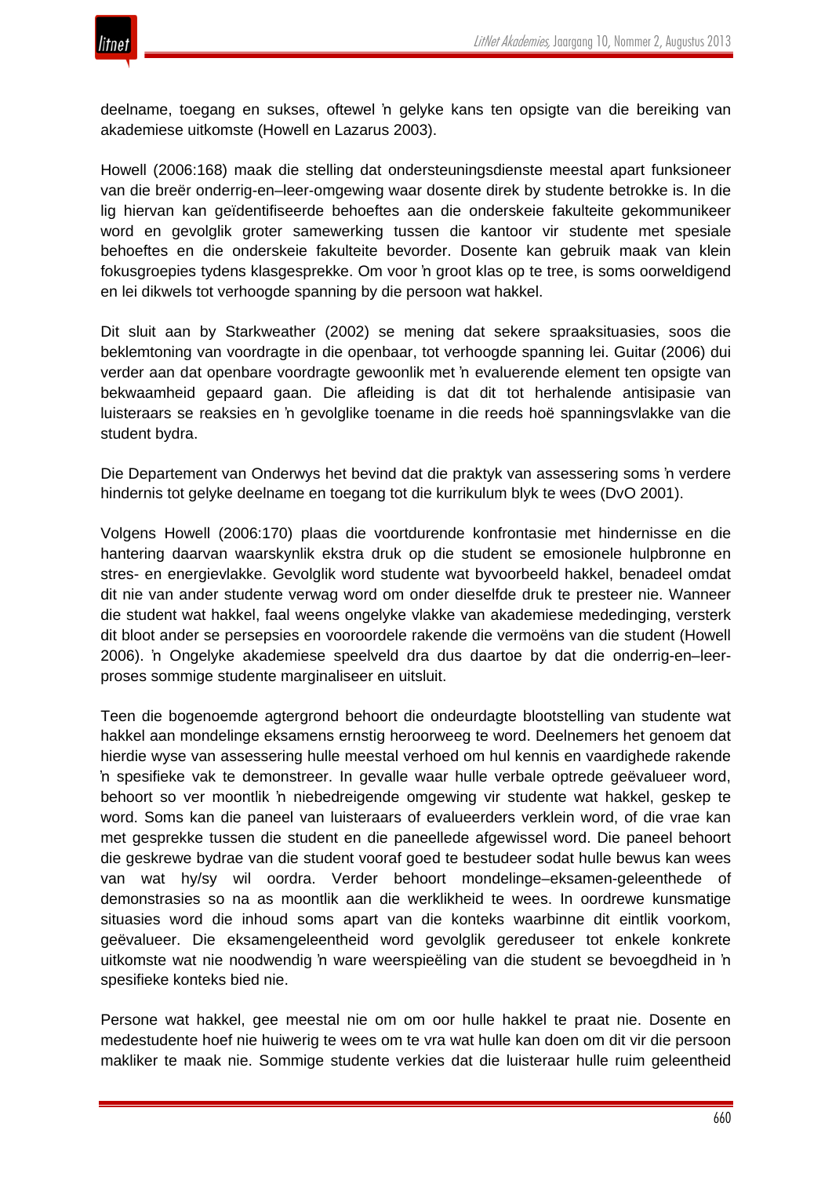deelname, toegang en sukses, oftewel ŉ gelyke kans ten opsigte van die bereiking van akademiese uitkomste (Howell en Lazarus 2003).

Howell (2006:168) maak die stelling dat ondersteuningsdienste meestal apart funksioneer van die breër onderrig-en–leer-omgewing waar dosente direk by studente betrokke is. In die lig hiervan kan geïdentifiseerde behoeftes aan die onderskeie fakulteite gekommunikeer word en gevolglik groter samewerking tussen die kantoor vir studente met spesiale behoeftes en die onderskeie fakulteite bevorder. Dosente kan gebruik maak van klein fokusgroepies tydens klasgesprekke. Om voor ŉ groot klas op te tree, is soms oorweldigend en lei dikwels tot verhoogde spanning by die persoon wat hakkel.

Dit sluit aan by Starkweather (2002) se mening dat sekere spraaksituasies, soos die beklemtoning van voordragte in die openbaar, tot verhoogde spanning lei. Guitar (2006) dui verder aan dat openbare voordragte gewoonlik met ŉ evaluerende element ten opsigte van bekwaamheid gepaard gaan. Die afleiding is dat dit tot herhalende antisipasie van luisteraars se reaksies en ŉ gevolglike toename in die reeds hoë spanningsvlakke van die student bydra.

Die Departement van Onderwys het bevind dat die praktyk van assessering soms ŉ verdere hindernis tot gelyke deelname en toegang tot die kurrikulum blyk te wees (DvO 2001).

Volgens Howell (2006:170) plaas die voortdurende konfrontasie met hindernisse en die hantering daarvan waarskynlik ekstra druk op die student se emosionele hulpbronne en stres- en energievlakke. Gevolglik word studente wat byvoorbeeld hakkel, benadeel omdat dit nie van ander studente verwag word om onder dieselfde druk te presteer nie. Wanneer die student wat hakkel, faal weens ongelyke vlakke van akademiese mededinging, versterk dit bloot ander se persepsies en vooroordele rakende die vermoëns van die student (Howell 2006). ŉ Ongelyke akademiese speelveld dra dus daartoe by dat die onderrig-en–leer-proses sommige studente marginaliseer en uitsluit.

Teen die bogenoemde agtergrond behoort die ondeurdagte blootstelling van studente wat hakkel aan mondelinge eksamens ernstig heroorweeg te word. Deelnemers het genoem dat hierdie wyse van assessering hulle meestal verhoed om hul kennis en vaardighede rakende ŉ spesifieke vak te demonstreer. In gevalle waar hulle verbale optrede geëvalueer word, behoort so ver moontlik ŉ niebedreigende omgewing vir studente wat hakkel, geskep te word. Soms kan die paneel van luisteraars of evalueerders verklein word, of die vrae kan met gesprekke tussen die student en die paneellede afgewissel word. Die paneel behoort die geskrewe bydrae van die student vooraf goed te bestudeer sodat hulle bewus kan wees van wat hy/sy wil oordra. Verder behoort mondelinge–eksamen-geleenthede of demonstrasies so na as moontlik aan die werklikheid te wees. In oordrewe kunsmatige situasies word die inhoud soms apart van die konteks waarbinne dit eintlik voorkom, geëvalueer. Die eksamengeleentheid word gevolglik gereduseer tot enkele konkrete uitkomste wat nie noodwendig ŉ ware weerspieëling van die student se bevoegdheid in ŉ spesifieke konteks bied nie.

Persone wat hakkel, gee meestal nie om om oor hulle hakkel te praat nie. Dosente en medestudente hoef nie huiwerig te wees om te vra wat hulle kan doen om dit vir die persoon makliker te maak nie. Sommige studente verkies dat die luisteraar hulle ruim geleentheid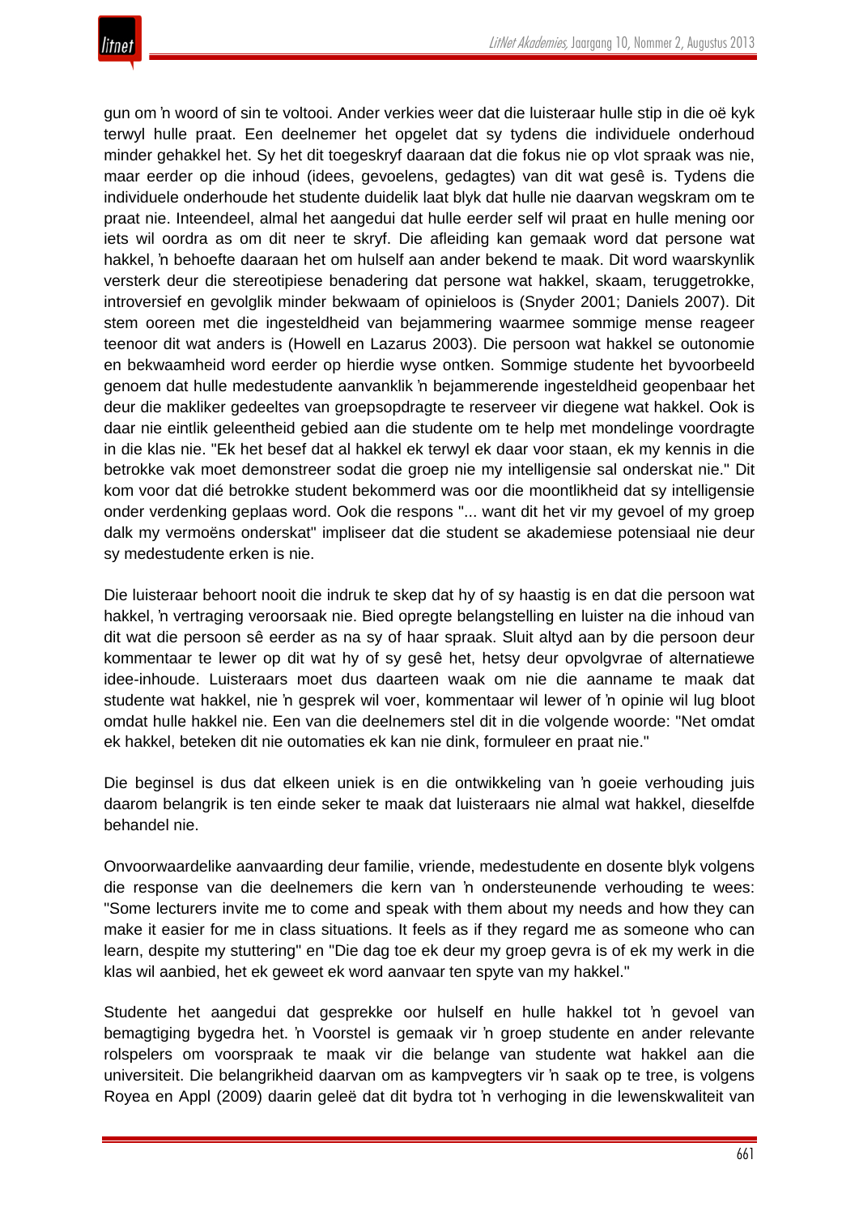gun om ŉ woord of sin te voltooi. Ander verkies weer dat die luisteraar hulle stip in die oë kyk terwyl hulle praat. Een deelnemer het opgelet dat sy tydens die individuele onderhoud minder gehakkel het. Sy het dit toegeskryf daaraan dat die fokus nie op vlot spraak was nie, maar eerder op die inhoud (idees, gevoelens, gedagtes) van dit wat gesê is. Tydens die individuele onderhoude het studente duidelik laat blyk dat hulle nie daarvan wegskram om te praat nie. Inteendeel, almal het aangedui dat hulle eerder self wil praat en hulle mening oor iets wil oordra as om dit neer te skryf. Die afleiding kan gemaak word dat persone wat hakkel, ŉ behoefte daaraan het om hulself aan ander bekend te maak. Dit word waarskynlik versterk deur die stereotipiese benadering dat persone wat hakkel, skaam, teruggetrokke, introversief en gevolglik minder bekwaam of opinieloos is (Snyder 2001; Daniels 2007). Dit stem ooreen met die ingesteldheid van bejammering waarmee sommige mense reageer teenoor dit wat anders is (Howell en Lazarus 2003). Die persoon wat hakkel se outonomie en bekwaamheid word eerder op hierdie wyse ontken. Sommige studente het byvoorbeeld genoem dat hulle medestudente aanvanklik ŉ bejammerende ingesteldheid geopenbaar het deur die makliker gedeeltes van groepsopdragte te reserveer vir diegene wat hakkel. Ook is daar nie eintlik geleentheid gebied aan die studente om te help met mondelinge voordragte in die klas nie. "Ek het besef dat al hakkel ek terwyl ek daar voor staan, ek my kennis in die betrokke vak moet demonstreer sodat die groep nie my intelligensie sal onderskat nie." Dit kom voor dat dié betrokke student bekommerd was oor die moontlikheid dat sy intelligensie onder verdenking geplaas word. Ook die respons "... want dit het vir my gevoel of my groep dalk my vermoëns onderskat" impliseer dat die student se akademiese potensiaal nie deur sy medestudente erken is nie.

Die luisteraar behoort nooit die indruk te skep dat hy of sy haastig is en dat die persoon wat hakkel, ŉ vertraging veroorsaak nie. Bied opregte belangstelling en luister na die inhoud van dit wat die persoon sê eerder as na sy of haar spraak. Sluit altyd aan by die persoon deur kommentaar te lewer op dit wat hy of sy gesê het, hetsy deur opvolgvrae of alternatiewe idee-inhoude. Luisteraars moet dus daarteen waak om nie die aanname te maak dat studente wat hakkel, nie ŉ gesprek wil voer, kommentaar wil lewer of ŉ opinie wil lug bloot omdat hulle hakkel nie. Een van die deelnemers stel dit in die volgende woorde: "Net omdat ek hakkel, beteken dit nie outomaties ek kan nie dink, formuleer en praat nie."

Die beginsel is dus dat elkeen uniek is en die ontwikkeling van ŉ goeie verhouding juis daarom belangrik is ten einde seker te maak dat luisteraars nie almal wat hakkel, dieselfde behandel nie.

Onvoorwaardelike aanvaarding deur familie, vriende, medestudente en dosente blyk volgens die response van die deelnemers die kern van ŉ ondersteunende verhouding te wees: "Some lecturers invite me to come and speak with them about my needs and how they can make it easier for me in class situations. It feels as if they regard me as someone who can learn, despite my stuttering" en "Die dag toe ek deur my groep gevra is of ek my werk in die klas wil aanbied, het ek geweet ek word aanvaar ten spyte van my hakkel."

Studente het aangedui dat gesprekke oor hulself en hulle hakkel tot ŉ gevoel van bemagtiging bygedra het. ŉ Voorstel is gemaak vir ŉ groep studente en ander relevante rolspelers om voorspraak te maak vir die belange van studente wat hakkel aan die universiteit. Die belangrikheid daarvan om as kampvegters vir ŉ saak op te tree, is volgens Royea en Appl (2009) daarin geleë dat dit bydra tot ŉ verhoging in die lewenskwaliteit van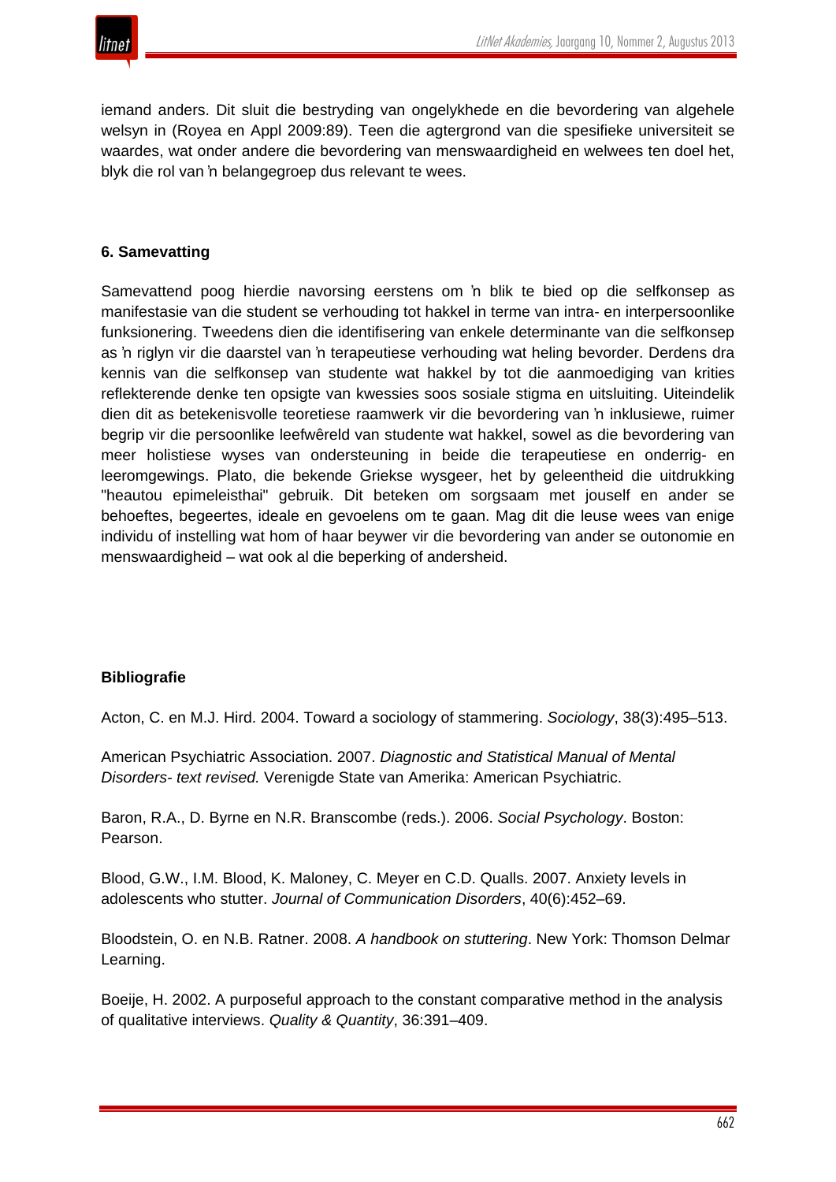iemand anders. Dit sluit die bestryding van ongelykhede en die bevordering van algehele welsyn in (Royea en Appl 2009:89). Teen die agtergrond van die spesifieke universiteit se waardes, wat onder andere die bevordering van menswaardigheid en welwees ten doel het, blyk die rol van ŉ belangegroep dus relevant te wees.

### 6. Samevatting

Samevattend poog hierdie navorsing eerstens om ŉ blik te bied op die selfkonsep as manifestasie van die student se verhouding tot hakkel in terme van intra- en interpersoonlike funksionering. Tweedens dien die identifisering van enkele determinante van die selfkonsep as ŉ riglyn vir die daarstel van ŉ terapeutiese verhouding wat heling bevorder. Derdens dra kennis van die selfkonsep van studente wat hakkel by tot die aanmoediging van krities reflekterende denke ten opsigte van kwessies soos sosiale stigma en uitsluiting. Uiteindelik dien dit as betekenisvolle teoretiese raamwerk vir die bevordering van ŉ inklusiewe, ruimer begrip vir die persoonlike leefwêreld van studente wat hakkel, sowel as die bevordering van meer holistiese wyses van ondersteuning in beide die terapeutiese en onderrig- en leeromgewings. Plato, die bekende Griekse wysgeer, het by geleentheid die uitdrukking "heautou epimeleisthai" gebruik. Dit beteken om sorgsaam met jouself en ander se behoeftes, begeertes, ideale en gevoelens om te gaan. Mag dit die leuse wees van enige individu of instelling wat hom of haar beywer vir die bevordering van ander se outonomie en menswaardigheid – wat ook al die beperking of andersheid.

### Bibliografie

Acton, C. en M.J. Hird. 2004. Toward a sociology of stammering. *Sociology*, 38(3):495–513.

American Psychiatric Association. 2007. *Diagnostic and Statistical Manual of Mental Disorders- text revised.* Verenigde State van Amerika: American Psychiatric.

Baron, R.A., D. Byrne en N.R. Branscombe (reds.). 2006. *Social Psychology*. Boston: Pearson.

Blood, G.W., I.M. Blood, K. Maloney, C. Meyer en C.D. Qualls. 2007. Anxiety levels in adolescents who stutter. *Journal of Communication Disorders*, 40(6):452–69.

Bloodstein, O. en N.B. Ratner. 2008. *A handbook on stuttering*. New York: Thomson Delmar Learning.

Boeije, H. 2002. A purposeful approach to the constant comparative method in the analysis of qualitative interviews. *Quality & Quantity*, 36:391–409.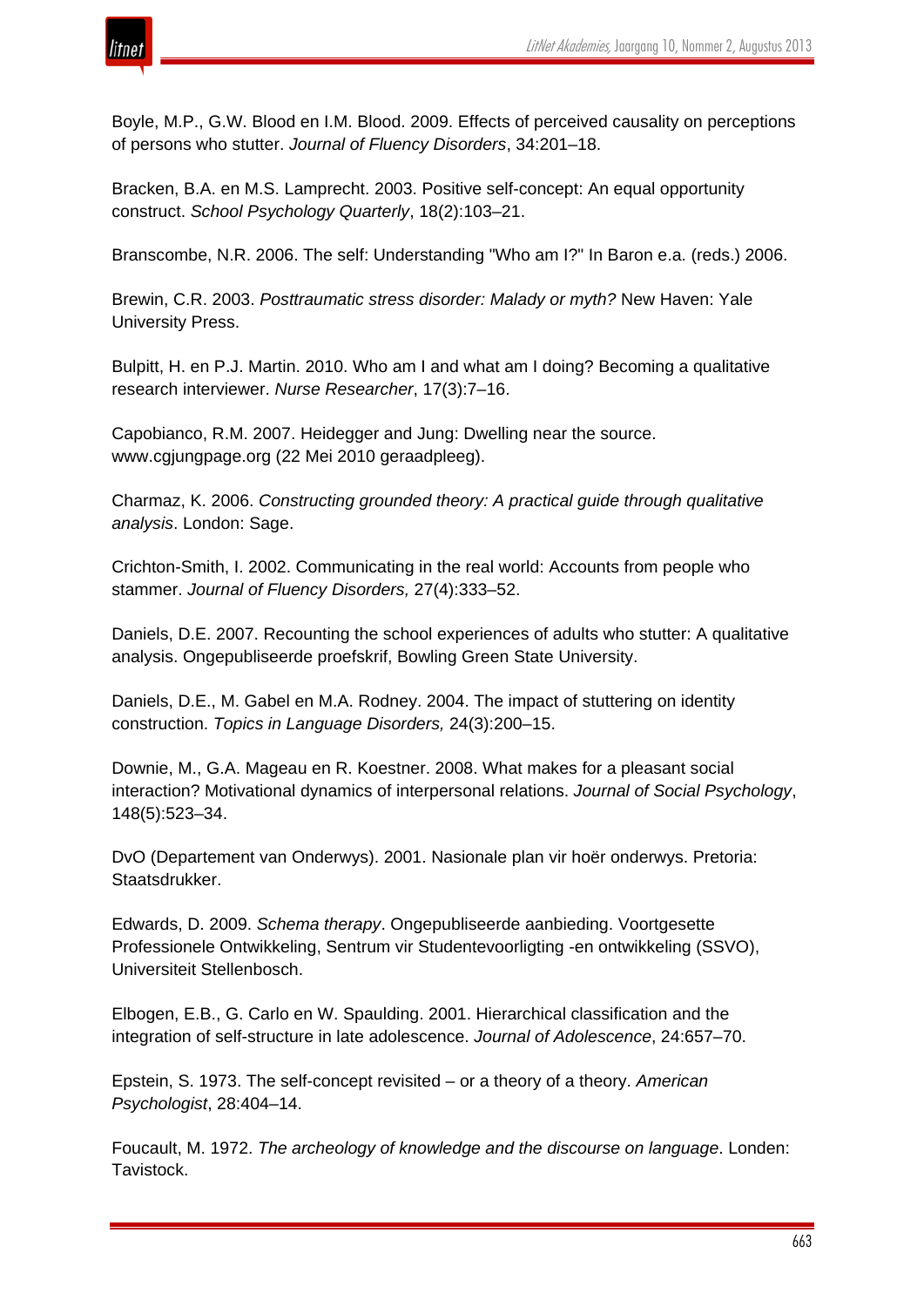Boyle, M.P., G.W. Blood en I.M. Blood. 2009. Effects of perceived causality on perceptions of persons who stutter. *Journal of Fluency Disorders*, 34:201–18.

Bracken, B.A. en M.S. Lamprecht. 2003. Positive self-concept: An equal opportunity construct. *School Psychology Quarterly*, 18(2):103–21.

Branscombe, N.R. 2006. The self: Understanding "Who am I?" In Baron e.a. (reds.) 2006.

Brewin, C.R. 2003. *Posttraumatic stress disorder: Malady or myth?* New Haven: Yale University Press.

Bulpitt, H. en P.J. Martin. 2010. Who am I and what am I doing? Becoming a qualitative research interviewer. *Nurse Researcher*, 17(3):7–16.

Capobianco, R.M. 2007. Heidegger and Jung: Dwelling near the source. www.cgjungpage.org (22 Mei 2010 geraadpleeg).

Charmaz, K. 2006. *Constructing grounded theory: A practical guide through qualitative analysis*. London: Sage.

Crichton-Smith, I. 2002. Communicating in the real world: Accounts from people who stammer. *Journal of Fluency Disorders,* 27(4):333–52.

Daniels, D.E. 2007. Recounting the school experiences of adults who stutter: A qualitative analysis. Ongepubliseerde proefskrif, Bowling Green State University.

Daniels, D.E., M. Gabel en M.A. Rodney. 2004. The impact of stuttering on identity construction. *Topics in Language Disorders,* 24(3):200–15.

Downie, M., G.A. Mageau en R. Koestner. 2008. What makes for a pleasant social interaction? Motivational dynamics of interpersonal relations. *Journal of Social Psychology*, 148(5):523–34.

DvO (Departement van Onderwys). 2001. Nasionale plan vir hoër onderwys. Pretoria: Staatsdrukker.

Edwards, D. 2009. *Schema therapy*. Ongepubliseerde aanbieding. Voortgesette Professionele Ontwikkeling, Sentrum vir Studentevoorligting -en ontwikkeling (SSVO), Universiteit Stellenbosch.

Elbogen, E.B., G. Carlo en W. Spaulding. 2001. Hierarchical classification and the integration of self-structure in late adolescence. *Journal of Adolescence*, 24:657–70.

Epstein, S. 1973. The self-concept revisited – or a theory of a theory. *American Psychologist*, 28:404–14.

Foucault, M. 1972. *The archeology of knowledge and the discourse on language*. Londen: Tavistock.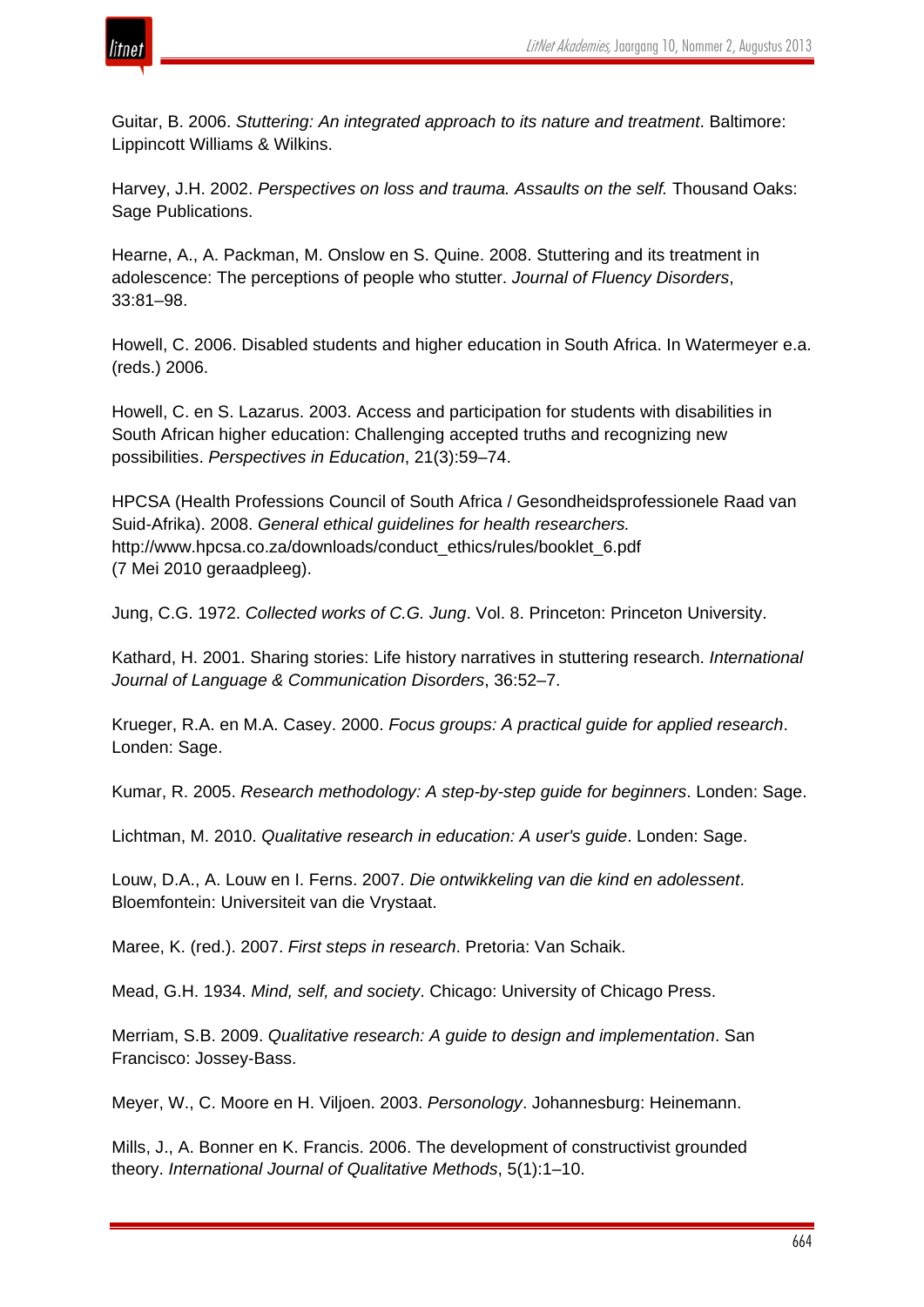Guitar, B. 2006. *Stuttering: An integrated approach to its nature and treatment*. Baltimore: Lippincott Williams & Wilkins.

Harvey, J.H. 2002. *Perspectives on loss and trauma. Assaults on the self.* Thousand Oaks: Sage Publications.

Hearne, A., A. Packman, M. Onslow en S. Quine. 2008. Stuttering and its treatment in adolescence: The perceptions of people who stutter. *Journal of Fluency Disorders*, 33:81–98.

Howell, C. 2006. Disabled students and higher education in South Africa. In Watermeyer e.a. (reds.) 2006.

Howell, C. en S. Lazarus. 2003. Access and participation for students with disabilities in South African higher education: Challenging accepted truths and recognizing new possibilities. *Perspectives in Education*, 21(3):59–74.

HPCSA (Health Professions Council of South Africa / Gesondheidsprofessionele Raad van Suid-Afrika). 2008. *General ethical guidelines for health researchers.* http://www.hpcsa.co.za/downloads/conduct_ethics/rules/booklet_6.pdf (7 Mei 2010 geraadpleeg).

Jung, C.G. 1972. *Collected works of C.G. Jung*. Vol. 8. Princeton: Princeton University.

Kathard, H. 2001. Sharing stories: Life history narratives in stuttering research. *International Journal of Language & Communication Disorders*, 36:52–7.

Krueger, R.A. en M.A. Casey. 2000. *Focus groups: A practical guide for applied research*. Londen: Sage.

Kumar, R. 2005. *Research methodology: A step-by-step guide for beginners*. Londen: Sage.

Lichtman, M. 2010. *Qualitative research in education: A user's guide*. Londen: Sage.

Louw, D.A., A. Louw en I. Ferns. 2007. *Die ontwikkeling van die kind en adolessent*. Bloemfontein: Universiteit van die Vrystaat.

Maree, K. (red.). 2007. *First steps in research*. Pretoria: Van Schaik.

Mead, G.H. 1934. *Mind, self, and society*. Chicago: University of Chicago Press.

Merriam, S.B. 2009. *Qualitative research: A guide to design and implementation*. San Francisco: Jossey-Bass.

Meyer, W., C. Moore en H. Viljoen. 2003. *Personology*. Johannesburg: Heinemann.

Mills, J., A. Bonner en K. Francis. 2006. The development of constructivist grounded theory. *International Journal of Qualitative Methods*, 5(1):1–10.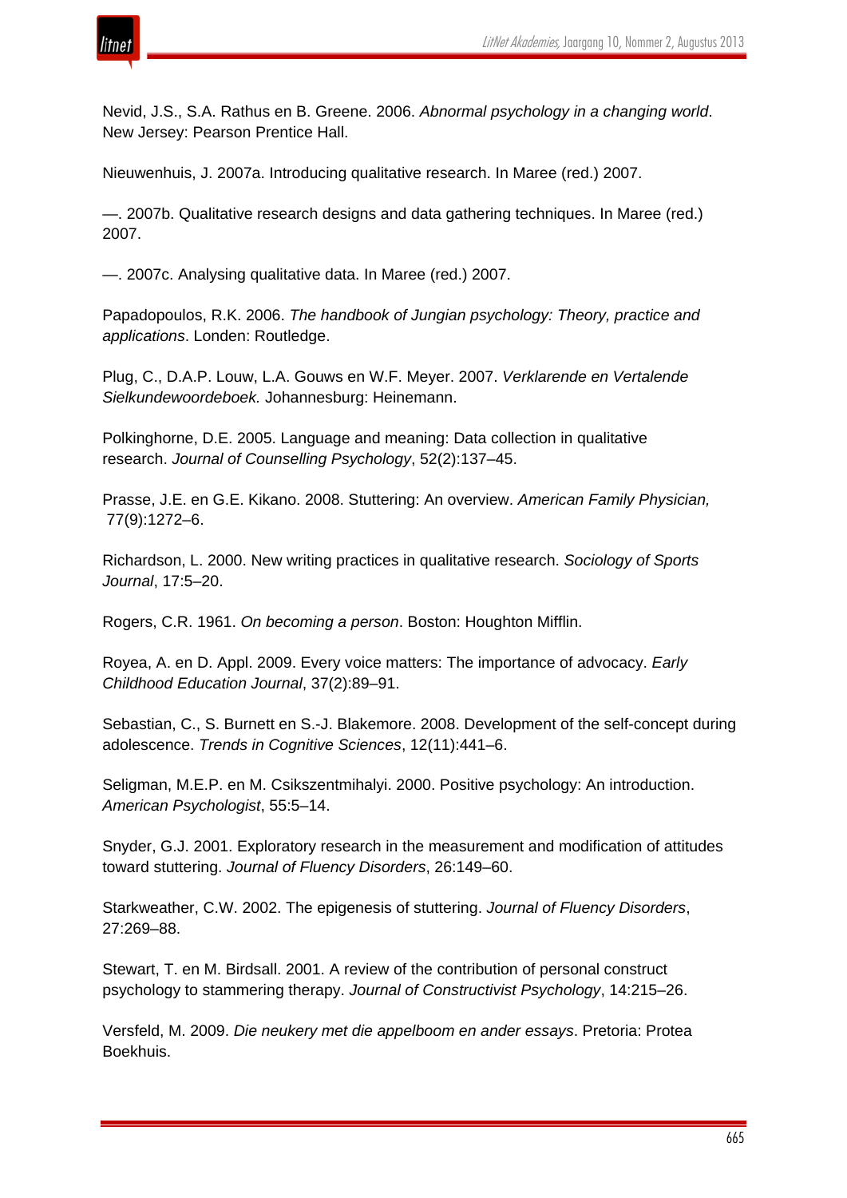Nevid, J.S., S.A. Rathus en B. Greene. 2006. *Abnormal psychology in a changing world*. New Jersey: Pearson Prentice Hall.

Nieuwenhuis, J. 2007a. Introducing qualitative research. In Maree (red.) 2007.

—. 2007b. Qualitative research designs and data gathering techniques. In Maree (red.) 2007.

—. 2007c. Analysing qualitative data. In Maree (red.) 2007.

Papadopoulos, R.K. 2006. *The handbook of Jungian psychology: Theory, practice and applications*. Londen: Routledge.

Plug, C., D.A.P. Louw, L.A. Gouws en W.F. Meyer. 2007. *Verklarende en Vertalende Sielkundewoordeboek.* Johannesburg: Heinemann.

Polkinghorne, D.E. 2005. Language and meaning: Data collection in qualitative research. *Journal of Counselling Psychology*, 52(2):137–45.

Prasse, J.E. en G.E. Kikano. 2008. Stuttering: An overview. *American Family Physician,* 77(9):1272–6.

Richardson, L. 2000. New writing practices in qualitative research. *Sociology of Sports Journal*, 17:5–20.

Rogers, C.R. 1961. *On becoming a person*. Boston: Houghton Mifflin.

Royea, A. en D. Appl. 2009. Every voice matters: The importance of advocacy. *Early Childhood Education Journal*, 37(2):89–91.

Sebastian, C., S. Burnett en S.-J. Blakemore. 2008. Development of the self-concept during adolescence. *Trends in Cognitive Sciences*, 12(11):441–6.

Seligman, M.E.P. en M. Csikszentmihalyi. 2000. Positive psychology: An introduction. *American Psychologist*, 55:5–14.

Snyder, G.J. 2001. Exploratory research in the measurement and modification of attitudes toward stuttering. *Journal of Fluency Disorders*, 26:149–60.

Starkweather, C.W. 2002. The epigenesis of stuttering. *Journal of Fluency Disorders*, 27:269–88.

Stewart, T. en M. Birdsall. 2001. A review of the contribution of personal construct psychology to stammering therapy. *Journal of Constructivist Psychology*, 14:215–26.

Versfeld, M. 2009. *Die neukery met die appelboom en ander essays*. Pretoria: Protea Boekhuis.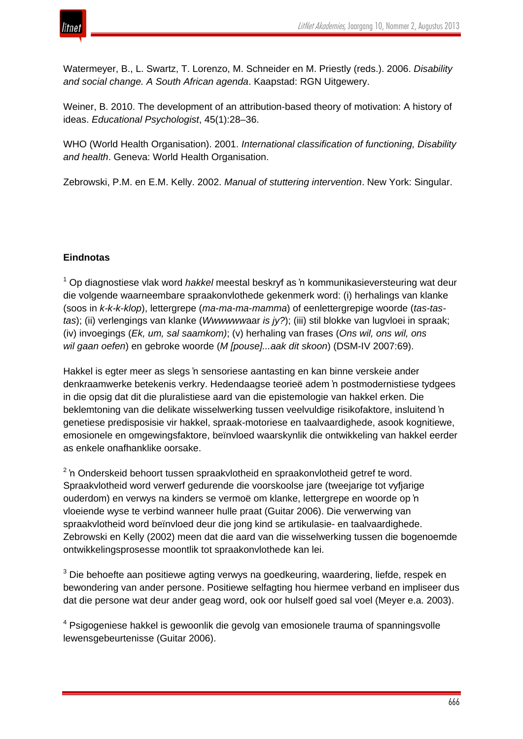Watermeyer, B., L. Swartz, T. Lorenzo, M. Schneider en M. Priestly (reds.). 2006. *Disability and social change. A South African agenda*. Kaapstad: RGN Uitgewery.

Weiner, B. 2010. The development of an attribution-based theory of motivation: A history of ideas. *Educational Psychologist*, 45(1):28–36.

WHO (World Health Organisation). 2001. *International classification of functioning, Disability and health*. Geneva: World Health Organisation.

Zebrowski, P.M. en E.M. Kelly. 2002. *Manual of stuttering intervention*. New York: Singular.

**Eindnotas**

[1] Op diagnostiese vlak word *hakkel* meestal beskryf as ŉ kommunikasieversteuring wat deur die volgende waarneembare spraakonvlothede gekenmerk word: (i) herhalings van klanke (soos in *k-k-k-klop*), lettergrepe (*ma-ma-ma-mamma*) of eenlettergrepige woorde (*tas-tas-tas*); (ii) verlengings van klanke (*Wwwwww*aar *is jy?*); (iii) stil blokke van lugvloei in spraak; (iv) invoegings (*Ek, um, sal saamkom)*; (v) herhaling van frases (*Ons wil, ons wil, ons wil gaan oefen*) en gebroke woorde (*M [pouse]...aak dit skoon*) (DSM-IV 2007:69).

Hakkel is egter meer as slegs ŉ sensoriese aantasting en kan binne verskeie ander denkraamwerke betekenis verkry. Hedendaagse teorieë adem ŉ postmodernistiese tydgees in die opsig dat dit die pluralistiese aard van die epistemologie van hakkel erken. Die beklemtoning van die delikate wisselwerking tussen veelvuldige risikofaktore, insluitend ŉ genetiese predisposisie vir hakkel, spraak-motoriese en taalvaardighede, asook kognitiewe, emosionele en omgewingsfaktore, beïnvloed waarskynlik die ontwikkeling van hakkel eerder as enkele onafhanklike oorsake.

[2] ŉ Onderskeid behoort tussen spraakvlotheid en spraakonvlotheid getref te word. Spraakvlotheid word verwerf gedurende die voorskoolse jare (tweejarige tot vyfjarige ouderdom) en verwys na kinders se vermoë om klanke, lettergrepe en woorde op ŉ vloeiende wyse te verbind wanneer hulle praat (Guitar 2006). Die verwerwing van spraakvlotheid word beïnvloed deur die jong kind se artikulasie- en taalvaardighede. Zebrowski en Kelly (2002) meen dat die aard van die wisselwerking tussen die bogenoemde ontwikkelingsprosesse moontlik tot spraakonvlothede kan lei.

[3] Die behoefte aan positiewe agting verwys na goedkeuring, waardering, liefde, respek en bewondering van ander persone. Positiewe selfagting hou hiermee verband en impliseer dus dat die persone wat deur ander geag word, ook oor hulself goed sal voel (Meyer e.a. 2003).

[4] Psigogeniese hakkel is gewoonlik die gevolg van emosionele trauma of spanningsvolle lewensgebeurtenisse (Guitar 2006).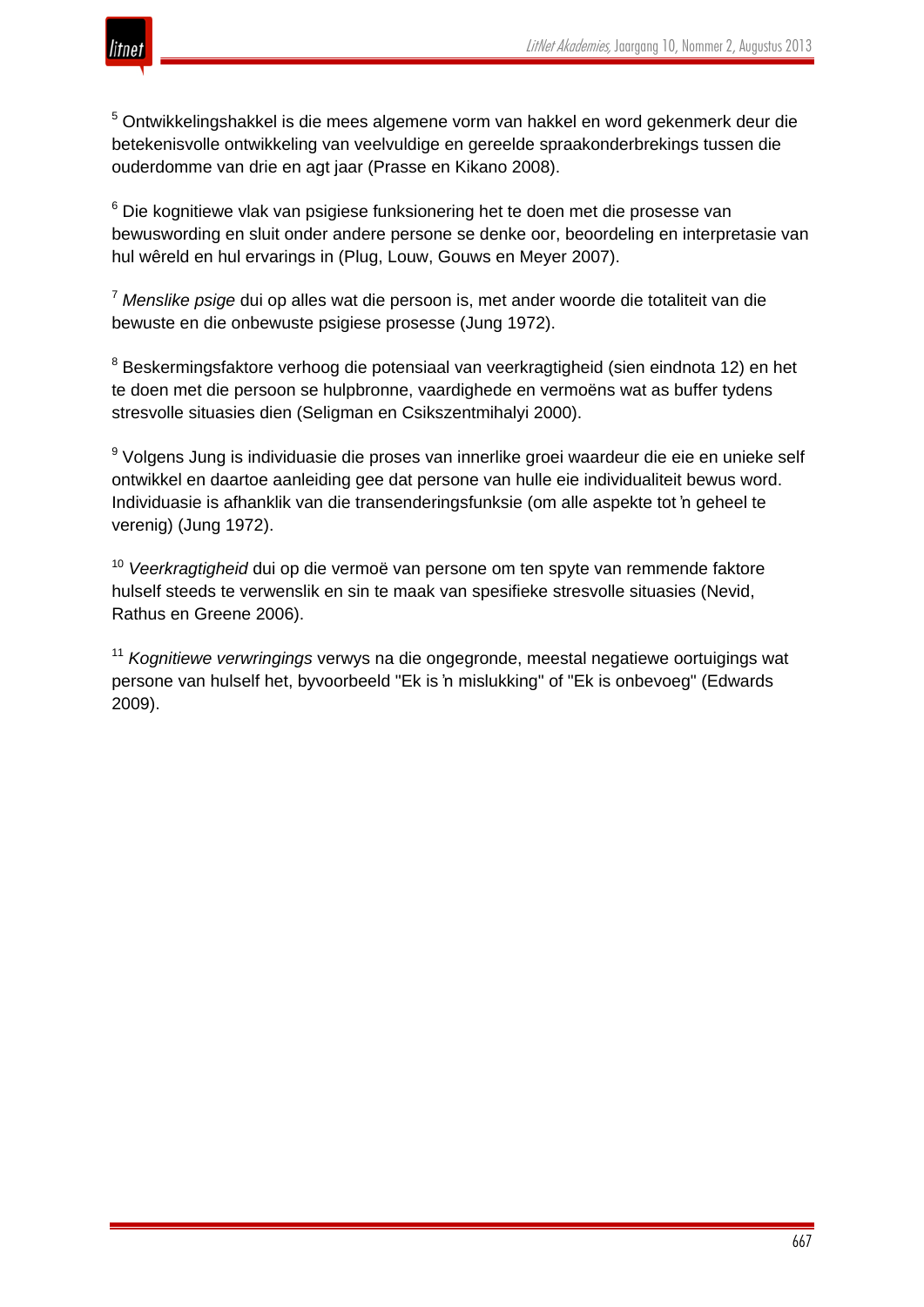[5] Ontwikkelingshakkel is die mees algemene vorm van hakkel en word gekenmerk deur die betekenisvolle ontwikkeling van veelvuldige en gereelde spraakonderbrekings tussen die ouderdomme van drie en agt jaar (Prasse en Kikano 2008).

[6] Die kognitiewe vlak van psigiese funksionering het te doen met die prosesse van bewuswording en sluit onder andere persone se denke oor, beoordeling en interpretasie van hul wêreld en hul ervarings in (Plug, Louw, Gouws en Meyer 2007).

[7] *Menslike psige* dui op alles wat die persoon is, met ander woorde die totaliteit van die bewuste en die onbewuste psigiese prosesse (Jung 1972).

[8] Beskermingsfaktore verhoog die potensiaal van veerkragtigheid (sien eindnota 12) en het te doen met die persoon se hulpbronne, vaardighede en vermoëns wat as buffer tydens stresvolle situasies dien (Seligman en Csikszentmihalyi 2000).

[9] Volgens Jung is individuasie die proses van innerlike groei waardeur die eie en unieke self ontwikkel en daartoe aanleiding gee dat persone van hulle eie individualiteit bewus word. Individuasie is afhanklik van die transenderingsfunksie (om alle aspekte tot ’n geheel te verenig) (Jung 1972).

[10] *Veerkragtigheid* dui op die vermoë van persone om ten spyte van remmende faktore hulself steeds te verwenslik en sin te maak van spesifieke stresvolle situasies (Nevid, Rathus en Greene 2006).

[11] *Kognitiewe verwringings* verwys na die ongegronde, meestal negatiewe oortuigings wat persone van hulself het, byvoorbeeld "Ek is ’n mislukking" of "Ek is onbevoeg" (Edwards 2009).